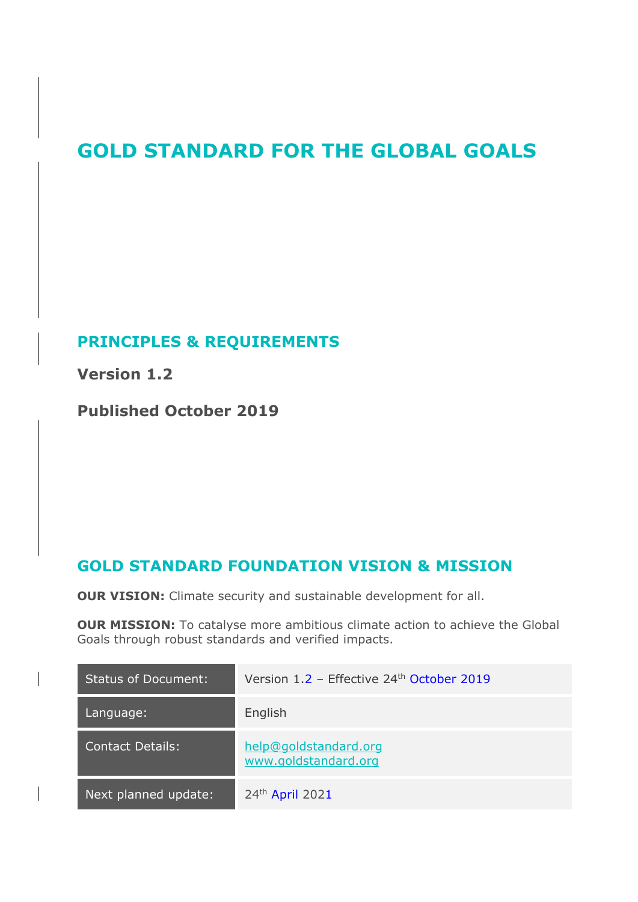# GOLD STANDARD FOR THE GLOBAL GOALS

## PRINCIPLES & REQUIREMENTS

**Version 1.2**

**Published October 2019**

## GOLD STANDARD FOUNDATION VISION & MISSION

**OUR VISION:** Climate security and sustainable development for all.

**OUR MISSION:** To catalyse more ambitious climate action to achieve the Global Goals through robust standards and verified impacts.

| | |
|---|---|
| Status of Document: | Version 1.2 – Effective 24th October 2019 |
| Language: | English |
| Contact Details: | help@goldstandard.org<br>www.goldstandard.org |
| Next planned update: | 24th April 2021 |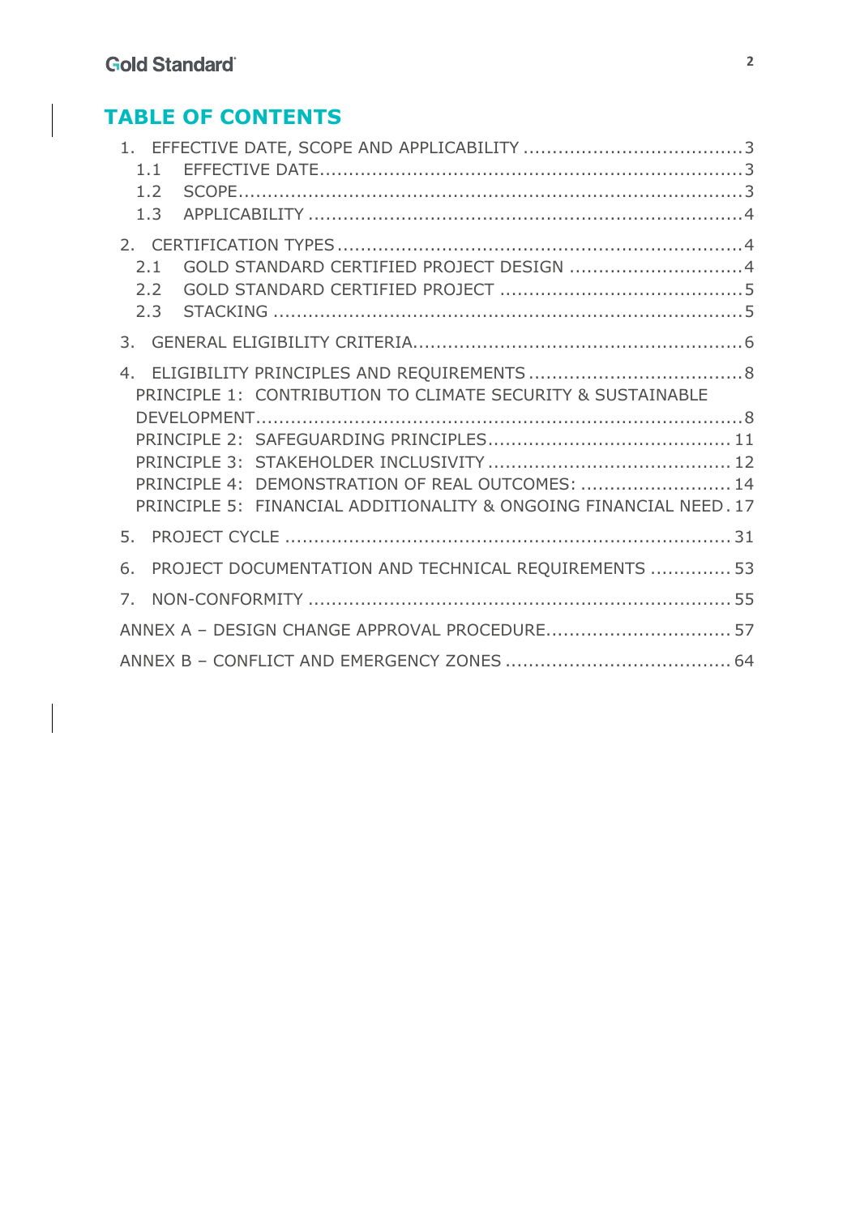# TABLE OF CONTENTS

1. EFFECTIVE DATE, SCOPE AND APPLICABILITY ..................................... 3
   - 1.1 EFFECTIVE DATE ..................................... 3
   - 1.2 SCOPE ..................................... 3
   - 1.3 APPLICABILITY ..................................... 4
2. CERTIFICATION TYPES ..................................... 4
   - 2.1 GOLD STANDARD CERTIFIED PROJECT DESIGN ..................................... 4
   - 2.2 GOLD STANDARD CERTIFIED PROJECT ..................................... 5
   - 2.3 STACKING ..................................... 5
3. GENERAL ELIGIBILITY CRITERIA ..................................... 6
4. ELIGIBILITY PRINCIPLES AND REQUIREMENTS ..................................... 8
   - PRINCIPLE 1: CONTRIBUTION TO CLIMATE SECURITY & SUSTAINABLE DEVELOPMENT ..................................... 8
   - PRINCIPLE 2: SAFEGUARDING PRINCIPLES ..................................... 11
   - PRINCIPLE 3: STAKEHOLDER INCLUSIVITY ..................................... 12
   - PRINCIPLE 4: DEMONSTRATION OF REAL OUTCOMES: ..................................... 14
   - PRINCIPLE 5: FINANCIAL ADDITIONALITY & ONGOING FINANCIAL NEED . 17
5. PROJECT CYCLE ..................................... 31
6. PROJECT DOCUMENTATION AND TECHNICAL REQUIREMENTS ..................................... 53
7. NON-CONFORMITY ..................................... 55

ANNEX A – DESIGN CHANGE APPROVAL PROCEDURE ..................................... 57

ANNEX B – CONFLICT AND EMERGENCY ZONES ..................................... 64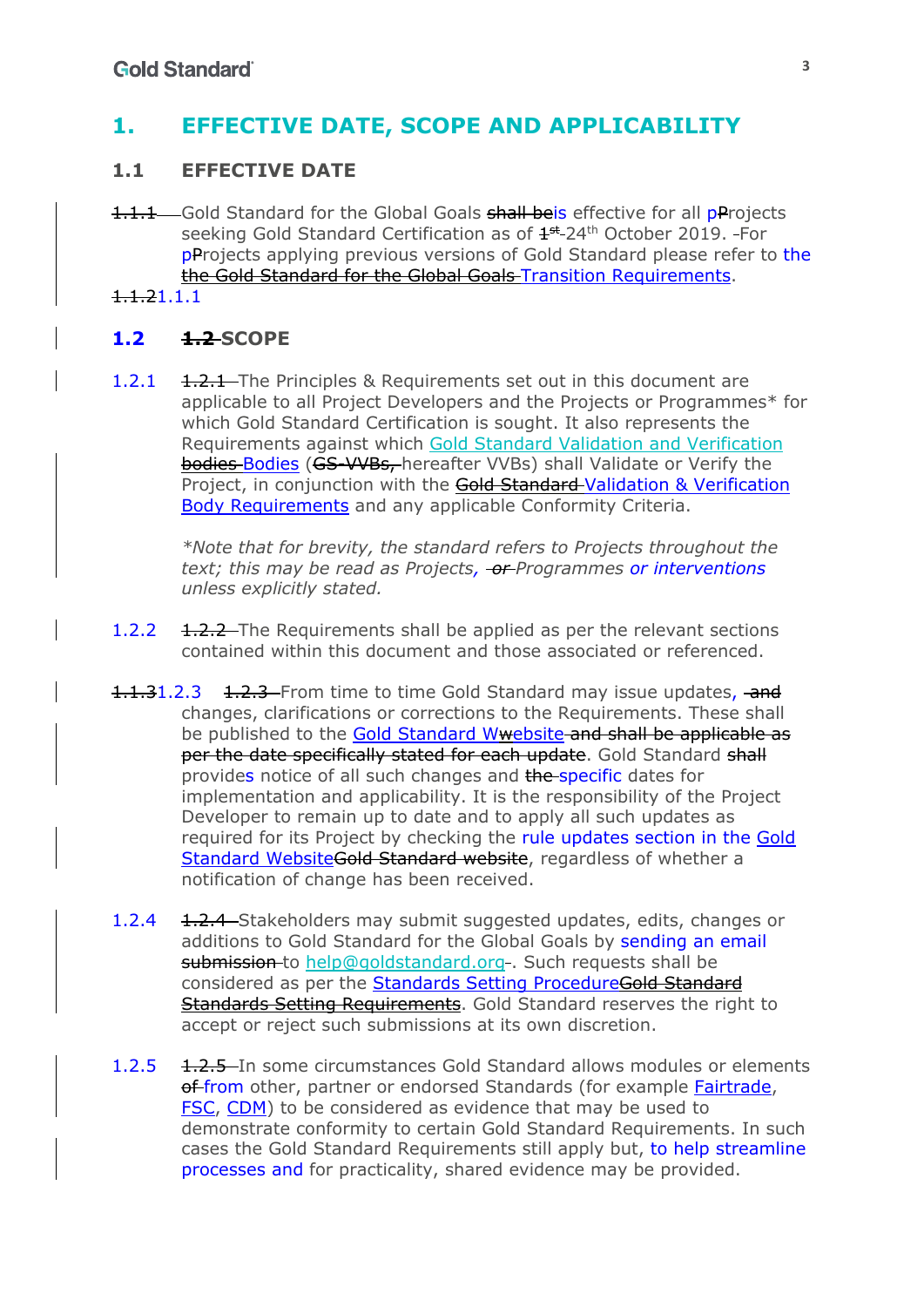# 1. EFFECTIVE DATE, SCOPE AND APPLICABILITY

## 1.1 EFFECTIVE DATE

~~1.1.1~~ Gold Standard for the Global Goals ~~shall be~~is effective for all p~~P~~rojects seeking Gold Standard Certification as of ~~1st~~ 24th October 2019. For p~~P~~rojects applying previous versions of Gold Standard please refer to the ~~the Gold Standard for the Global Goals~~ Transition Requirements.

~~1.1.2~~1.1.1

## 1.2 ~~1.2~~ SCOPE

1.2.1 ~~1.2.1~~ The Principles & Requirements set out in this document are applicable to all Project Developers and the Projects or Programmes* for which Gold Standard Certification is sought. It also represents the Requirements against which Gold Standard Validation and Verification ~~bodies~~ Bodies (~~GS-VVBs,~~ hereafter VVBs) shall Validate or Verify the Project, in conjunction with the ~~Gold Standard~~ Validation & Verification Body Requirements and any applicable Conformity Criteria.

*\*Note that for brevity, the standard refers to Projects throughout the text; this may be read as Projects, ~~or~~ Programmes or interventions unless explicitly stated.*

1.2.2 ~~1.2.2~~ The Requirements shall be applied as per the relevant sections contained within this document and those associated or referenced.

~~1.1.3~~1.2.3 ~~1.2.3~~ From time to time Gold Standard may issue updates, ~~and~~ changes, clarifications or corrections to the Requirements. These shall be published to the Gold Standard W~~w~~ebsite ~~and shall be applicable as per the date specifically stated for each update~~. Gold Standard ~~shall~~ provides notice of all such changes and ~~the~~ specific dates for implementation and applicability. It is the responsibility of the Project Developer to remain up to date and to apply all such updates as required for its Project by checking the rule updates section in the Gold Standard Website~~Gold Standard website~~, regardless of whether a notification of change has been received.

1.2.4 ~~1.2.4~~ Stakeholders may submit suggested updates, edits, changes or additions to Gold Standard for the Global Goals by sending an email ~~submission~~ to help@goldstandard.org. Such requests shall be considered as per the Standards Setting Procedure~~Gold Standard Standards Setting Requirements~~. Gold Standard reserves the right to accept or reject such submissions at its own discretion.

1.2.5 ~~1.2.5~~ In some circumstances Gold Standard allows modules or elements ~~of~~ from other, partner or endorsed Standards (for example Fairtrade, FSC, CDM) to be considered as evidence that may be used to demonstrate conformity to certain Gold Standard Requirements. In such cases the Gold Standard Requirements still apply but, to help streamline processes and for practicality, shared evidence may be provided.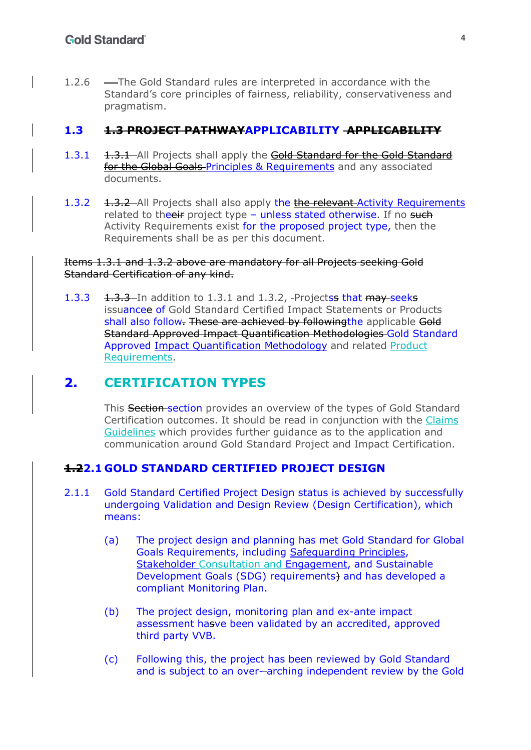1.2.6 The Gold Standard rules are interpreted in accordance with the Standard's core principles of fairness, reliability, conservativeness and pragmatism.

## 1.3 APPLICABILITY

1.3.1 All Projects shall apply the Principles & Requirements and any associated documents.

1.3.2 All Projects shall also apply the Activity Requirements related to the project type – unless stated otherwise. If no Activity Requirements exist for the proposed project type, then the Requirements shall be as per this document.

1.3.3 In addition to 1.3.1 and 1.3.2, Projects that seeks issuance of Gold Standard Certified Impact Statements or Products shall also follow the applicable Gold Standard Approved Impact Quantification Methodology and related Product Requirements.

# 2. CERTIFICATION TYPES

This section provides an overview of the types of Gold Standard Certification outcomes. It should be read in conjunction with the Claims Guidelines which provides further guidance as to the application and communication around Gold Standard Project and Impact Certification.

## 2.1 GOLD STANDARD CERTIFIED PROJECT DESIGN

2.1.1 Gold Standard Certified Project Design status is achieved by successfully undergoing Validation and Design Review (Design Certification), which means:

(a) The project design and planning has met Gold Standard for Global Goals Requirements, including Safeguarding Principles, Stakeholder Consultation and Engagement, and Sustainable Development Goals (SDG) requirements and has developed a compliant Monitoring Plan.

(b) The project design, monitoring plan and ex-ante impact assessment have been validated by an accredited, approved third party VVB.

(c) Following this, the project has been reviewed by Gold Standard and is subject to an over-arching independent review by the Gold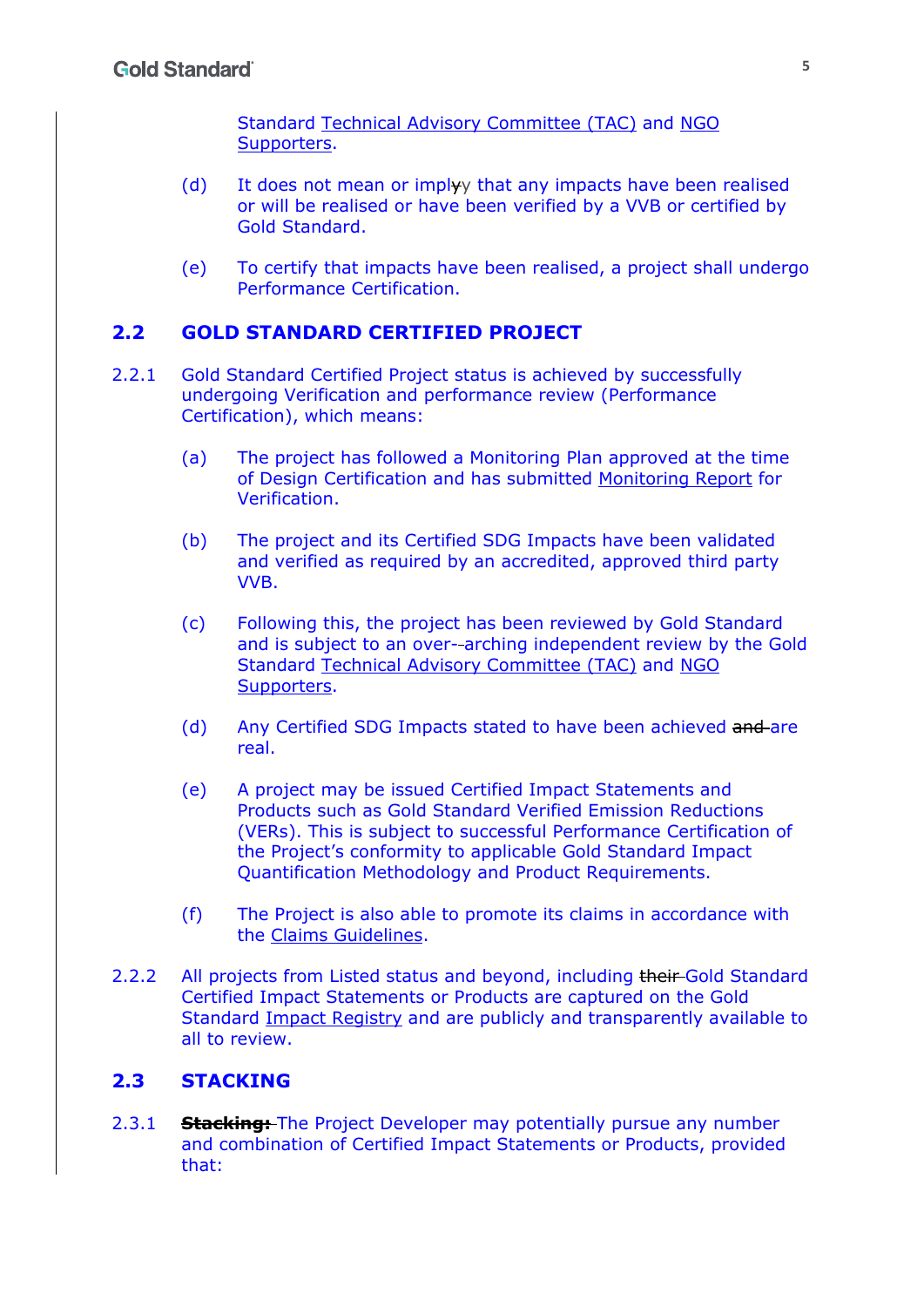Standard Technical Advisory Committee (TAC) and NGO Supporters.

(d) It does not mean or implyy that any impacts have been realised or will be realised or have been verified by a VVB or certified by Gold Standard.

(e) To certify that impacts have been realised, a project shall undergo Performance Certification.

## 2.2 GOLD STANDARD CERTIFIED PROJECT

2.2.1 Gold Standard Certified Project status is achieved by successfully undergoing Verification and performance review (Performance Certification), which means:

(a) The project has followed a Monitoring Plan approved at the time of Design Certification and has submitted Monitoring Report for Verification.

(b) The project and its Certified SDG Impacts have been validated and verified as required by an accredited, approved third party VVB.

(c) Following this, the project has been reviewed by Gold Standard and is subject to an over--arching independent review by the Gold Standard Technical Advisory Committee (TAC) and NGO Supporters.

(d) Any Certified SDG Impacts stated to have been achieved ~~and~~ are real.

(e) A project may be issued Certified Impact Statements and Products such as Gold Standard Verified Emission Reductions (VERs). This is subject to successful Performance Certification of the Project's conformity to applicable Gold Standard Impact Quantification Methodology and Product Requirements.

(f) The Project is also able to promote its claims in accordance with the Claims Guidelines.

2.2.2 All projects from Listed status and beyond, including ~~their~~ Gold Standard Certified Impact Statements or Products are captured on the Gold Standard Impact Registry and are publicly and transparently available to all to review.

## 2.3 STACKING

2.3.1 ~~**Stacking:**~~ The Project Developer may potentially pursue any number and combination of Certified Impact Statements or Products, provided that: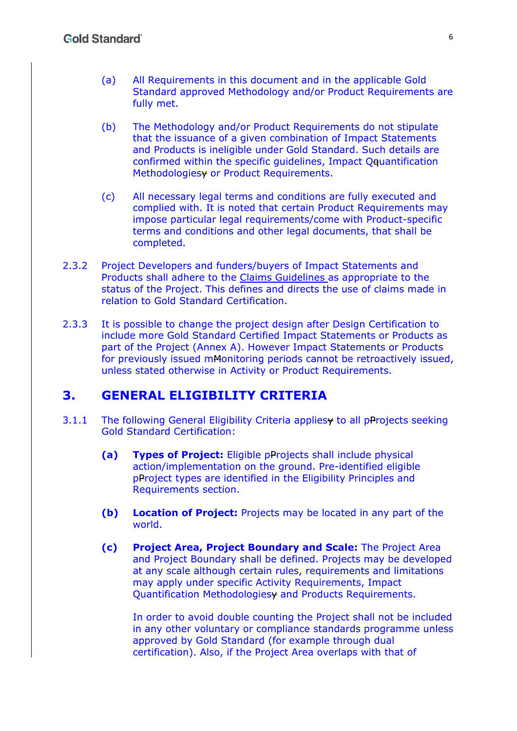(a) All Requirements in this document and in the applicable Gold Standard approved Methodology and/or Product Requirements are fully met.

(b) The Methodology and/or Product Requirements do not stipulate that the issuance of a given combination of Impact Statements and Products is ineligible under Gold Standard. Such details are confirmed within the specific guidelines, Impact Q~~q~~uantification Methodologies~~y~~ or Product Requirements.

(c) All necessary legal terms and conditions are fully executed and complied with. It is noted that certain Product Requirements may impose particular legal requirements/come with Product-specific terms and conditions and other legal documents, that shall be completed.

2.3.2 Project Developers and funders/buyers of Impact Statements and Products shall adhere to the Claims Guidelines as appropriate to the status of the Project. This defines and directs the use of claims made in relation to Gold Standard Certification.

2.3.3 It is possible to change the project design after Design Certification to include more Gold Standard Certified Impact Statements or Products as part of the Project (Annex A). However Impact Statements or Products for previously issued m~~M~~onitoring periods cannot be retroactively issued, unless stated otherwise in Activity or Product Requirements.

# 3. GENERAL ELIGIBILITY CRITERIA

3.1.1 The following General Eligibility Criteria applies~~y~~ to all p~~P~~rojects seeking Gold Standard Certification:

**(a) Types of Project:** Eligible p~~P~~rojects shall include physical action/implementation on the ground. Pre-identified eligible p~~P~~roject types are identified in the Eligibility Principles and Requirements section.

**(b) Location of Project:** Projects may be located in any part of the world.

**(c) Project Area, Project Boundary and Scale:** The Project Area and Project Boundary shall be defined. Projects may be developed at any scale although certain rules, requirements and limitations may apply under specific Activity Requirements, Impact Quantification Methodologies~~y~~ and Products Requirements.

In order to avoid double counting the Project shall not be included in any other voluntary or compliance standards programme unless approved by Gold Standard (for example through dual certification). Also, if the Project Area overlaps with that of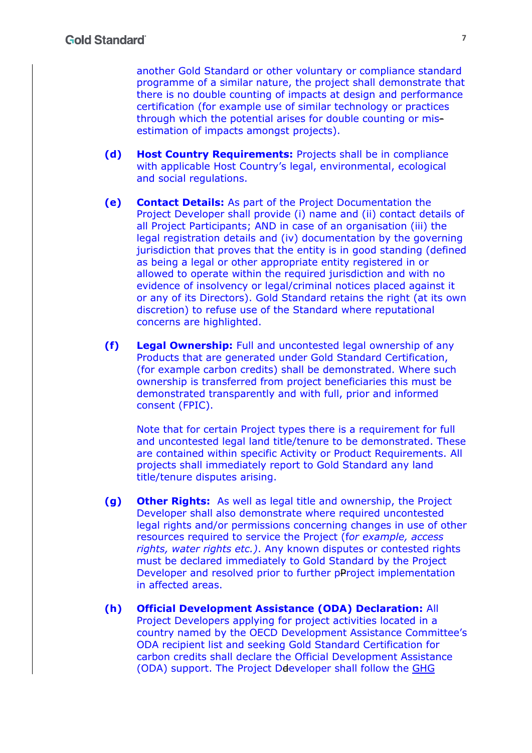another Gold Standard or other voluntary or compliance standard programme of a similar nature, the project shall demonstrate that there is no double counting of impacts at design and performance certification (for example use of similar technology or practices through which the potential arises for double counting or mis-estimation of impacts amongst projects).

**(d)** **Host Country Requirements:** Projects shall be in compliance with applicable Host Country's legal, environmental, ecological and social regulations.

**(e)** **Contact Details:** As part of the Project Documentation the Project Developer shall provide (i) name and (ii) contact details of all Project Participants; AND in case of an organisation (iii) the legal registration details and (iv) documentation by the governing jurisdiction that proves that the entity is in good standing (defined as being a legal or other appropriate entity registered in or allowed to operate within the required jurisdiction and with no evidence of insolvency or legal/criminal notices placed against it or any of its Directors). Gold Standard retains the right (at its own discretion) to refuse use of the Standard where reputational concerns are highlighted.

**(f)** **Legal Ownership:** Full and uncontested legal ownership of any Products that are generated under Gold Standard Certification, (for example carbon credits) shall be demonstrated. Where such ownership is transferred from project beneficiaries this must be demonstrated transparently and with full, prior and informed consent (FPIC).

Note that for certain Project types there is a requirement for full and uncontested legal land title/tenure to be demonstrated. These are contained within specific Activity or Product Requirements. All projects shall immediately report to Gold Standard any land title/tenure disputes arising.

**(g)** **Other Rights:** As well as legal title and ownership, the Project Developer shall also demonstrate where required uncontested legal rights and/or permissions concerning changes in use of other resources required to service the Project (f*or example, access rights, water rights etc.)*. Any known disputes or contested rights must be declared immediately to Gold Standard by the Project Developer and resolved prior to further project implementation in affected areas.

**(h)** **Official Development Assistance (ODA) Declaration:** All Project Developers applying for project activities located in a country named by the OECD Development Assistance Committee's ODA recipient list and seeking Gold Standard Certification for carbon credits shall declare the Official Development Assistance (ODA) support. The Project Developer shall follow the GHG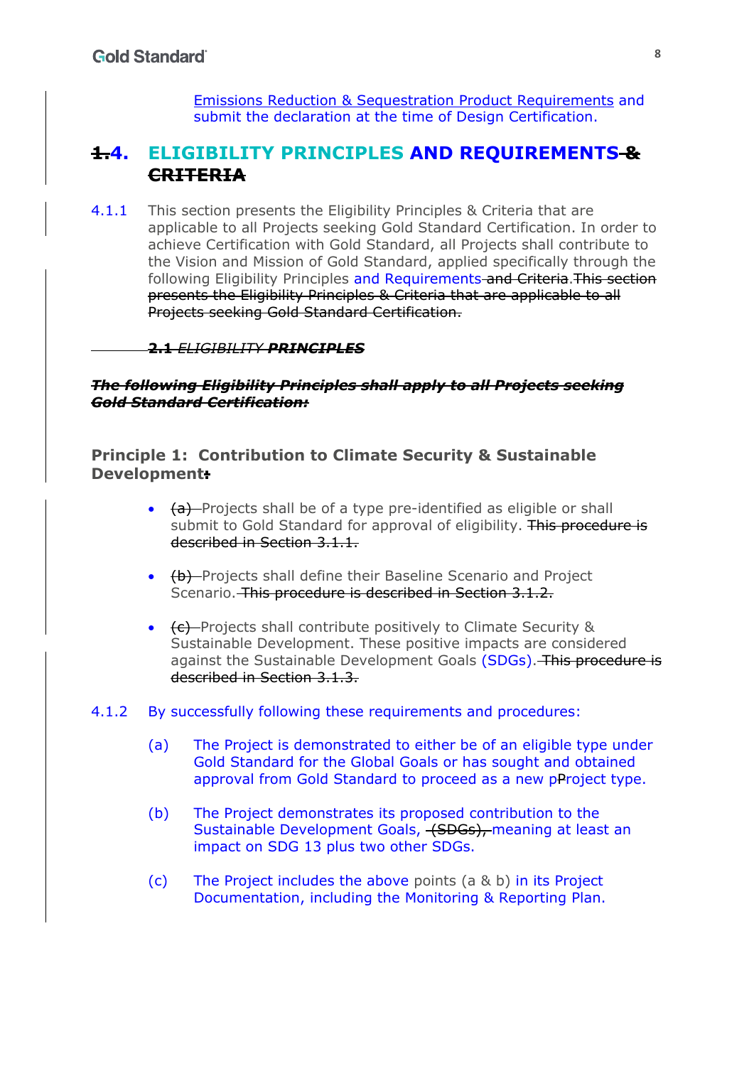Emissions Reduction & Sequestration Product Requirements and submit the declaration at the time of Design Certification.

# ~~1.~~4. ELIGIBILITY PRINCIPLES AND REQUIREMENTS ~~& CRITERIA~~

4.1.1 This section presents the Eligibility Principles & Criteria that are applicable to all Projects seeking Gold Standard Certification. In order to achieve Certification with Gold Standard, all Projects shall contribute to the Vision and Mission of Gold Standard, applied specifically through the following Eligibility Principles and Requirements ~~and Criteria~~. ~~This section presents the Eligibility Principles & Criteria that are applicable to all Projects seeking Gold Standard Certification.~~

~~**2.1** *ELIGIBILITY* ***PRINCIPLES***~~

~~***The following Eligibility Principles shall apply to all Projects seeking Gold Standard Certification:***~~

### Principle 1: Contribution to Climate Security & Sustainable Development~~:~~

- ~~(a)~~ Projects shall be of a type pre-identified as eligible or shall submit to Gold Standard for approval of eligibility. ~~This procedure is described in Section 3.1.1.~~
- ~~(b)~~ Projects shall define their Baseline Scenario and Project Scenario. ~~This procedure is described in Section 3.1.2.~~
- ~~(c)~~ Projects shall contribute positively to Climate Security & Sustainable Development. These positive impacts are considered against the Sustainable Development Goals (SDGs). ~~This procedure is described in Section 3.1.3.~~

4.1.2 By successfully following these requirements and procedures:

(a) The Project is demonstrated to either be of an eligible type under Gold Standard for the Global Goals or has sought and obtained approval from Gold Standard to proceed as a new p~~P~~roject type.

(b) The Project demonstrates its proposed contribution to the Sustainable Development Goals, ~~(SDGs),~~ meaning at least an impact on SDG 13 plus two other SDGs.

(c) The Project includes the above points (a & b) in its Project Documentation, including the Monitoring & Reporting Plan.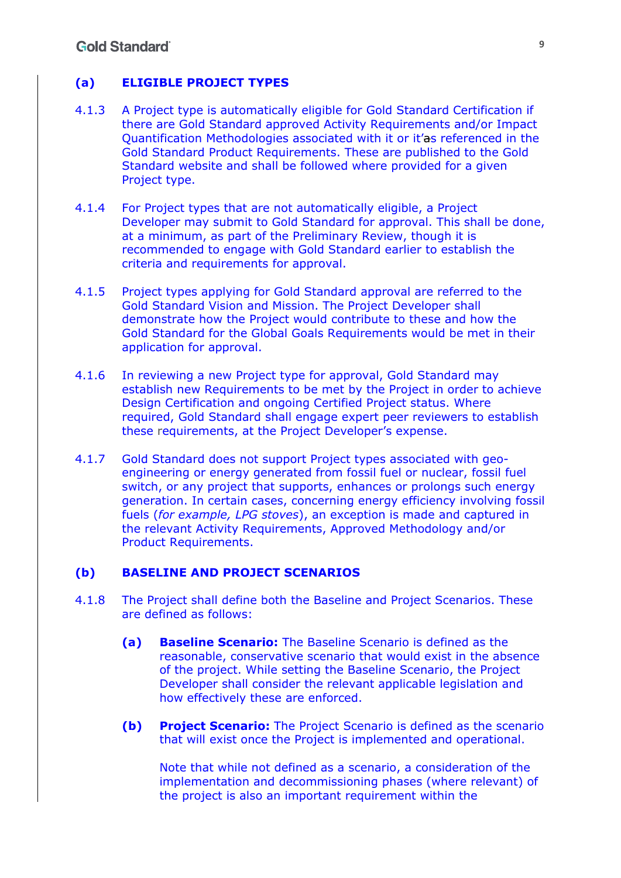### (a) ELIGIBLE PROJECT TYPES

4.1.3 A Project type is automatically eligible for Gold Standard Certification if there are Gold Standard approved Activity Requirements and/or Impact Quantification Methodologies associated with it or it'as referenced in the Gold Standard Product Requirements. These are published to the Gold Standard website and shall be followed where provided for a given Project type.

4.1.4 For Project types that are not automatically eligible, a Project Developer may submit to Gold Standard for approval. This shall be done, at a minimum, as part of the Preliminary Review, though it is recommended to engage with Gold Standard earlier to establish the criteria and requirements for approval.

4.1.5 Project types applying for Gold Standard approval are referred to the Gold Standard Vision and Mission. The Project Developer shall demonstrate how the Project would contribute to these and how the Gold Standard for the Global Goals Requirements would be met in their application for approval.

4.1.6 In reviewing a new Project type for approval, Gold Standard may establish new Requirements to be met by the Project in order to achieve Design Certification and ongoing Certified Project status. Where required, Gold Standard shall engage expert peer reviewers to establish these requirements, at the Project Developer's expense.

4.1.7 Gold Standard does not support Project types associated with geo-engineering or energy generated from fossil fuel or nuclear, fossil fuel switch, or any project that supports, enhances or prolongs such energy generation. In certain cases, concerning energy efficiency involving fossil fuels (*for example, LPG stoves*), an exception is made and captured in the relevant Activity Requirements, Approved Methodology and/or Product Requirements.

### (b) BASELINE AND PROJECT SCENARIOS

4.1.8 The Project shall define both the Baseline and Project Scenarios. These are defined as follows:

**(a)** **Baseline Scenario:** The Baseline Scenario is defined as the reasonable, conservative scenario that would exist in the absence of the project. While setting the Baseline Scenario, the Project Developer shall consider the relevant applicable legislation and how effectively these are enforced.

**(b)** **Project Scenario:** The Project Scenario is defined as the scenario that will exist once the Project is implemented and operational.

Note that while not defined as a scenario, a consideration of the implementation and decommissioning phases (where relevant) of the project is also an important requirement within the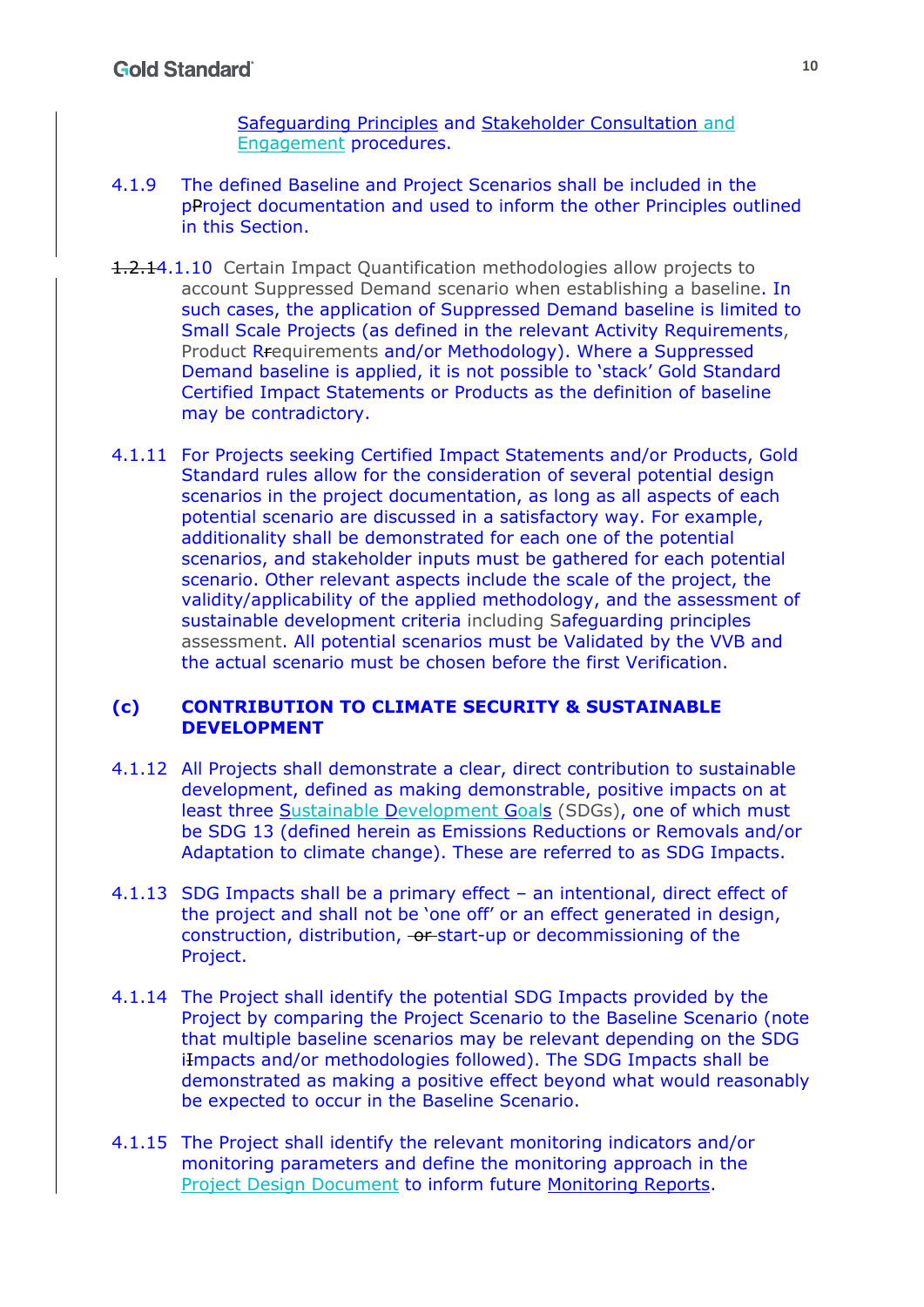Safeguarding Principles and Stakeholder Consultation and Engagement procedures.

4.1.9 The defined Baseline and Project Scenarios shall be included in the project documentation and used to inform the other Principles outlined in this Section.

4.1.10 Certain Impact Quantification methodologies allow projects to account Suppressed Demand scenario when establishing a baseline. In such cases, the application of Suppressed Demand baseline is limited to Small Scale Projects (as defined in the relevant Activity Requirements, Product Requirements and/or Methodology). Where a Suppressed Demand baseline is applied, it is not possible to 'stack' Gold Standard Certified Impact Statements or Products as the definition of baseline may be contradictory.

4.1.11 For Projects seeking Certified Impact Statements and/or Products, Gold Standard rules allow for the consideration of several potential design scenarios in the project documentation, as long as all aspects of each potential scenario are discussed in a satisfactory way. For example, additionality shall be demonstrated for each one of the potential scenarios, and stakeholder inputs must be gathered for each potential scenario. Other relevant aspects include the scale of the project, the validity/applicability of the applied methodology, and the assessment of sustainable development criteria including Safeguarding principles assessment. All potential scenarios must be Validated by the VVB and the actual scenario must be chosen before the first Verification.

## (c) CONTRIBUTION TO CLIMATE SECURITY & SUSTAINABLE DEVELOPMENT

4.1.12 All Projects shall demonstrate a clear, direct contribution to sustainable development, defined as making demonstrable, positive impacts on at least three Sustainable Development Goals (SDGs), one of which must be SDG 13 (defined herein as Emissions Reductions or Removals and/or Adaptation to climate change). These are referred to as SDG Impacts.

4.1.13 SDG Impacts shall be a primary effect – an intentional, direct effect of the project and shall not be 'one off' or an effect generated in design, construction, distribution, start-up or decommissioning of the Project.

4.1.14 The Project shall identify the potential SDG Impacts provided by the Project by comparing the Project Scenario to the Baseline Scenario (note that multiple baseline scenarios may be relevant depending on the SDG impacts and/or methodologies followed). The SDG Impacts shall be demonstrated as making a positive effect beyond what would reasonably be expected to occur in the Baseline Scenario.

4.1.15 The Project shall identify the relevant monitoring indicators and/or monitoring parameters and define the monitoring approach in the Project Design Document to inform future Monitoring Reports.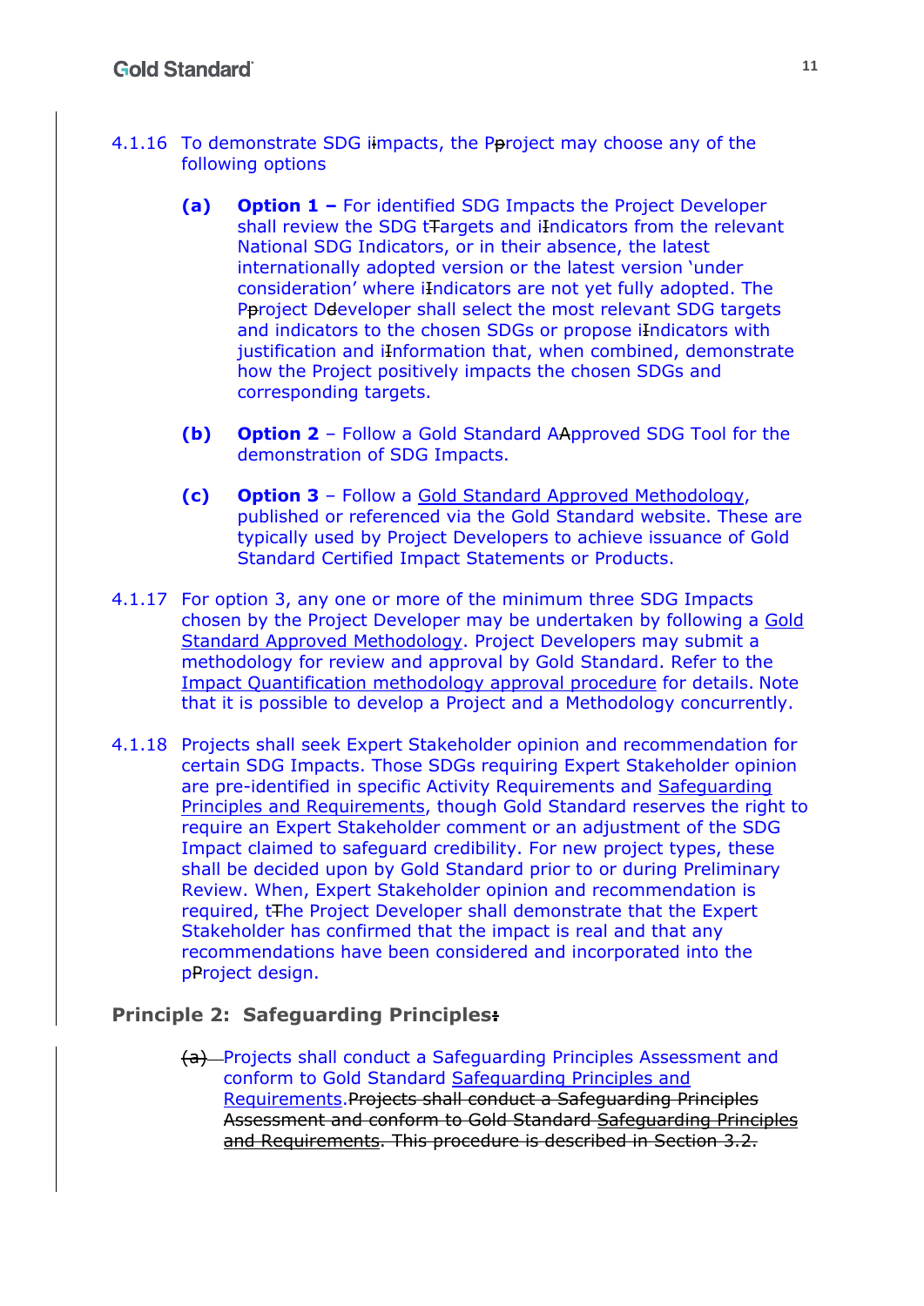4.1.16 To demonstrate SDG i~~I~~mpacts, the P~~p~~roject may choose any of the following options

**(a)** **Option 1 –** For identified SDG Impacts the Project Developer shall review the SDG t~~T~~argets and i~~I~~ndicators from the relevant National SDG Indicators, or in their absence, the latest internationally adopted version or the latest version 'under consideration' where i~~I~~ndicators are not yet fully adopted. The P~~p~~roject D~~d~~eveloper shall select the most relevant SDG targets and indicators to the chosen SDGs or propose i~~I~~ndicators with justification and i~~I~~nformation that, when combined, demonstrate how the Project positively impacts the chosen SDGs and corresponding targets.

**(b)** **Option 2** – Follow a Gold Standard A~~A~~pproved SDG Tool for the demonstration of SDG Impacts.

**(c)** **Option 3** – Follow a Gold Standard Approved Methodology, published or referenced via the Gold Standard website. These are typically used by Project Developers to achieve issuance of Gold Standard Certified Impact Statements or Products.

4.1.17 For option 3, any one or more of the minimum three SDG Impacts chosen by the Project Developer may be undertaken by following a Gold Standard Approved Methodology. Project Developers may submit a methodology for review and approval by Gold Standard. Refer to the Impact Quantification methodology approval procedure for details. Note that it is possible to develop a Project and a Methodology concurrently.

4.1.18 Projects shall seek Expert Stakeholder opinion and recommendation for certain SDG Impacts. Those SDGs requiring Expert Stakeholder opinion are pre-identified in specific Activity Requirements and Safeguarding Principles and Requirements, though Gold Standard reserves the right to require an Expert Stakeholder comment or an adjustment of the SDG Impact claimed to safeguard credibility. For new project types, these shall be decided upon by Gold Standard prior to or during Preliminary Review. When, Expert Stakeholder opinion and recommendation is required, t~~T~~he Project Developer shall demonstrate that the Expert Stakeholder has confirmed that the impact is real and that any recommendations have been considered and incorporated into the p~~P~~roject design.

## Principle 2: Safeguarding Principles~~:~~

~~(a)~~ Projects shall conduct a Safeguarding Principles Assessment and conform to Gold Standard Safeguarding Principles and Requirements.~~Projects shall conduct a Safeguarding Principles Assessment and conform to Gold Standard Safeguarding Principles and Requirements. This procedure is described in Section 3.2.~~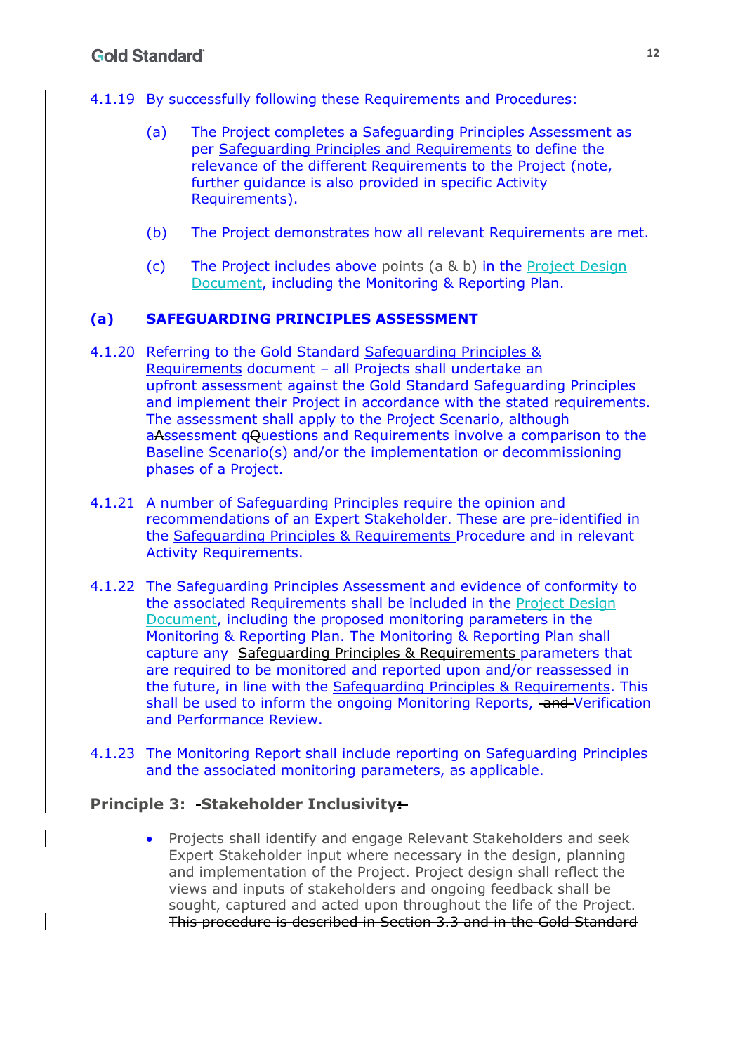4.1.19 By successfully following these Requirements and Procedures:

(a) The Project completes a Safeguarding Principles Assessment as per Safeguarding Principles and Requirements to define the relevance of the different Requirements to the Project (note, further guidance is also provided in specific Activity Requirements).

(b) The Project demonstrates how all relevant Requirements are met.

(c) The Project includes above points (a & b) in the Project Design Document, including the Monitoring & Reporting Plan.

### (a) SAFEGUARDING PRINCIPLES ASSESSMENT

4.1.20 Referring to the Gold Standard Safeguarding Principles & Requirements document – all Projects shall undertake an upfront assessment against the Gold Standard Safeguarding Principles and implement their Project in accordance with the stated requirements. The assessment shall apply to the Project Scenario, although a~~A~~ssessment q~~Q~~uestions and Requirements involve a comparison to the Baseline Scenario(s) and/or the implementation or decommissioning phases of a Project.

4.1.21 A number of Safeguarding Principles require the opinion and recommendations of an Expert Stakeholder. These are pre-identified in the Safeguarding Principles & Requirements Procedure and in relevant Activity Requirements.

4.1.22 The Safeguarding Principles Assessment and evidence of conformity to the associated Requirements shall be included in the Project Design Document, including the proposed monitoring parameters in the Monitoring & Reporting Plan. The Monitoring & Reporting Plan shall capture any ~~Safeguarding Principles & Requirements~~ parameters that are required to be monitored and reported upon and/or reassessed in the future, in line with the Safeguarding Principles & Requirements. This shall be used to inform the ongoing Monitoring Reports, ~~and~~ Verification and Performance Review.

4.1.23 The Monitoring Report shall include reporting on Safeguarding Principles and the associated monitoring parameters, as applicable.

**Principle 3: Stakeholder Inclusivity~~:~~**

- Projects shall identify and engage Relevant Stakeholders and seek Expert Stakeholder input where necessary in the design, planning and implementation of the Project. Project design shall reflect the views and inputs of stakeholders and ongoing feedback shall be sought, captured and acted upon throughout the life of the Project. ~~This procedure is described in Section 3.3 and in the Gold Standard~~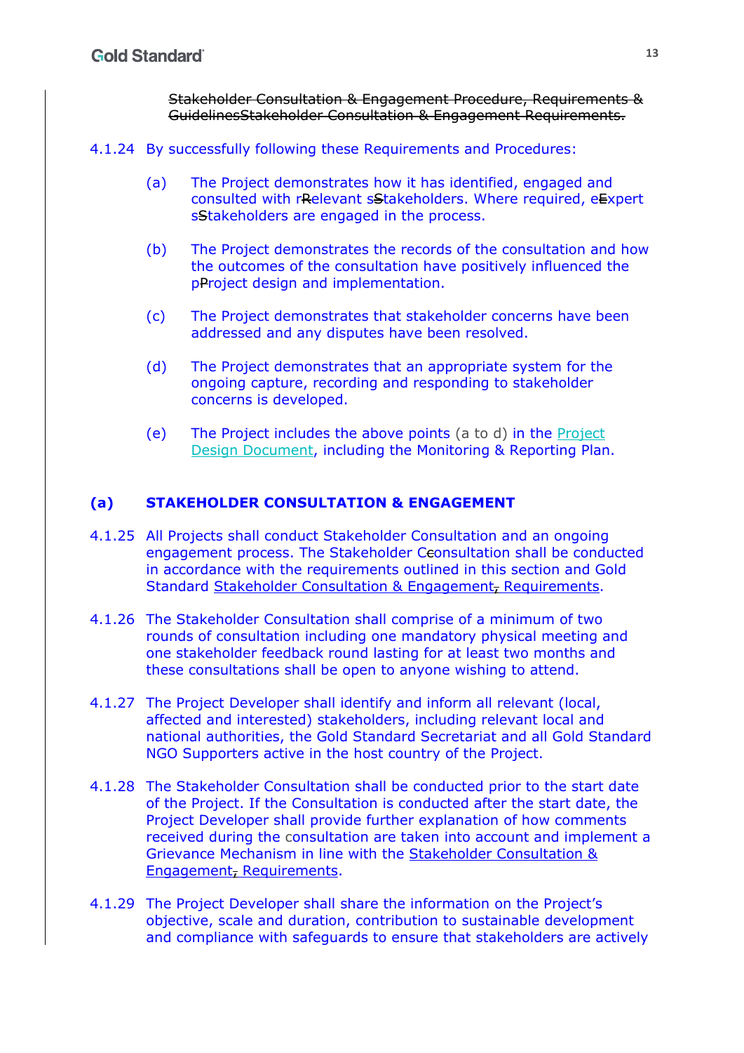~~Stakeholder Consultation & Engagement Procedure, Requirements & GuidelinesStakeholder Consultation & Engagement Requirements.~~

4.1.24 By successfully following these Requirements and Procedures:

(a) The Project demonstrates how it has identified, engaged and consulted with r~~R~~elevant s~~S~~takeholders. Where required, e~~E~~xpert s~~S~~takeholders are engaged in the process.

(b) The Project demonstrates the records of the consultation and how the outcomes of the consultation have positively influenced the p~~P~~roject design and implementation.

(c) The Project demonstrates that stakeholder concerns have been addressed and any disputes have been resolved.

(d) The Project demonstrates that an appropriate system for the ongoing capture, recording and responding to stakeholder concerns is developed.

(e) The Project includes the above points (a to d) in the Project Design Document, including the Monitoring & Reporting Plan.

## (a) STAKEHOLDER CONSULTATION & ENGAGEMENT

4.1.25 All Projects shall conduct Stakeholder Consultation and an ongoing engagement process. The Stakeholder C~~c~~onsultation shall be conducted in accordance with the requirements outlined in this section and Gold Standard Stakeholder Consultation & Engagement~~,~~ Requirements.

4.1.26 The Stakeholder Consultation shall comprise of a minimum of two rounds of consultation including one mandatory physical meeting and one stakeholder feedback round lasting for at least two months and these consultations shall be open to anyone wishing to attend.

4.1.27 The Project Developer shall identify and inform all relevant (local, affected and interested) stakeholders, including relevant local and national authorities, the Gold Standard Secretariat and all Gold Standard NGO Supporters active in the host country of the Project.

4.1.28 The Stakeholder Consultation shall be conducted prior to the start date of the Project. If the Consultation is conducted after the start date, the Project Developer shall provide further explanation of how comments received during the consultation are taken into account and implement a Grievance Mechanism in line with the Stakeholder Consultation & Engagement~~,~~ Requirements.

4.1.29 The Project Developer shall share the information on the Project's objective, scale and duration, contribution to sustainable development and compliance with safeguards to ensure that stakeholders are actively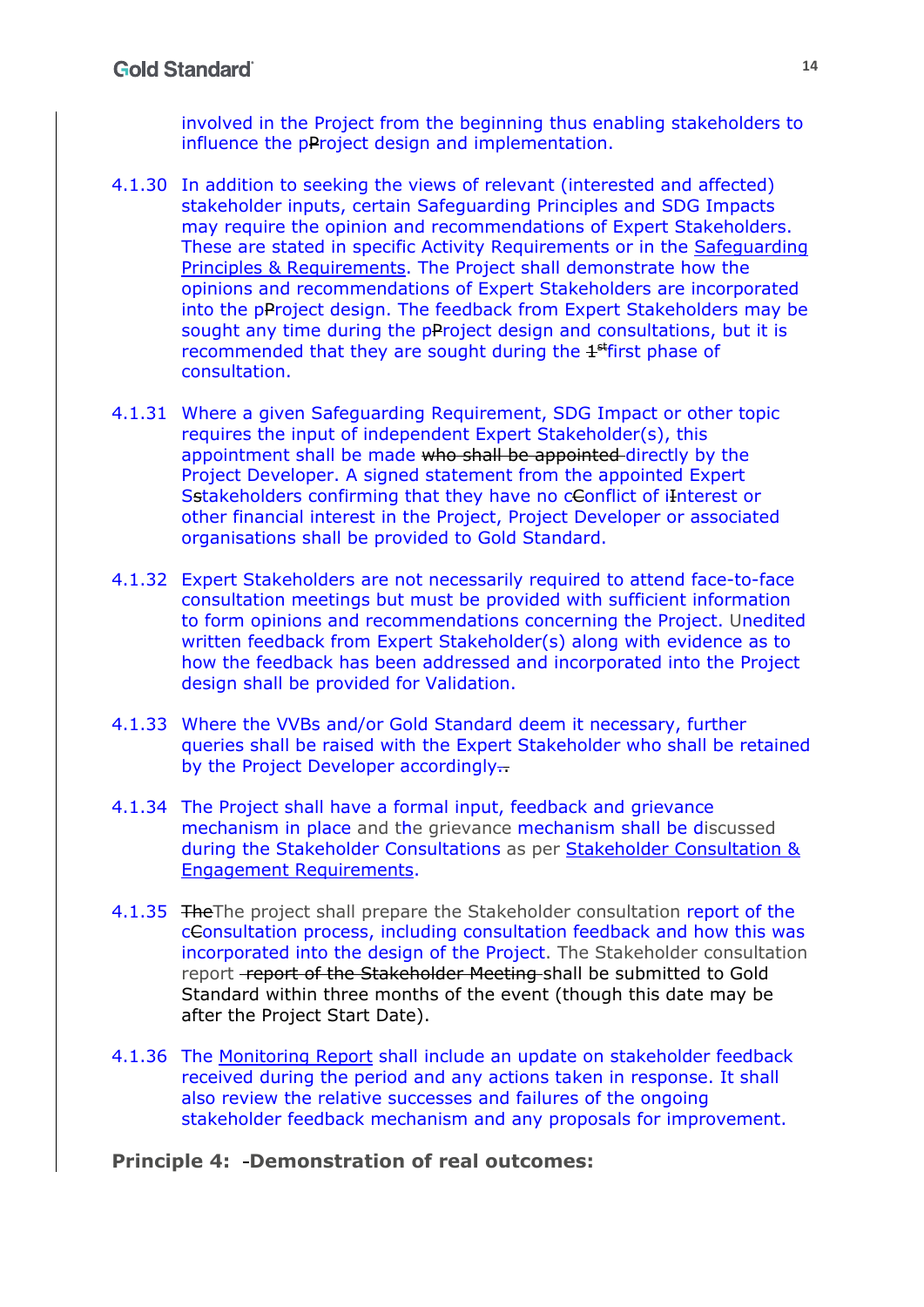involved in the Project from the beginning thus enabling stakeholders to influence the pProject design and implementation.

4.1.30 In addition to seeking the views of relevant (interested and affected) stakeholder inputs, certain Safeguarding Principles and SDG Impacts may require the opinion and recommendations of Expert Stakeholders. These are stated in specific Activity Requirements or in the Safeguarding Principles & Requirements. The Project shall demonstrate how the opinions and recommendations of Expert Stakeholders are incorporated into the pProject design. The feedback from Expert Stakeholders may be sought any time during the pProject design and consultations, but it is recommended that they are sought during the ~~1st~~first phase of consultation.

4.1.31 Where a given Safeguarding Requirement, SDG Impact or other topic requires the input of independent Expert Stakeholder(s), this appointment shall be made ~~who shall be appointed~~ directly by the Project Developer. A signed statement from the appointed Expert Sstakeholders confirming that they have no cConflict of iInterest or other financial interest in the Project, Project Developer or associated organisations shall be provided to Gold Standard.

4.1.32 Expert Stakeholders are not necessarily required to attend face-to-face consultation meetings but must be provided with sufficient information to form opinions and recommendations concerning the Project. Unedited written feedback from Expert Stakeholder(s) along with evidence as to how the feedback has been addressed and incorporated into the Project design shall be provided for Validation.

4.1.33 Where the VVBs and/or Gold Standard deem it necessary, further queries shall be raised with the Expert Stakeholder who shall be retained by the Project Developer accordingly.~~.~~

4.1.34 The Project shall have a formal input, feedback and grievance mechanism in place and the grievance mechanism shall be discussed during the Stakeholder Consultations as per Stakeholder Consultation & Engagement Requirements.

4.1.35 ~~The~~The project shall prepare the Stakeholder consultation report of the cConsultation process, including consultation feedback and how this was incorporated into the design of the Project. The Stakeholder consultation report ~~report of the Stakeholder Meeting~~ shall be submitted to Gold Standard within three months of the event (though this date may be after the Project Start Date).

4.1.36 The Monitoring Report shall include an update on stakeholder feedback received during the period and any actions taken in response. It shall also review the relative successes and failures of the ongoing stakeholder feedback mechanism and any proposals for improvement.

**Principle 4: -Demonstration of real outcomes:**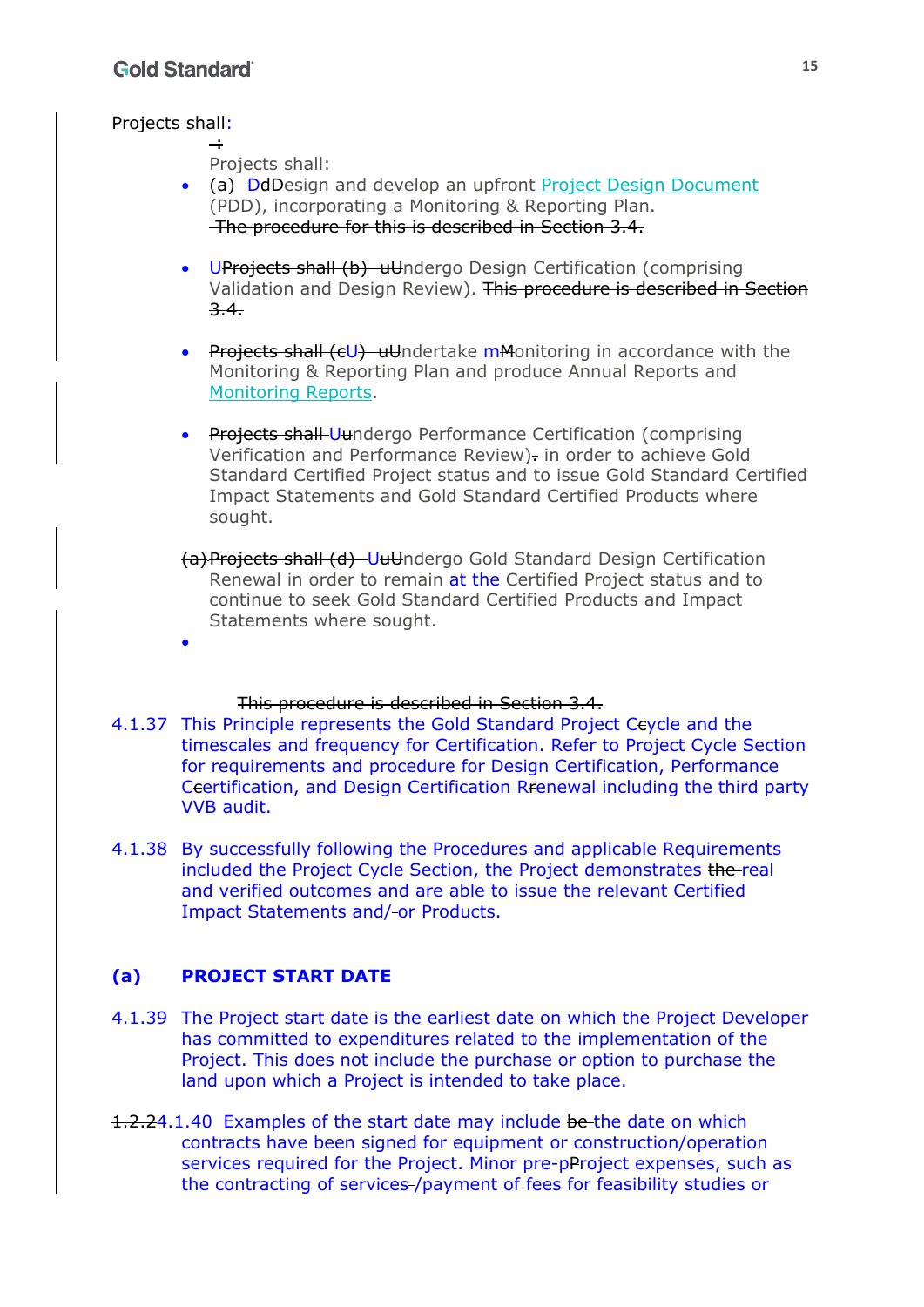Projects shall:

- Design and develop an upfront Project Design Document (PDD), incorporating a Monitoring & Reporting Plan. ~~The procedure for this is described in Section 3.4.~~

- Undergo Design Certification (comprising Validation and Design Review). ~~This procedure is described in Section 3.4.~~

- Undertake monitoring in accordance with the Monitoring & Reporting Plan and produce Annual Reports and Monitoring Reports.

- Undergo Performance Certification (comprising Verification and Performance Review) in order to achieve Gold Standard Certified Project status and to issue Gold Standard Certified Impact Statements and Gold Standard Certified Products where sought.

- Undergo Gold Standard Design Certification Renewal in order to remain at the Certified Project status and to continue to seek Gold Standard Certified Products and Impact Statements where sought.

~~This procedure is described in Section 3.4.~~

4.1.37 This Principle represents the Gold Standard Project Cycle and the timescales and frequency for Certification. Refer to Project Cycle Section for requirements and procedure for Design Certification, Performance Certification, and Design Certification Renewal including the third party VVB audit.

4.1.38 By successfully following the Procedures and applicable Requirements included the Project Cycle Section, the Project demonstrates real and verified outcomes and are able to issue the relevant Certified Impact Statements and/or Products.

## (a) PROJECT START DATE

4.1.39 The Project start date is the earliest date on which the Project Developer has committed to expenditures related to the implementation of the Project. This does not include the purchase or option to purchase the land upon which a Project is intended to take place.

4.1.40 Examples of the start date may include the date on which contracts have been signed for equipment or construction/operation services required for the Project. Minor pre-Project expenses, such as the contracting of services/payment of fees for feasibility studies or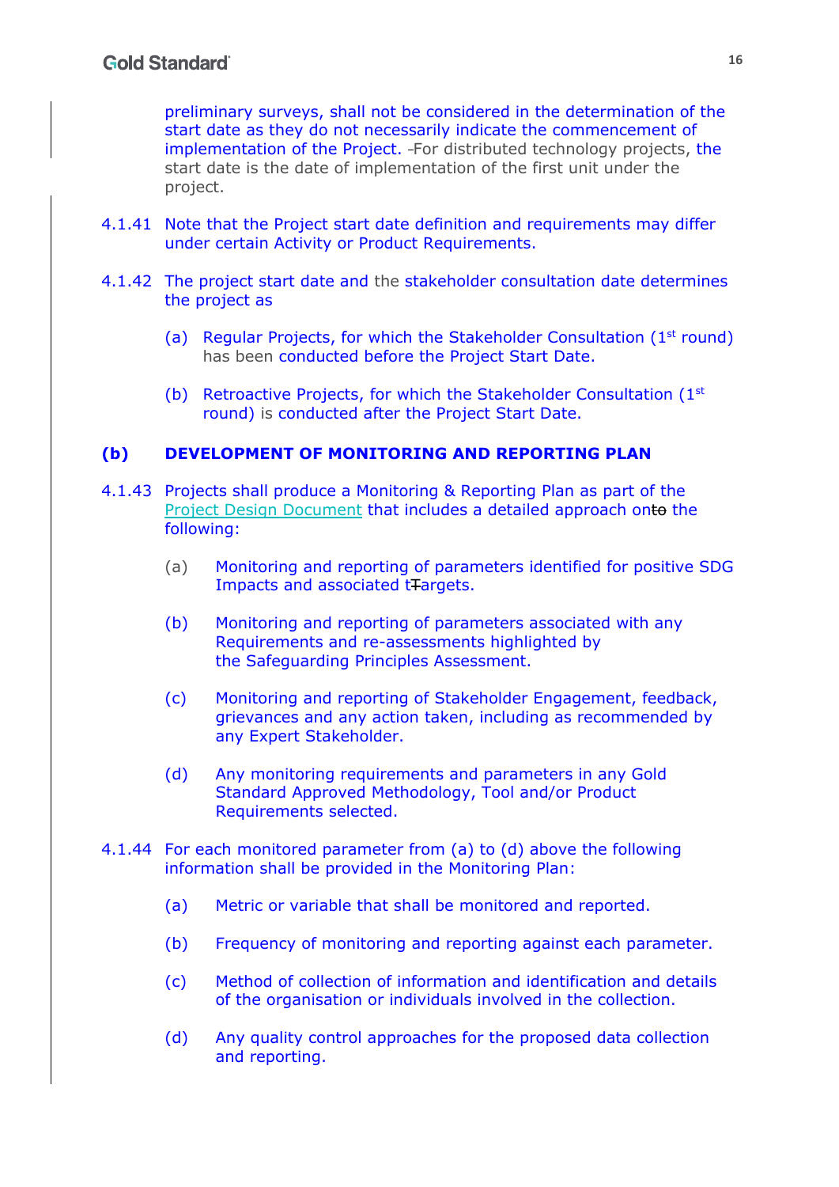preliminary surveys, shall not be considered in the determination of the start date as they do not necessarily indicate the commencement of implementation of the Project. For distributed technology projects, the start date is the date of implementation of the first unit under the project.

4.1.41 Note that the Project start date definition and requirements may differ under certain Activity or Product Requirements.

4.1.42 The project start date and the stakeholder consultation date determines the project as

(a) Regular Projects, for which the Stakeholder Consultation (1st round) has been conducted before the Project Start Date.

(b) Retroactive Projects, for which the Stakeholder Consultation (1st round) is conducted after the Project Start Date.

## (b) DEVELOPMENT OF MONITORING AND REPORTING PLAN

4.1.43 Projects shall produce a Monitoring & Reporting Plan as part of the Project Design Document that includes a detailed approach on the following:

(a) Monitoring and reporting of parameters identified for positive SDG Impacts and associated targets.

(b) Monitoring and reporting of parameters associated with any Requirements and re-assessments highlighted by the Safeguarding Principles Assessment.

(c) Monitoring and reporting of Stakeholder Engagement, feedback, grievances and any action taken, including as recommended by any Expert Stakeholder.

(d) Any monitoring requirements and parameters in any Gold Standard Approved Methodology, Tool and/or Product Requirements selected.

4.1.44 For each monitored parameter from (a) to (d) above the following information shall be provided in the Monitoring Plan:

(a) Metric or variable that shall be monitored and reported.

(b) Frequency of monitoring and reporting against each parameter.

(c) Method of collection of information and identification and details of the organisation or individuals involved in the collection.

(d) Any quality control approaches for the proposed data collection and reporting.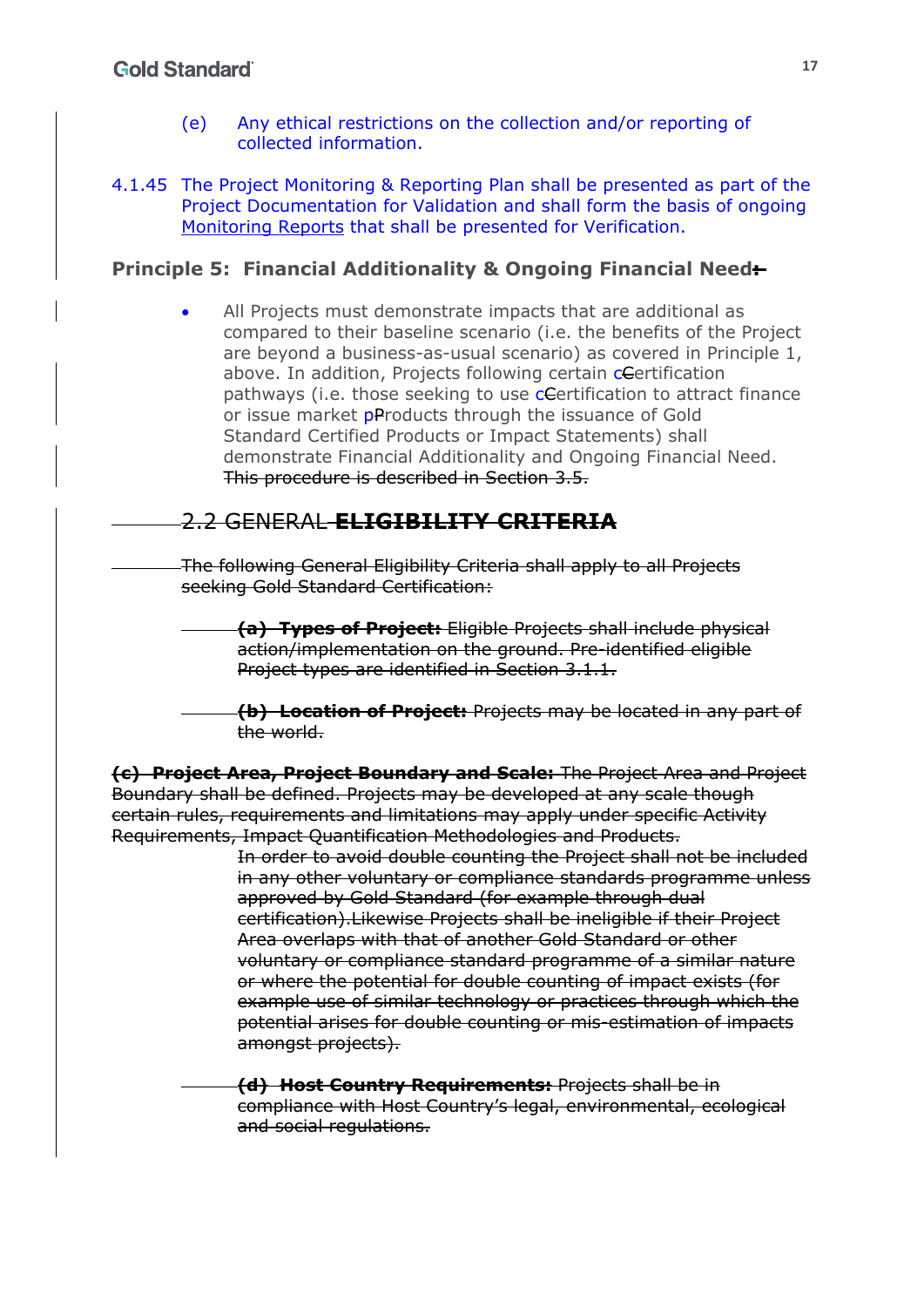(e) Any ethical restrictions on the collection and/or reporting of collected information.

4.1.45 The Project Monitoring & Reporting Plan shall be presented as part of the Project Documentation for Validation and shall form the basis of ongoing Monitoring Reports that shall be presented for Verification.

### Principle 5: Financial Additionality & Ongoing Financial Need

- All Projects must demonstrate impacts that are additional as compared to their baseline scenario (i.e. the benefits of the Project are beyond a business-as-usual scenario) as covered in Principle 1, above. In addition, Projects following certain certification pathways (i.e. those seeking to use certification to attract finance or issue market products through the issuance of Gold Standard Certified Products or Impact Statements) shall demonstrate Financial Additionality and Ongoing Financial Need. ~~This procedure is described in Section 3.5.~~

## ~~2.2 GENERAL **ELIGIBILITY CRITERIA**~~

~~The following General Eligibility Criteria shall apply to all Projects seeking Gold Standard Certification:~~

~~**(a) Types of Project:** Eligible Projects shall include physical action/implementation on the ground. Pre-identified eligible Project types are identified in Section 3.1.1.~~

~~**(b) Location of Project:** Projects may be located in any part of the world.~~

~~**(c) Project Area, Project Boundary and Scale:** The Project Area and Project Boundary shall be defined. Projects may be developed at any scale though certain rules, requirements and limitations may apply under specific Activity Requirements, Impact Quantification Methodologies and Products.~~

~~In order to avoid double counting the Project shall not be included in any other voluntary or compliance standards programme unless approved by Gold Standard (for example through dual certification).Likewise Projects shall be ineligible if their Project Area overlaps with that of another Gold Standard or other voluntary or compliance standard programme of a similar nature or where the potential for double counting of impact exists (for example use of similar technology or practices through which the potential arises for double counting or mis-estimation of impacts amongst projects).~~

~~**(d) Host Country Requirements:** Projects shall be in compliance with Host Country's legal, environmental, ecological and social regulations.~~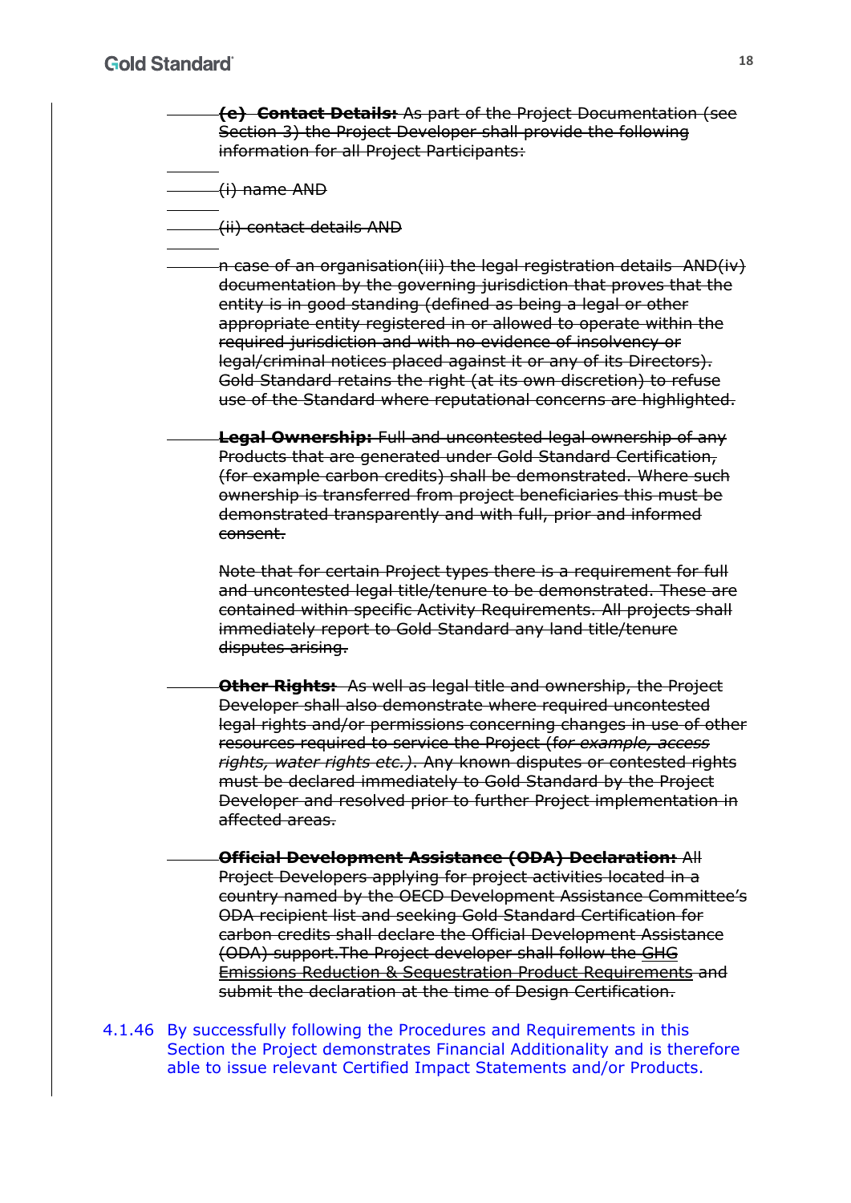~~**(e) Contact Details:** As part of the Project Documentation (see Section 3) the Project Developer shall provide the following information for all Project Participants:~~

~~(i) name AND~~

~~(ii) contact details AND~~

~~n case of an organisation(iii) the legal registration details AND(iv) documentation by the governing jurisdiction that proves that the entity is in good standing (defined as being a legal or other appropriate entity registered in or allowed to operate within the required jurisdiction and with no evidence of insolvency or legal/criminal notices placed against it or any of its Directors). Gold Standard retains the right (at its own discretion) to refuse use of the Standard where reputational concerns are highlighted.~~

~~**Legal Ownership:** Full and uncontested legal ownership of any Products that are generated under Gold Standard Certification, (for example carbon credits) shall be demonstrated. Where such ownership is transferred from project beneficiaries this must be demonstrated transparently and with full, prior and informed consent.~~

~~Note that for certain Project types there is a requirement for full and uncontested legal title/tenure to be demonstrated. These are contained within specific Activity Requirements. All projects shall immediately report to Gold Standard any land title/tenure disputes arising.~~

~~**Other Rights:** As well as legal title and ownership, the Project Developer shall also demonstrate where required uncontested legal rights and/or permissions concerning changes in use of other resources required to service the Project (f*or example, access rights, water rights etc.)*. Any known disputes or contested rights must be declared immediately to Gold Standard by the Project Developer and resolved prior to further Project implementation in affected areas.~~

~~**Official Development Assistance (ODA) Declaration:** All Project Developers applying for project activities located in a country named by the OECD Development Assistance Committee's ODA recipient list and seeking Gold Standard Certification for carbon credits shall declare the Official Development Assistance (ODA) support.The Project developer shall follow the GHG Emissions Reduction & Sequestration Product Requirements and submit the declaration at the time of Design Certification.~~

4.1.46 By successfully following the Procedures and Requirements in this Section the Project demonstrates Financial Additionality and is therefore able to issue relevant Certified Impact Statements and/or Products.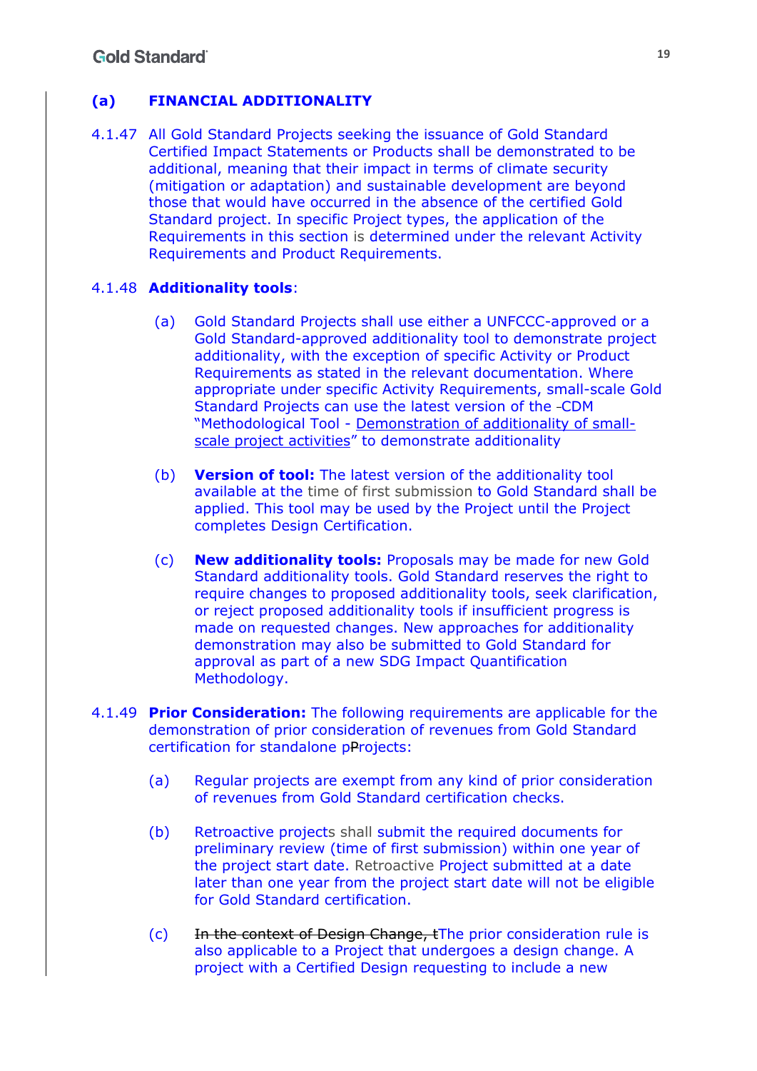### (a) FINANCIAL ADDITIONALITY

4.1.47 All Gold Standard Projects seeking the issuance of Gold Standard Certified Impact Statements or Products shall be demonstrated to be additional, meaning that their impact in terms of climate security (mitigation or adaptation) and sustainable development are beyond those that would have occurred in the absence of the certified Gold Standard project. In specific Project types, the application of the Requirements in this section is determined under the relevant Activity Requirements and Product Requirements.

4.1.48 **Additionality tools**:

(a) Gold Standard Projects shall use either a UNFCCC-approved or a Gold Standard-approved additionality tool to demonstrate project additionality, with the exception of specific Activity or Product Requirements as stated in the relevant documentation. Where appropriate under specific Activity Requirements, small-scale Gold Standard Projects can use the latest version of the CDM "Methodological Tool - Demonstration of additionality of small-scale project activities" to demonstrate additionality

(b) **Version of tool:** The latest version of the additionality tool available at the time of first submission to Gold Standard shall be applied. This tool may be used by the Project until the Project completes Design Certification.

(c) **New additionality tools:** Proposals may be made for new Gold Standard additionality tools. Gold Standard reserves the right to require changes to proposed additionality tools, seek clarification, or reject proposed additionality tools if insufficient progress is made on requested changes. New approaches for additionality demonstration may also be submitted to Gold Standard for approval as part of a new SDG Impact Quantification Methodology.

4.1.49 **Prior Consideration:** The following requirements are applicable for the demonstration of prior consideration of revenues from Gold Standard certification for standalone p~~P~~rojects:

(a) Regular projects are exempt from any kind of prior consideration of revenues from Gold Standard certification checks.

(b) Retroactive projects shall submit the required documents for preliminary review (time of first submission) within one year of the project start date. Retroactive Project submitted at a date later than one year from the project start date will not be eligible for Gold Standard certification.

(c) ~~In the context of Design Change, t~~The prior consideration rule is also applicable to a Project that undergoes a design change. A project with a Certified Design requesting to include a new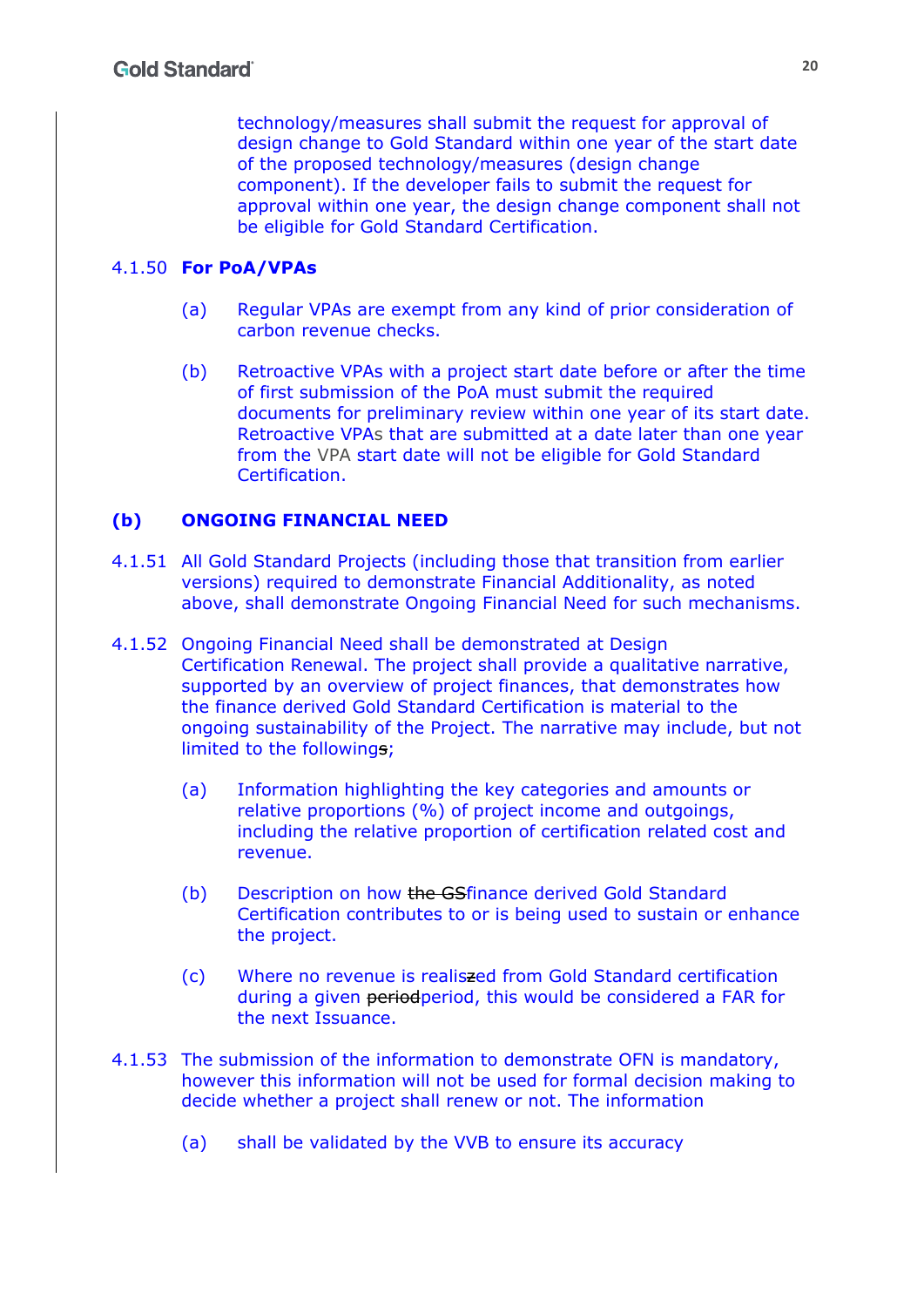technology/measures shall submit the request for approval of design change to Gold Standard within one year of the start date of the proposed technology/measures (design change component). If the developer fails to submit the request for approval within one year, the design change component shall not be eligible for Gold Standard Certification.

4.1.50 **For PoA/VPAs**

(a) Regular VPAs are exempt from any kind of prior consideration of carbon revenue checks.

(b) Retroactive VPAs with a project start date before or after the time of first submission of the PoA must submit the required documents for preliminary review within one year of its start date. Retroactive VPAs that are submitted at a date later than one year from the VPA start date will not be eligible for Gold Standard Certification.

## (b) ONGOING FINANCIAL NEED

4.1.51 All Gold Standard Projects (including those that transition from earlier versions) required to demonstrate Financial Additionality, as noted above, shall demonstrate Ongoing Financial Need for such mechanisms.

4.1.52 Ongoing Financial Need shall be demonstrated at Design Certification Renewal. The project shall provide a qualitative narrative, supported by an overview of project finances, that demonstrates how the finance derived Gold Standard Certification is material to the ongoing sustainability of the Project. The narrative may include, but not limited to the following~~s~~;

(a) Information highlighting the key categories and amounts or relative proportions (%) of project income and outgoings, including the relative proportion of certification related cost and revenue.

(b) Description on how ~~the GS~~finance derived Gold Standard Certification contributes to or is being used to sustain or enhance the project.

(c) Where no revenue is realis~~z~~ed from Gold Standard certification during a given ~~period~~period, this would be considered a FAR for the next Issuance.

4.1.53 The submission of the information to demonstrate OFN is mandatory, however this information will not be used for formal decision making to decide whether a project shall renew or not. The information

(a) shall be validated by the VVB to ensure its accuracy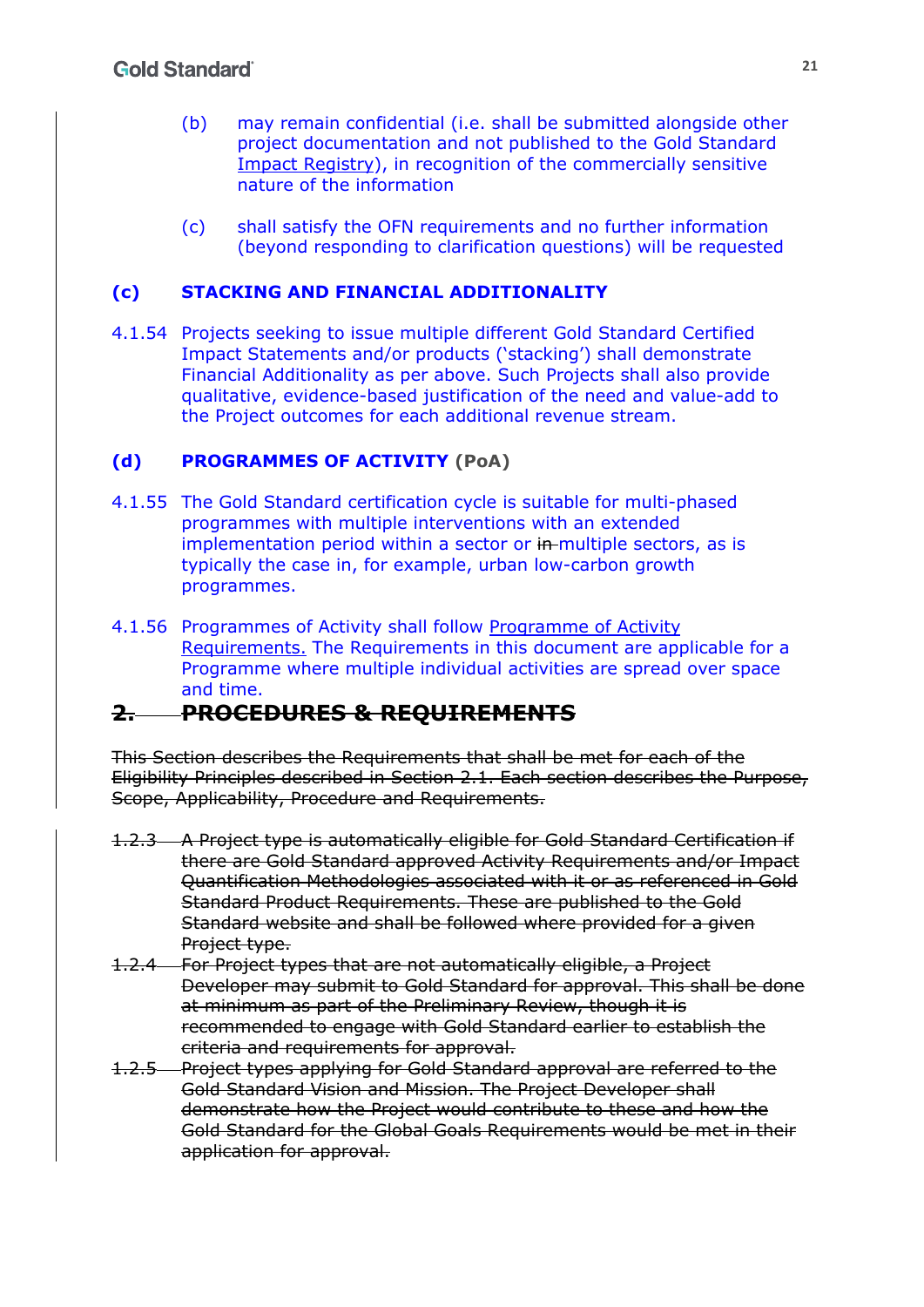(b) may remain confidential (i.e. shall be submitted alongside other project documentation and not published to the Gold Standard Impact Registry), in recognition of the commercially sensitive nature of the information

(c) shall satisfy the OFN requirements and no further information (beyond responding to clarification questions) will be requested

### (c) STACKING AND FINANCIAL ADDITIONALITY

4.1.54 Projects seeking to issue multiple different Gold Standard Certified Impact Statements and/or products ('stacking') shall demonstrate Financial Additionality as per above. Such Projects shall also provide qualitative, evidence-based justification of the need and value-add to the Project outcomes for each additional revenue stream.

### (d) PROGRAMMES OF ACTIVITY (PoA)

4.1.55 The Gold Standard certification cycle is suitable for multi-phased programmes with multiple interventions with an extended implementation period within a sector or ~~in~~ multiple sectors, as is typically the case in, for example, urban low-carbon growth programmes.

4.1.56 Programmes of Activity shall follow Programme of Activity Requirements. The Requirements in this document are applicable for a Programme where multiple individual activities are spread over space and time.

## ~~2. PROCEDURES & REQUIREMENTS~~

~~This Section describes the Requirements that shall be met for each of the Eligibility Principles described in Section 2.1. Each section describes the Purpose, Scope, Applicability, Procedure and Requirements.~~

~~1.2.3 A Project type is automatically eligible for Gold Standard Certification if there are Gold Standard approved Activity Requirements and/or Impact Quantification Methodologies associated with it or as referenced in Gold Standard Product Requirements. These are published to the Gold Standard website and shall be followed where provided for a given Project type.~~

~~1.2.4 For Project types that are not automatically eligible, a Project Developer may submit to Gold Standard for approval. This shall be done at minimum as part of the Preliminary Review, though it is recommended to engage with Gold Standard earlier to establish the criteria and requirements for approval.~~

~~1.2.5 Project types applying for Gold Standard approval are referred to the Gold Standard Vision and Mission. The Project Developer shall demonstrate how the Project would contribute to these and how the Gold Standard for the Global Goals Requirements would be met in their application for approval.~~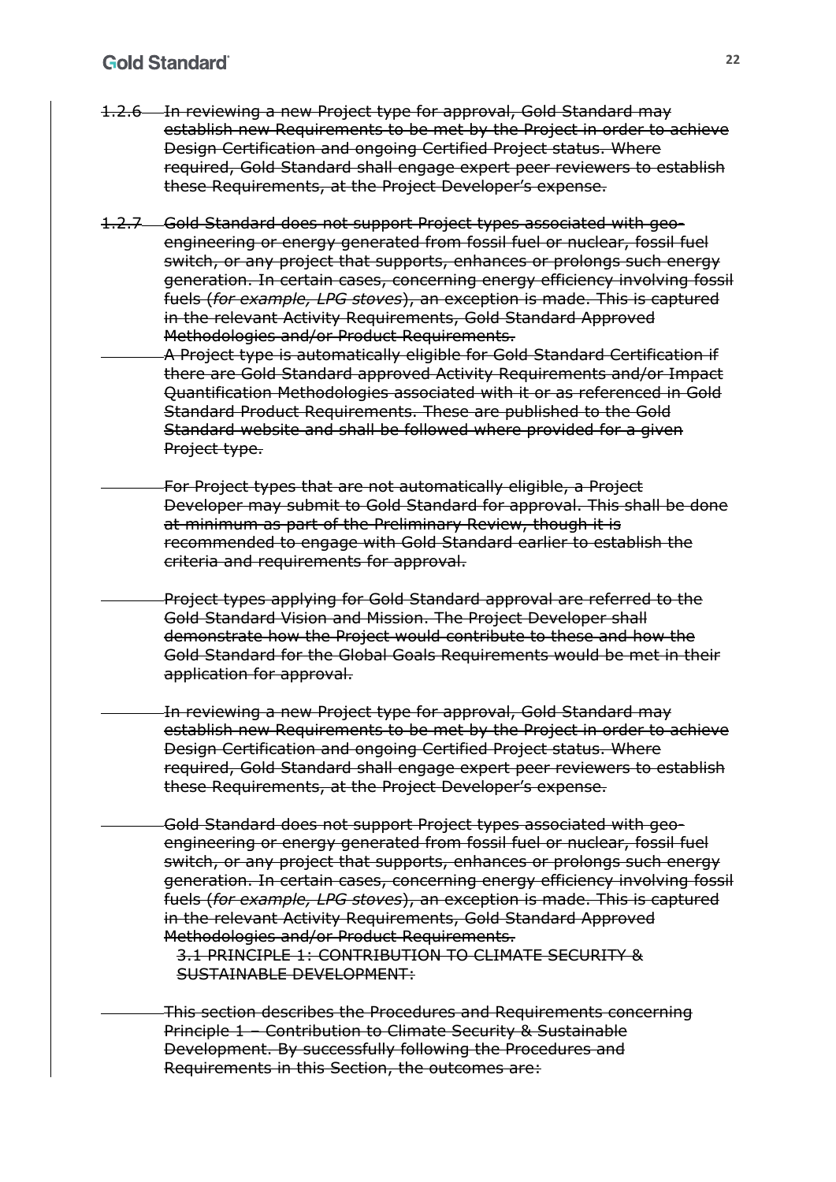~~1.2.6 In reviewing a new Project type for approval, Gold Standard may establish new Requirements to be met by the Project in order to achieve Design Certification and ongoing Certified Project status. Where required, Gold Standard shall engage expert peer reviewers to establish these Requirements, at the Project Developer's expense.~~

~~1.2.7 Gold Standard does not support Project types associated with geo-engineering or energy generated from fossil fuel or nuclear, fossil fuel switch, or any project that supports, enhances or prolongs such energy generation. In certain cases, concerning energy efficiency involving fossil fuels (*for example, LPG stoves*), an exception is made. This is captured in the relevant Activity Requirements, Gold Standard Approved Methodologies and/or Product Requirements.~~

~~A Project type is automatically eligible for Gold Standard Certification if there are Gold Standard approved Activity Requirements and/or Impact Quantification Methodologies associated with it or as referenced in Gold Standard Product Requirements. These are published to the Gold Standard website and shall be followed where provided for a given Project type.~~

~~For Project types that are not automatically eligible, a Project Developer may submit to Gold Standard for approval. This shall be done at minimum as part of the Preliminary Review, though it is recommended to engage with Gold Standard earlier to establish the criteria and requirements for approval.~~

~~Project types applying for Gold Standard approval are referred to the Gold Standard Vision and Mission. The Project Developer shall demonstrate how the Project would contribute to these and how the Gold Standard for the Global Goals Requirements would be met in their application for approval.~~

~~In reviewing a new Project type for approval, Gold Standard may establish new Requirements to be met by the Project in order to achieve Design Certification and ongoing Certified Project status. Where required, Gold Standard shall engage expert peer reviewers to establish these Requirements, at the Project Developer's expense.~~

~~Gold Standard does not support Project types associated with geo-engineering or energy generated from fossil fuel or nuclear, fossil fuel switch, or any project that supports, enhances or prolongs such energy generation. In certain cases, concerning energy efficiency involving fossil fuels (*for example, LPG stoves*), an exception is made. This is captured in the relevant Activity Requirements, Gold Standard Approved Methodologies and/or Product Requirements.~~

~~3.1 PRINCIPLE 1: CONTRIBUTION TO CLIMATE SECURITY & SUSTAINABLE DEVELOPMENT:~~

~~This section describes the Procedures and Requirements concerning Principle 1 – Contribution to Climate Security & Sustainable Development. By successfully following the Procedures and Requirements in this Section, the outcomes are:~~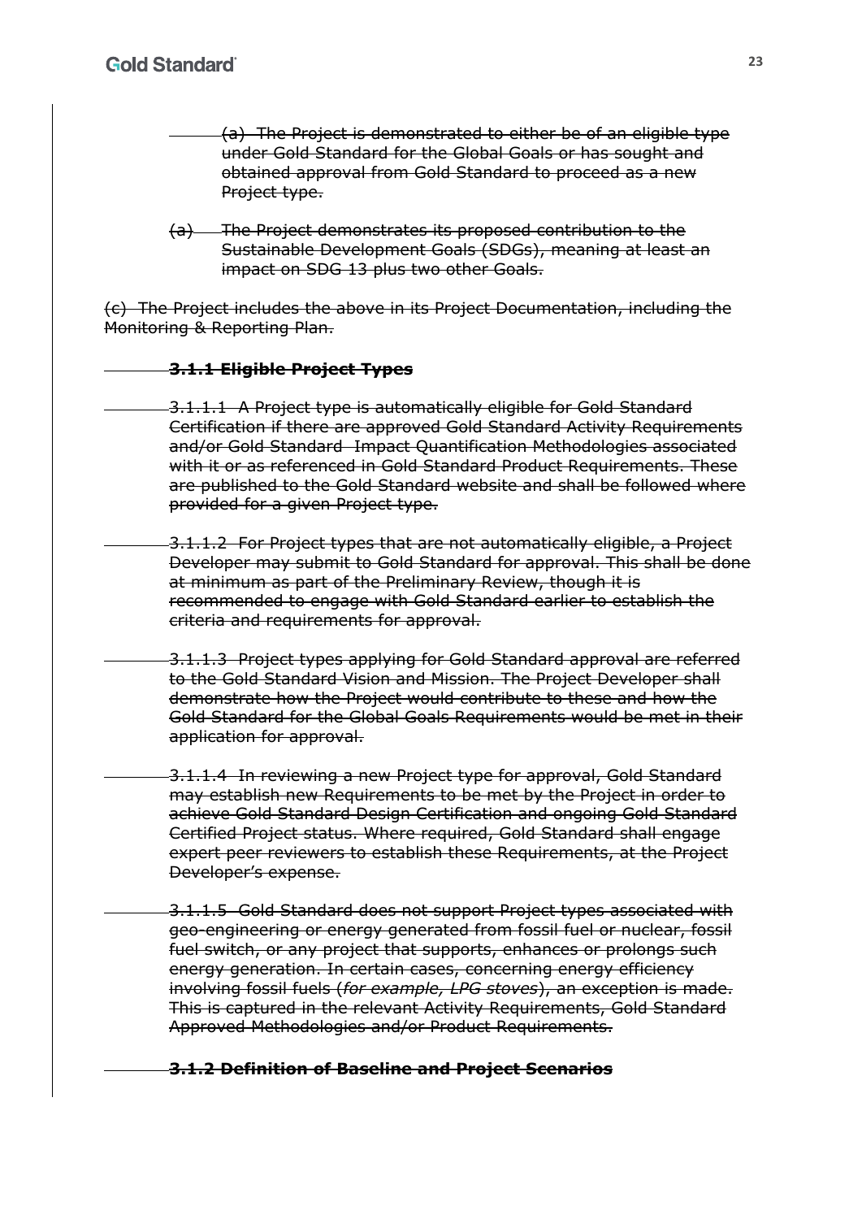~~(a) The Project is demonstrated to either be of an eligible type under Gold Standard for the Global Goals or has sought and obtained approval from Gold Standard to proceed as a new Project type.~~

~~(a) The Project demonstrates its proposed contribution to the Sustainable Development Goals (SDGs), meaning at least an impact on SDG 13 plus two other Goals.~~

~~(c) The Project includes the above in its Project Documentation, including the Monitoring & Reporting Plan.~~

~~**3.1.1 Eligible Project Types**~~

~~3.1.1.1 A Project type is automatically eligible for Gold Standard Certification if there are approved Gold Standard Activity Requirements and/or Gold Standard Impact Quantification Methodologies associated with it or as referenced in Gold Standard Product Requirements. These are published to the Gold Standard website and shall be followed where provided for a given Project type.~~

~~3.1.1.2 For Project types that are not automatically eligible, a Project Developer may submit to Gold Standard for approval. This shall be done at minimum as part of the Preliminary Review, though it is recommended to engage with Gold Standard earlier to establish the criteria and requirements for approval.~~

~~3.1.1.3 Project types applying for Gold Standard approval are referred to the Gold Standard Vision and Mission. The Project Developer shall demonstrate how the Project would contribute to these and how the Gold Standard for the Global Goals Requirements would be met in their application for approval.~~

~~3.1.1.4 In reviewing a new Project type for approval, Gold Standard may establish new Requirements to be met by the Project in order to achieve Gold Standard Design Certification and ongoing Gold Standard Certified Project status. Where required, Gold Standard shall engage expert peer reviewers to establish these Requirements, at the Project Developer's expense.~~

~~3.1.1.5 Gold Standard does not support Project types associated with geo-engineering or energy generated from fossil fuel or nuclear, fossil fuel switch, or any project that supports, enhances or prolongs such energy generation. In certain cases, concerning energy efficiency involving fossil fuels (*for example, LPG stoves*), an exception is made. This is captured in the relevant Activity Requirements, Gold Standard Approved Methodologies and/or Product Requirements.~~

~~**3.1.2 Definition of Baseline and Project Scenarios**~~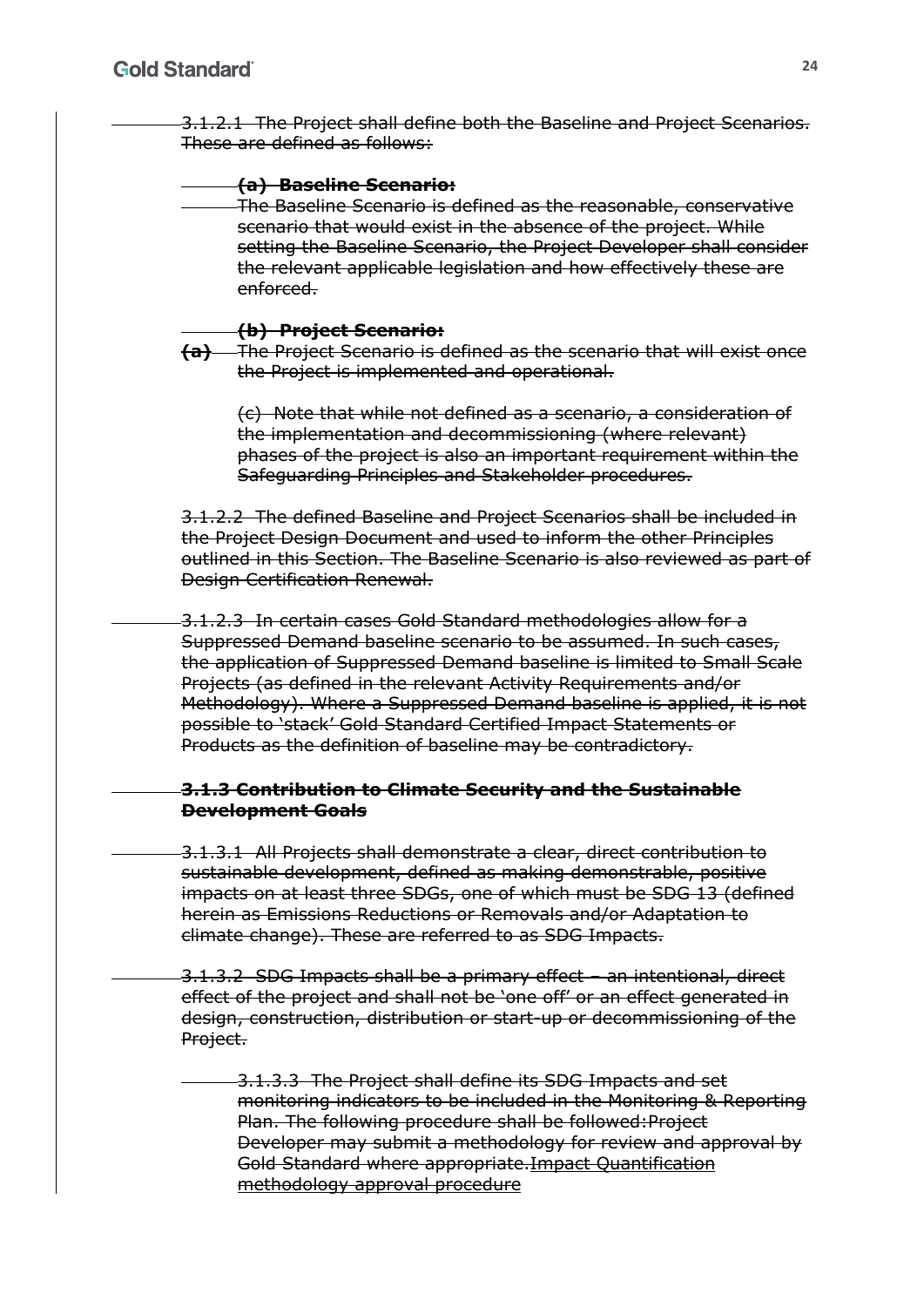~~3.1.2.1 The Project shall define both the Baseline and Project Scenarios. These are defined as follows:~~

~~**(a) Baseline Scenario:**~~

~~The Baseline Scenario is defined as the reasonable, conservative scenario that would exist in the absence of the project. While setting the Baseline Scenario, the Project Developer shall consider the relevant applicable legislation and how effectively these are enforced.~~

~~**(b) Project Scenario:**~~

~~**(a)** The Project Scenario is defined as the scenario that will exist once the Project is implemented and operational.~~

~~(c) Note that while not defined as a scenario, a consideration of the implementation and decommissioning (where relevant) phases of the project is also an important requirement within the Safeguarding Principles and Stakeholder procedures.~~

~~3.1.2.2 The defined Baseline and Project Scenarios shall be included in the Project Design Document and used to inform the other Principles outlined in this Section. The Baseline Scenario is also reviewed as part of Design Certification Renewal.~~

~~3.1.2.3 In certain cases Gold Standard methodologies allow for a Suppressed Demand baseline scenario to be assumed. In such cases, the application of Suppressed Demand baseline is limited to Small Scale Projects (as defined in the relevant Activity Requirements and/or Methodology). Where a Suppressed Demand baseline is applied, it is not possible to 'stack' Gold Standard Certified Impact Statements or Products as the definition of baseline may be contradictory.~~

~~**3.1.3 Contribution to Climate Security and the Sustainable Development Goals**~~

~~3.1.3.1 All Projects shall demonstrate a clear, direct contribution to sustainable development, defined as making demonstrable, positive impacts on at least three SDGs, one of which must be SDG 13 (defined herein as Emissions Reductions or Removals and/or Adaptation to climate change). These are referred to as SDG Impacts.~~

~~3.1.3.2 SDG Impacts shall be a primary effect – an intentional, direct effect of the project and shall not be 'one off' or an effect generated in design, construction, distribution or start-up or decommissioning of the Project.~~

~~3.1.3.3 The Project shall define its SDG Impacts and set monitoring indicators to be included in the Monitoring & Reporting Plan. The following procedure shall be followed:Project Developer may submit a methodology for review and approval by Gold Standard where appropriate.Impact Quantification methodology approval procedure~~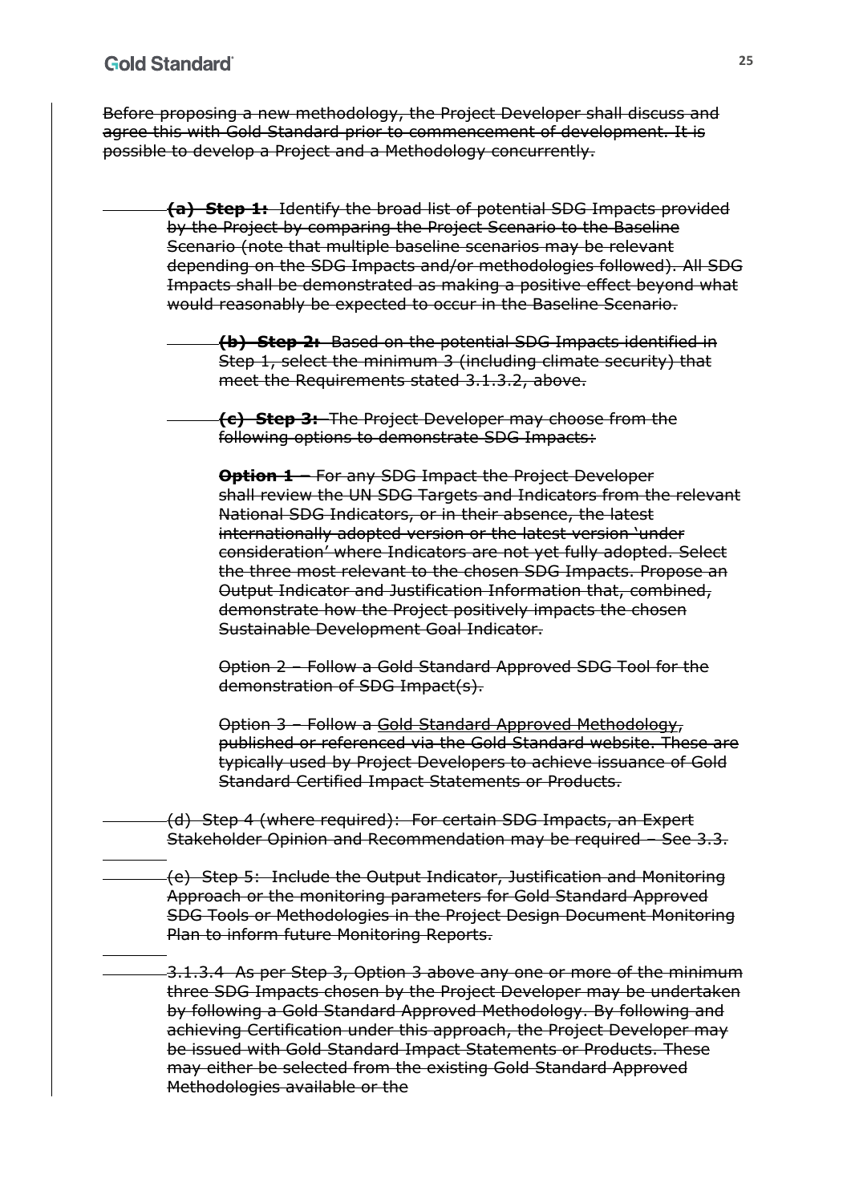Before proposing a new methodology, the Project Developer shall discuss and agree this with Gold Standard prior to commencement of development. It is possible to develop a Project and a Methodology concurrently.

**(a) Step 1:** Identify the broad list of potential SDG Impacts provided by the Project by comparing the Project Scenario to the Baseline Scenario (note that multiple baseline scenarios may be relevant depending on the SDG Impacts and/or methodologies followed). All SDG Impacts shall be demonstrated as making a positive effect beyond what would reasonably be expected to occur in the Baseline Scenario.

**(b) Step 2:** Based on the potential SDG Impacts identified in Step 1, select the minimum 3 (including climate security) that meet the Requirements stated 3.1.3.2, above.

**(c) Step 3:** The Project Developer may choose from the following options to demonstrate SDG Impacts:

**Option 1** – For any SDG Impact the Project Developer shall review the UN SDG Targets and Indicators from the relevant National SDG Indicators, or in their absence, the latest internationally adopted version or the latest version 'under consideration' where Indicators are not yet fully adopted. Select the three most relevant to the chosen SDG Impacts. Propose an Output Indicator and Justification Information that, combined, demonstrate how the Project positively impacts the chosen Sustainable Development Goal Indicator.

Option 2 – Follow a Gold Standard Approved SDG Tool for the demonstration of SDG Impact(s).

Option 3 – Follow a Gold Standard Approved Methodology, published or referenced via the Gold Standard website. These are typically used by Project Developers to achieve issuance of Gold Standard Certified Impact Statements or Products.

(d) Step 4 (where required): For certain SDG Impacts, an Expert Stakeholder Opinion and Recommendation may be required – See 3.3.

(e) Step 5: Include the Output Indicator, Justification and Monitoring Approach or the monitoring parameters for Gold Standard Approved SDG Tools or Methodologies in the Project Design Document Monitoring Plan to inform future Monitoring Reports.

3.1.3.4 As per Step 3, Option 3 above any one or more of the minimum three SDG Impacts chosen by the Project Developer may be undertaken by following a Gold Standard Approved Methodology. By following and achieving Certification under this approach, the Project Developer may be issued with Gold Standard Impact Statements or Products. These may either be selected from the existing Gold Standard Approved Methodologies available or the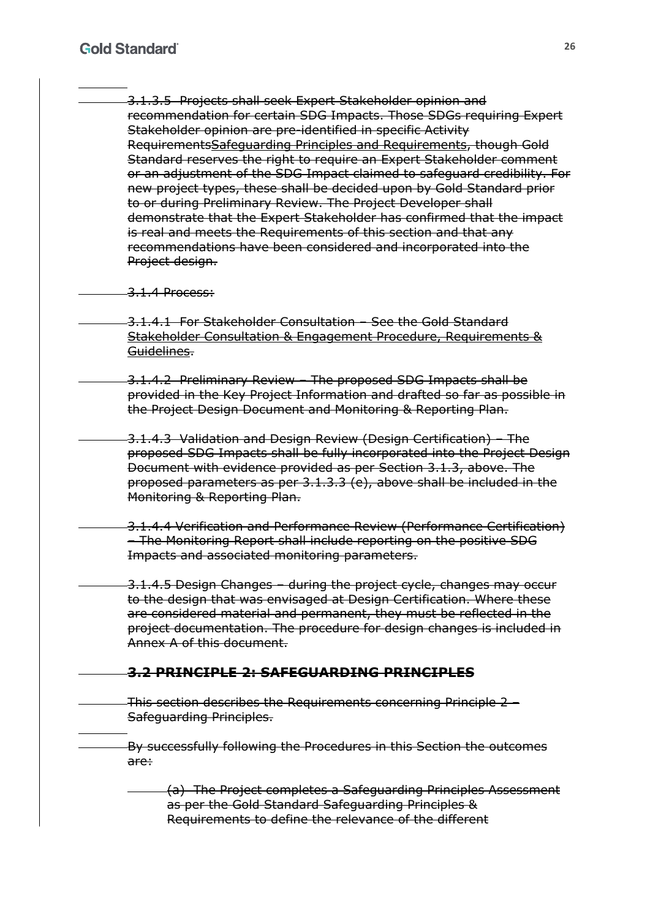3.1.3.5 Projects shall seek Expert Stakeholder opinion and recommendation for certain SDG Impacts. Those SDGs requiring Expert Stakeholder opinion are pre-identified in specific Activity RequirementsSafeguarding Principles and Requirements, though Gold Standard reserves the right to require an Expert Stakeholder comment or an adjustment of the SDG Impact claimed to safeguard credibility. For new project types, these shall be decided upon by Gold Standard prior to or during Preliminary Review. The Project Developer shall demonstrate that the Expert Stakeholder has confirmed that the impact is real and meets the Requirements of this section and that any recommendations have been considered and incorporated into the Project design.

3.1.4 Process:

3.1.4.1 For Stakeholder Consultation – See the Gold Standard Stakeholder Consultation & Engagement Procedure, Requirements & Guidelines.

3.1.4.2 Preliminary Review – The proposed SDG Impacts shall be provided in the Key Project Information and drafted so far as possible in the Project Design Document and Monitoring & Reporting Plan.

3.1.4.3 Validation and Design Review (Design Certification) – The proposed SDG Impacts shall be fully incorporated into the Project Design Document with evidence provided as per Section 3.1.3, above. The proposed parameters as per 3.1.3.3 (e), above shall be included in the Monitoring & Reporting Plan.

3.1.4.4 Verification and Performance Review (Performance Certification) – The Monitoring Report shall include reporting on the positive SDG Impacts and associated monitoring parameters.

3.1.4.5 Design Changes – during the project cycle, changes may occur to the design that was envisaged at Design Certification. Where these are considered material and permanent, they must be reflected in the project documentation. The procedure for design changes is included in Annex A of this document.

## 3.2 PRINCIPLE 2: SAFEGUARDING PRINCIPLES

This section describes the Requirements concerning Principle 2 – Safeguarding Principles.

By successfully following the Procedures in this Section the outcomes are:

(a) The Project completes a Safeguarding Principles Assessment as per the Gold Standard Safeguarding Principles & Requirements to define the relevance of the different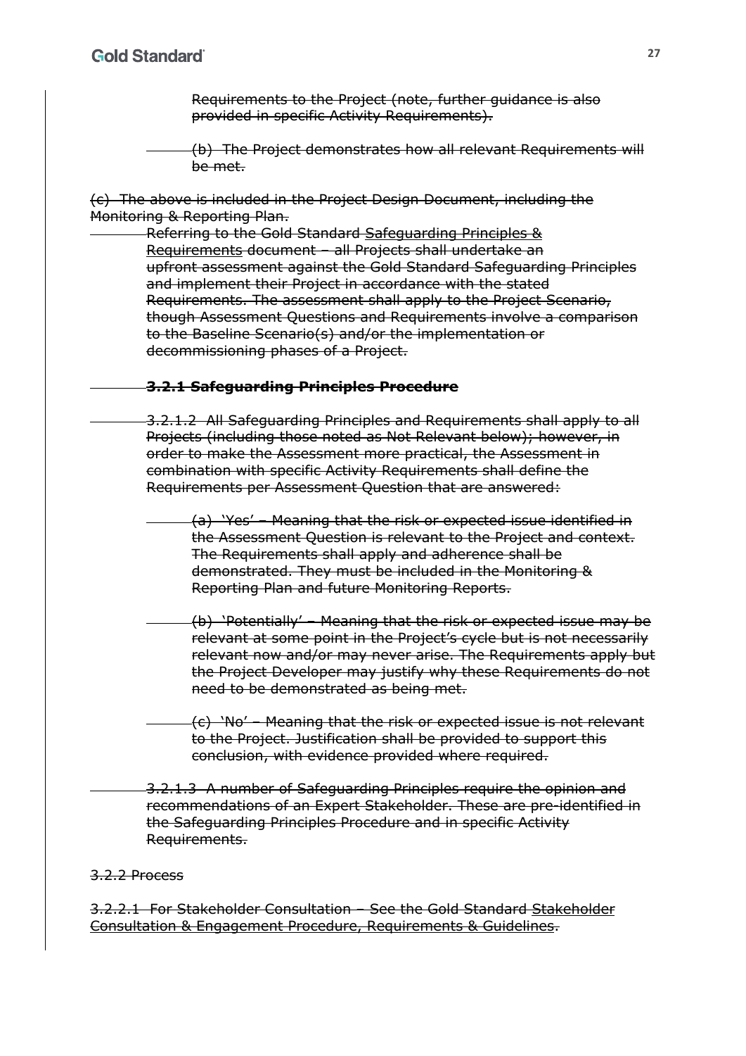~~Requirements to the Project (note, further guidance is also provided in specific Activity Requirements).~~

~~(b) The Project demonstrates how all relevant Requirements will be met.~~

~~(c) The above is included in the Project Design Document, including the Monitoring & Reporting Plan.~~

~~Referring to the Gold Standard Safeguarding Principles & Requirements document – all Projects shall undertake an upfront assessment against the Gold Standard Safeguarding Principles and implement their Project in accordance with the stated Requirements. The assessment shall apply to the Project Scenario, though Assessment Questions and Requirements involve a comparison to the Baseline Scenario(s) and/or the implementation or decommissioning phases of a Project.~~

~~**3.2.1 Safeguarding Principles Procedure**~~

~~3.2.1.2 All Safeguarding Principles and Requirements shall apply to all Projects (including those noted as Not Relevant below); however, in order to make the Assessment more practical, the Assessment in combination with specific Activity Requirements shall define the Requirements per Assessment Question that are answered:~~

~~(a) 'Yes' – Meaning that the risk or expected issue identified in the Assessment Question is relevant to the Project and context. The Requirements shall apply and adherence shall be demonstrated. They must be included in the Monitoring & Reporting Plan and future Monitoring Reports.~~

~~(b) 'Potentially' – Meaning that the risk or expected issue may be relevant at some point in the Project's cycle but is not necessarily relevant now and/or may never arise. The Requirements apply but the Project Developer may justify why these Requirements do not need to be demonstrated as being met.~~

~~(c) 'No' – Meaning that the risk or expected issue is not relevant to the Project. Justification shall be provided to support this conclusion, with evidence provided where required.~~

~~3.2.1.3 A number of Safeguarding Principles require the opinion and recommendations of an Expert Stakeholder. These are pre-identified in the Safeguarding Principles Procedure and in specific Activity Requirements.~~

~~3.2.2 Process~~

~~3.2.2.1 For Stakeholder Consultation – See the Gold Standard Stakeholder Consultation & Engagement Procedure, Requirements & Guidelines.~~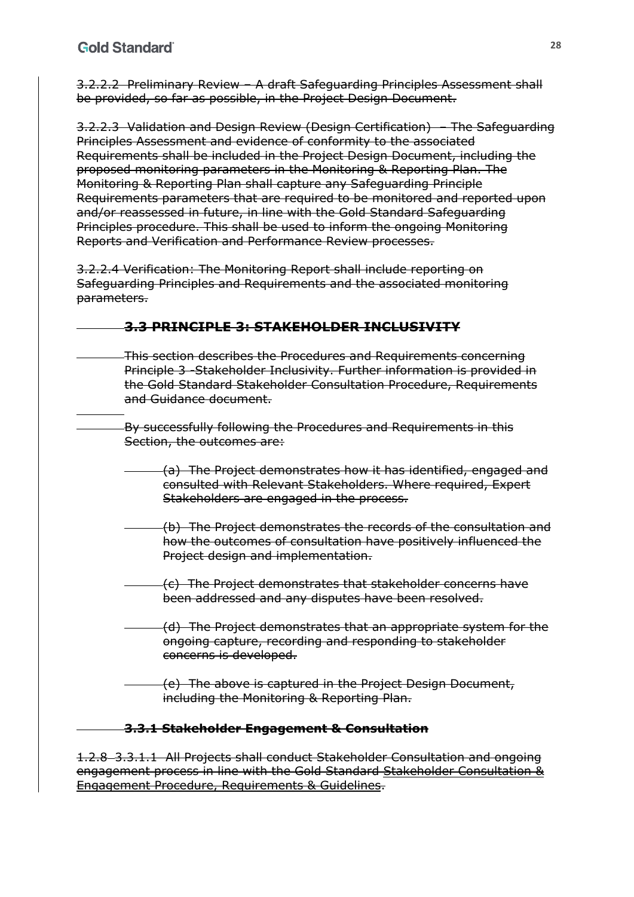~~3.2.2.2 Preliminary Review – A draft Safeguarding Principles Assessment shall be provided, so far as possible, in the Project Design Document.~~

~~3.2.2.3 Validation and Design Review (Design Certification) – The Safeguarding Principles Assessment and evidence of conformity to the associated Requirements shall be included in the Project Design Document, including the proposed monitoring parameters in the Monitoring & Reporting Plan. The Monitoring & Reporting Plan shall capture any Safeguarding Principle Requirements parameters that are required to be monitored and reported upon and/or reassessed in future, in line with the Gold Standard Safeguarding Principles procedure. This shall be used to inform the ongoing Monitoring Reports and Verification and Performance Review processes.~~

~~3.2.2.4 Verification: The Monitoring Report shall include reporting on Safeguarding Principles and Requirements and the associated monitoring parameters.~~

### ~~3.3 PRINCIPLE 3: STAKEHOLDER INCLUSIVITY~~

~~This section describes the Procedures and Requirements concerning Principle 3 -Stakeholder Inclusivity. Further information is provided in the Gold Standard Stakeholder Consultation Procedure, Requirements and Guidance document.~~

~~By successfully following the Procedures and Requirements in this Section, the outcomes are:~~

- ~~(a) The Project demonstrates how it has identified, engaged and consulted with Relevant Stakeholders. Where required, Expert Stakeholders are engaged in the process.~~
- ~~(b) The Project demonstrates the records of the consultation and how the outcomes of consultation have positively influenced the Project design and implementation.~~
- ~~(c) The Project demonstrates that stakeholder concerns have been addressed and any disputes have been resolved.~~
- ~~(d) The Project demonstrates that an appropriate system for the ongoing capture, recording and responding to stakeholder concerns is developed.~~
- ~~(e) The above is captured in the Project Design Document, including the Monitoring & Reporting Plan.~~

#### ~~3.3.1 Stakeholder Engagement & Consultation~~

~~1.2.8 3.3.1.1 All Projects shall conduct Stakeholder Consultation and ongoing engagement process in line with the Gold Standard Stakeholder Consultation & Engagement Procedure, Requirements & Guidelines.~~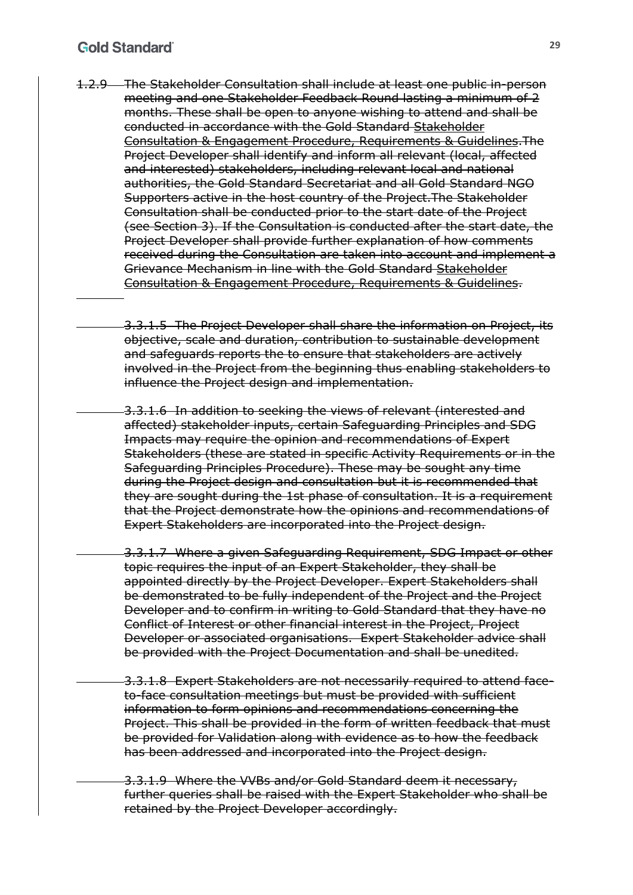~~1.2.9 The Stakeholder Consultation shall include at least one public in-person meeting and one Stakeholder Feedback Round lasting a minimum of 2 months. These shall be open to anyone wishing to attend and shall be conducted in accordance with the Gold Standard Stakeholder Consultation & Engagement Procedure, Requirements & Guidelines.The Project Developer shall identify and inform all relevant (local, affected and interested) stakeholders, including relevant local and national authorities, the Gold Standard Secretariat and all Gold Standard NGO Supporters active in the host country of the Project.The Stakeholder Consultation shall be conducted prior to the start date of the Project (see Section 3). If the Consultation is conducted after the start date, the Project Developer shall provide further explanation of how comments received during the Consultation are taken into account and implement a Grievance Mechanism in line with the Gold Standard Stakeholder Consultation & Engagement Procedure, Requirements & Guidelines.~~

~~3.3.1.5 The Project Developer shall share the information on Project, its objective, scale and duration, contribution to sustainable development and safeguards reports the to ensure that stakeholders are actively involved in the Project from the beginning thus enabling stakeholders to influence the Project design and implementation.~~

~~3.3.1.6 In addition to seeking the views of relevant (interested and affected) stakeholder inputs, certain Safeguarding Principles and SDG Impacts may require the opinion and recommendations of Expert Stakeholders (these are stated in specific Activity Requirements or in the Safeguarding Principles Procedure). These may be sought any time during the Project design and consultation but it is recommended that they are sought during the 1st phase of consultation. It is a requirement that the Project demonstrate how the opinions and recommendations of Expert Stakeholders are incorporated into the Project design.~~

~~3.3.1.7 Where a given Safeguarding Requirement, SDG Impact or other topic requires the input of an Expert Stakeholder, they shall be appointed directly by the Project Developer. Expert Stakeholders shall be demonstrated to be fully independent of the Project and the Project Developer and to confirm in writing to Gold Standard that they have no Conflict of Interest or other financial interest in the Project, Project Developer or associated organisations. Expert Stakeholder advice shall be provided with the Project Documentation and shall be unedited.~~

~~3.3.1.8 Expert Stakeholders are not necessarily required to attend face-to-face consultation meetings but must be provided with sufficient information to form opinions and recommendations concerning the Project. This shall be provided in the form of written feedback that must be provided for Validation along with evidence as to how the feedback has been addressed and incorporated into the Project design.~~

~~3.3.1.9 Where the VVBs and/or Gold Standard deem it necessary, further queries shall be raised with the Expert Stakeholder who shall be retained by the Project Developer accordingly.~~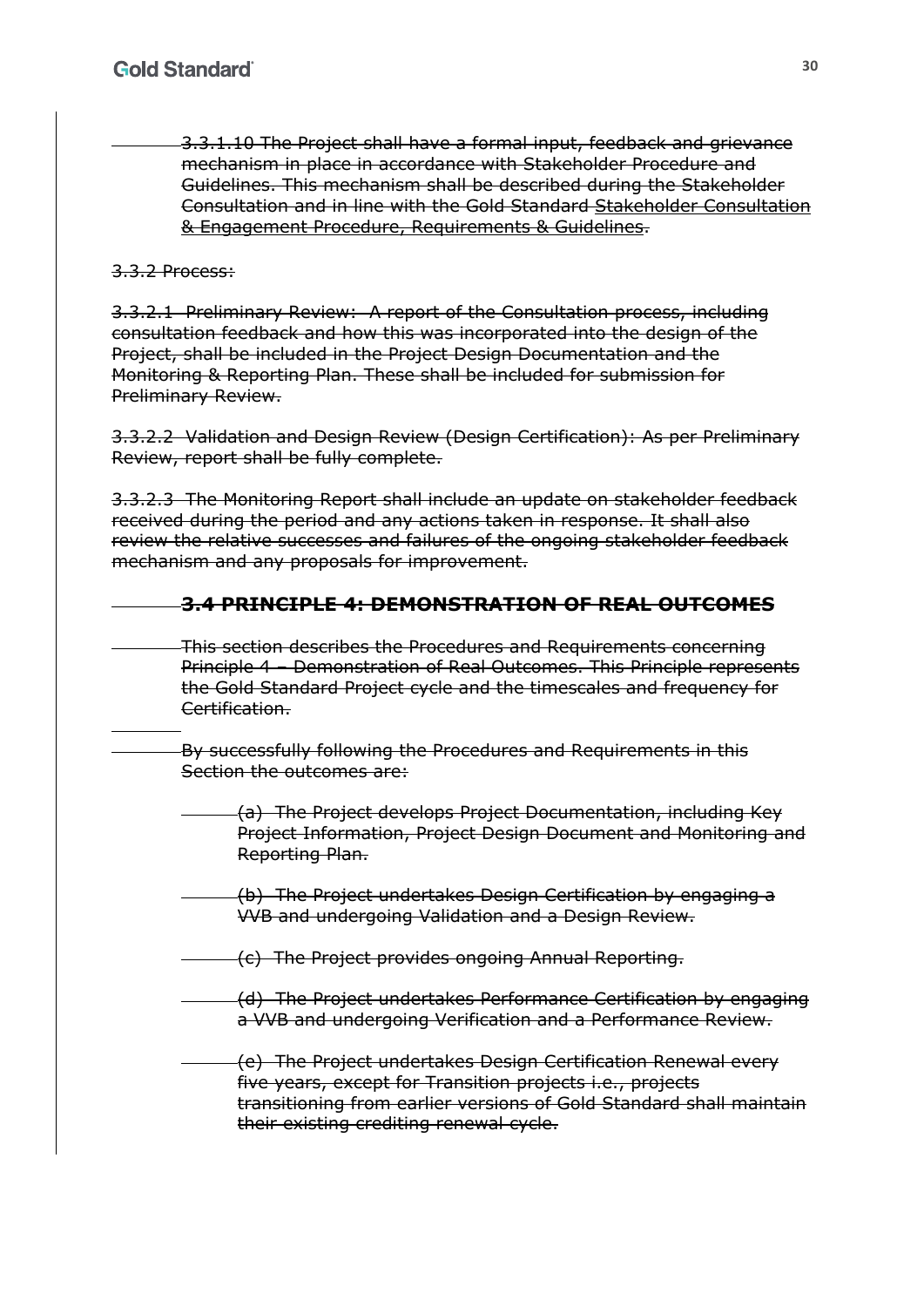~~3.3.1.10 The Project shall have a formal input, feedback and grievance mechanism in place in accordance with Stakeholder Procedure and Guidelines. This mechanism shall be described during the Stakeholder Consultation and in line with the Gold Standard Stakeholder Consultation & Engagement Procedure, Requirements & Guidelines.~~

~~3.3.2 Process:~~

~~3.3.2.1 Preliminary Review: A report of the Consultation process, including consultation feedback and how this was incorporated into the design of the Project, shall be included in the Project Design Documentation and the Monitoring & Reporting Plan. These shall be included for submission for Preliminary Review.~~

~~3.3.2.2 Validation and Design Review (Design Certification): As per Preliminary Review, report shall be fully complete.~~

~~3.3.2.3 The Monitoring Report shall include an update on stakeholder feedback received during the period and any actions taken in response. It shall also review the relative successes and failures of the ongoing stakeholder feedback mechanism and any proposals for improvement.~~

### ~~3.4 PRINCIPLE 4: DEMONSTRATION OF REAL OUTCOMES~~

~~This section describes the Procedures and Requirements concerning Principle 4 – Demonstration of Real Outcomes. This Principle represents the Gold Standard Project cycle and the timescales and frequency for Certification.~~

~~By successfully following the Procedures and Requirements in this Section the outcomes are:~~

~~(a) The Project develops Project Documentation, including Key Project Information, Project Design Document and Monitoring and Reporting Plan.~~

~~(b) The Project undertakes Design Certification by engaging a VVB and undergoing Validation and a Design Review.~~

~~(c) The Project provides ongoing Annual Reporting.~~

~~(d) The Project undertakes Performance Certification by engaging a VVB and undergoing Verification and a Performance Review.~~

~~(e) The Project undertakes Design Certification Renewal every five years, except for Transition projects i.e., projects transitioning from earlier versions of Gold Standard shall maintain their existing crediting renewal cycle.~~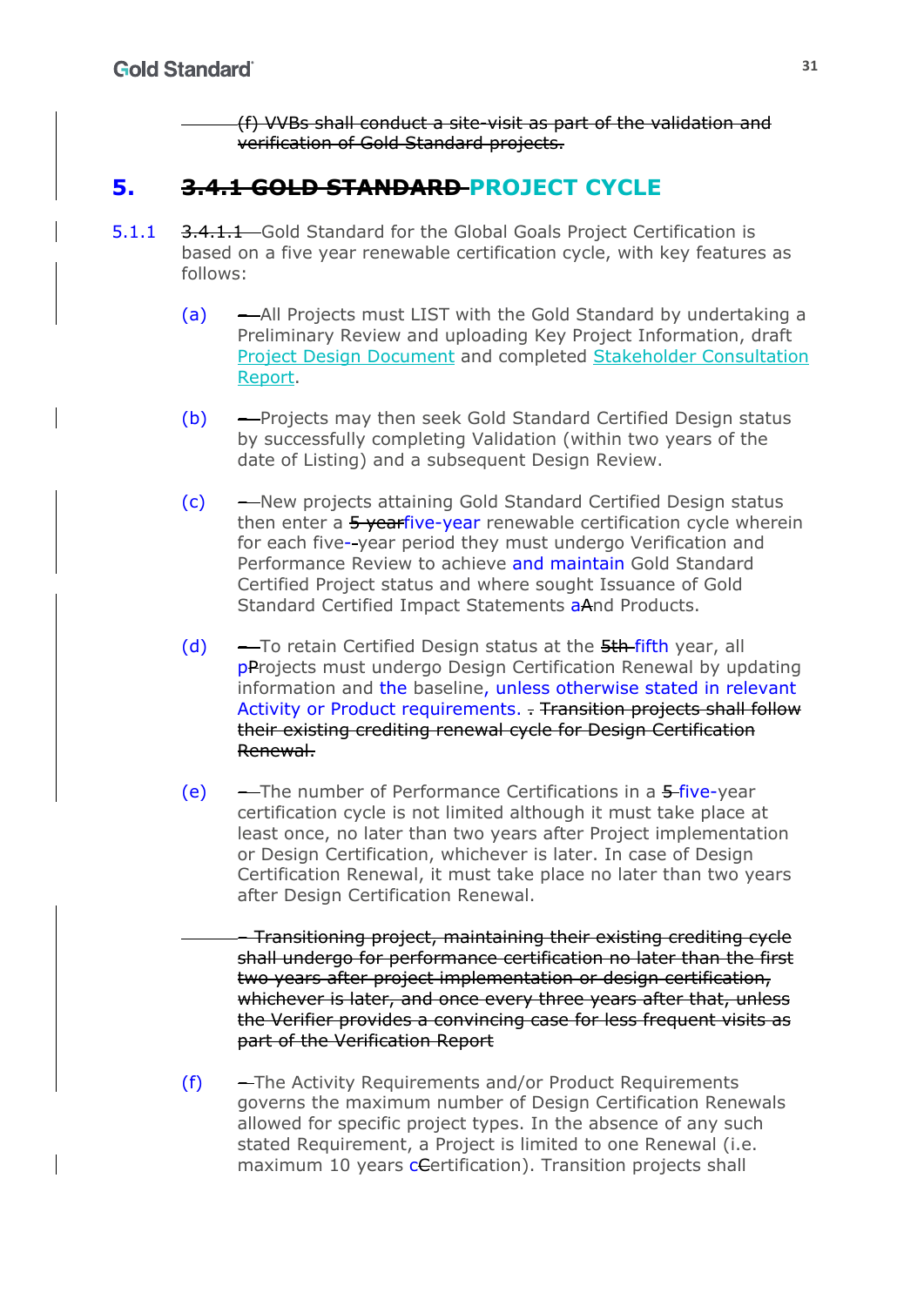(f) VVBs shall conduct a site-visit as part of the validation and verification of Gold Standard projects.

# 5. 3.4.1 GOLD STANDARD PROJECT CYCLE

5.1.1 3.4.1.1 Gold Standard for the Global Goals Project Certification is based on a five year renewable certification cycle, with key features as follows:

(a) – All Projects must LIST with the Gold Standard by undertaking a Preliminary Review and uploading Key Project Information, draft Project Design Document and completed Stakeholder Consultation Report.

(b) – Projects may then seek Gold Standard Certified Design status by successfully completing Validation (within two years of the date of Listing) and a subsequent Design Review.

(c) – New projects attaining Gold Standard Certified Design status then enter a 5 yearfive-year renewable certification cycle wherein for each five--year period they must undergo Verification and Performance Review to achieve and maintain Gold Standard Certified Project status and where sought Issuance of Gold Standard Certified Impact Statements aAnd Products.

(d) – To retain Certified Design status at the 5th fifth year, all pProjects must undergo Design Certification Renewal by updating information and the baseline, unless otherwise stated in relevant Activity or Product requirements. . Transition projects shall follow their existing crediting renewal cycle for Design Certification Renewal.

(e) – The number of Performance Certifications in a 5 five-year certification cycle is not limited although it must take place at least once, no later than two years after Project implementation or Design Certification, whichever is later. In case of Design Certification Renewal, it must take place no later than two years after Design Certification Renewal.

– Transitioning project, maintaining their existing crediting cycle shall undergo for performance certification no later than the first two years after project implementation or design certification, whichever is later, and once every three years after that, unless the Verifier provides a convincing case for less frequent visits as part of the Verification Report

(f) – The Activity Requirements and/or Product Requirements governs the maximum number of Design Certification Renewals allowed for specific project types. In the absence of any such stated Requirement, a Project is limited to one Renewal (i.e. maximum 10 years cCertification). Transition projects shall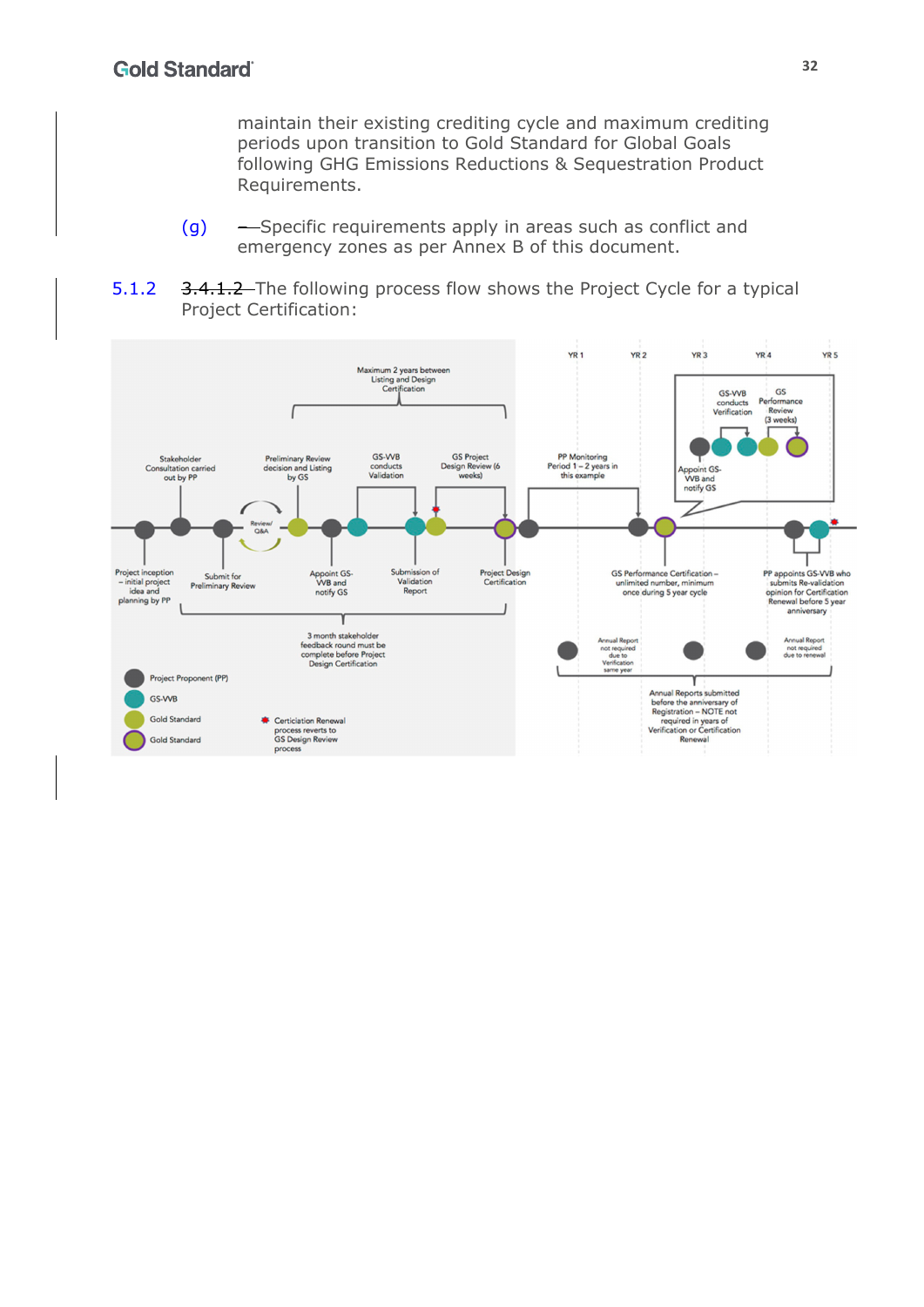maintain their existing crediting cycle and maximum crediting periods upon transition to Gold Standard for Global Goals following GHG Emissions Reductions & Sequestration Product Requirements.

(g) ~~—~~Specific requirements apply in areas such as conflict and emergency zones as per Annex B of this document.

5.1.2 ~~3.4.1.2~~ The following process flow shows the Project Cycle for a typical Project Certification:

Maximum 2 years between Listing and Design Certification

Stakeholder Consultation carried out by PP

Preliminary Review decision and Listing by GS

GS-VVB conducts Validation

GS Project Design Review (6 weeks)

PP Monitoring Period 1 – 2 years in this example

GS-VVB conducts Verification

GS Performance Review (3 weeks)

Appoint GS-VVB and notify GS

YR 1 YR 2 YR 3 YR 4 YR 5

Review/ Q&A

Project inception – initial project idea and planning by PP

Submit for Preliminary Review

Appoint GS-VVB and notify GS

Submission of Validation Report

Project Design Certification

GS Performance Certification – unlimited number, minimum once during 5 year cycle

PP appoints GS-VVB who submits Re-validation opinion for Certification Renewal before 5 year anniversary

3 month stakeholder feedback round must be complete before Project Design Certification

Annual Report not required due to Verification same year

Annual Report not required due to renewal

Annual Reports submitted before the anniversary of Registration – NOTE not required in years of Verification or Certification Renewal

Project Proponent (PP)

GS-VVB

Gold Standard

Gold Standard

Certiciation Renewal process reverts to GS Design Review process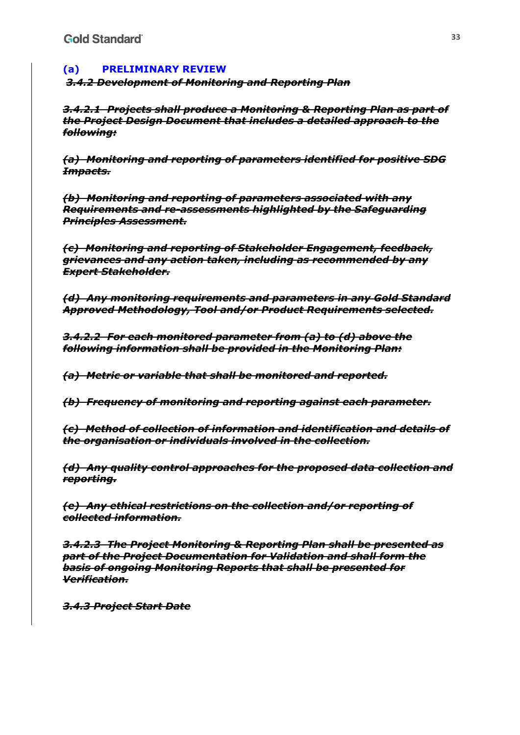## (a) PRELIMINARY REVIEW

***~~3.4.2 Development of Monitoring and Reporting Plan~~***

***~~3.4.2.1 Projects shall produce a Monitoring & Reporting Plan as part of the Project Design Document that includes a detailed approach to the following:~~***

***~~(a) Monitoring and reporting of parameters identified for positive SDG Impacts.~~***

***~~(b) Monitoring and reporting of parameters associated with any Requirements and re-assessments highlighted by the Safeguarding Principles Assessment.~~***

***~~(c) Monitoring and reporting of Stakeholder Engagement, feedback, grievances and any action taken, including as recommended by any Expert Stakeholder.~~***

***~~(d) Any monitoring requirements and parameters in any Gold Standard Approved Methodology, Tool and/or Product Requirements selected.~~***

***~~3.4.2.2 For each monitored parameter from (a) to (d) above the following information shall be provided in the Monitoring Plan:~~***

***~~(a) Metric or variable that shall be monitored and reported.~~***

***~~(b) Frequency of monitoring and reporting against each parameter.~~***

***~~(c) Method of collection of information and identification and details of the organisation or individuals involved in the collection.~~***

***~~(d) Any quality control approaches for the proposed data collection and reporting.~~***

***~~(e) Any ethical restrictions on the collection and/or reporting of collected information.~~***

***~~3.4.2.3 The Project Monitoring & Reporting Plan shall be presented as part of the Project Documentation for Validation and shall form the basis of ongoing Monitoring Reports that shall be presented for Verification.~~***

***~~3.4.3 Project Start Date~~***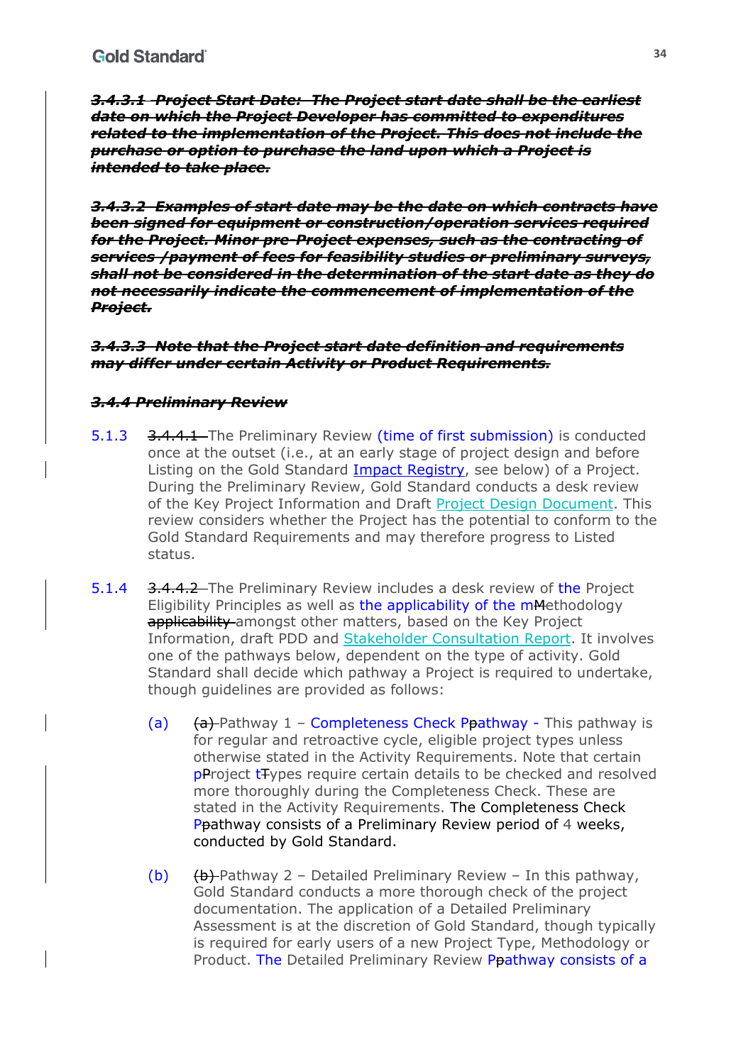~~***3.4.3.1 Project Start Date: The Project start date shall be the earliest date on which the Project Developer has committed to expenditures related to the implementation of the Project. This does not include the purchase or option to purchase the land upon which a Project is intended to take place.***~~

~~***3.4.3.2 Examples of start date may be the date on which contracts have been signed for equipment or construction/operation services required for the Project. Minor pre-Project expenses, such as the contracting of services /payment of fees for feasibility studies or preliminary surveys, shall not be considered in the determination of the start date as they do not necessarily indicate the commencement of implementation of the Project.***~~

~~***3.4.3.3 Note that the Project start date definition and requirements may differ under certain Activity or Product Requirements.***~~

~~***3.4.4 Preliminary Review***~~

5.1.3 ~~3.4.4.1~~ The Preliminary Review (time of first submission) is conducted once at the outset (i.e., at an early stage of project design and before Listing on the Gold Standard Impact Registry, see below) of a Project. During the Preliminary Review, Gold Standard conducts a desk review of the Key Project Information and Draft Project Design Document. This review considers whether the Project has the potential to conform to the Gold Standard Requirements and may therefore progress to Listed status.

5.1.4 ~~3.4.4.2~~ The Preliminary Review includes a desk review of the Project Eligibility Principles as well as the applicability of the m~~M~~ethodology ~~applicability~~ amongst other matters, based on the Key Project Information, draft PDD and Stakeholder Consultation Report. It involves one of the pathways below, dependent on the type of activity. Gold Standard shall decide which pathway a Project is required to undertake, though guidelines are provided as follows:

- (a) ~~(a)~~ Pathway 1 – Completeness Check P~~p~~athway - This pathway is for regular and retroactive cycle, eligible project types unless otherwise stated in the Activity Requirements. Note that certain p~~P~~roject t~~T~~ypes require certain details to be checked and resolved more thoroughly during the Completeness Check. These are stated in the Activity Requirements. The Completeness Check P~~p~~athway consists of a Preliminary Review period of 4 weeks, conducted by Gold Standard.

- (b) ~~(b)~~ Pathway 2 – Detailed Preliminary Review – In this pathway, Gold Standard conducts a more thorough check of the project documentation. The application of a Detailed Preliminary Assessment is at the discretion of Gold Standard, though typically is required for early users of a new Project Type, Methodology or Product. The Detailed Preliminary Review P~~p~~athway consists of a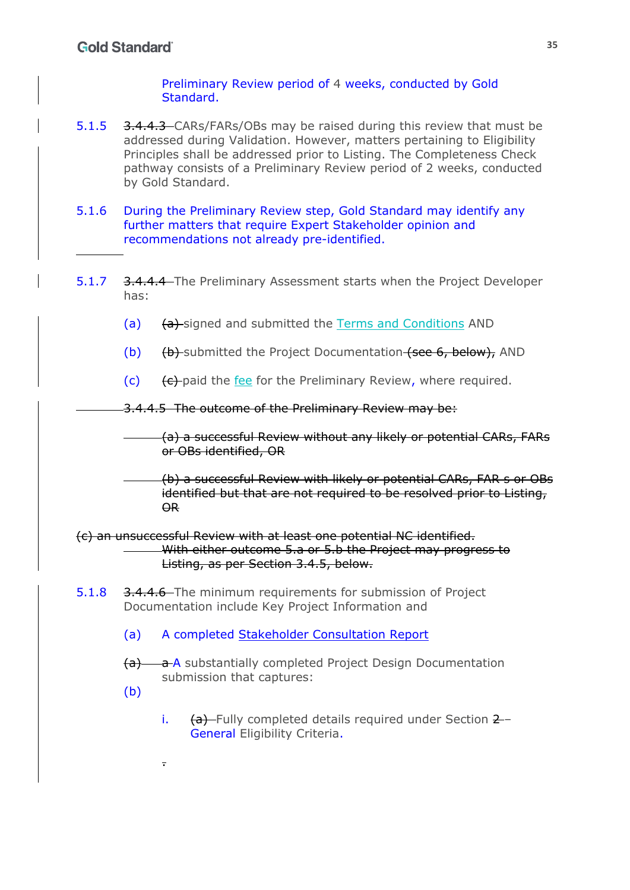Preliminary Review period of 4 weeks, conducted by Gold Standard.

5.1.5 ~~3.4.4.3~~ CARs/FARs/OBs may be raised during this review that must be addressed during Validation. However, matters pertaining to Eligibility Principles shall be addressed prior to Listing. The Completeness Check pathway consists of a Preliminary Review period of 2 weeks, conducted by Gold Standard.

5.1.6 During the Preliminary Review step, Gold Standard may identify any further matters that require Expert Stakeholder opinion and recommendations not already pre-identified.

5.1.7 ~~3.4.4.4~~ The Preliminary Assessment starts when the Project Developer has:

(a) ~~(a)~~ signed and submitted the Terms and Conditions AND

(b) ~~(b)~~ submitted the Project Documentation ~~(see 6, below)~~, AND

(c) ~~(c)~~ paid the fee for the Preliminary Review, where required.

~~3.4.4.5 The outcome of the Preliminary Review may be:~~

~~(a) a successful Review without any likely or potential CARs, FARs or OBs identified, OR~~

~~(b) a successful Review with likely or potential CARs, FAR s or OBs identified but that are not required to be resolved prior to Listing, OR~~

~~(c) an unsuccessful Review with at least one potential NC identified.~~
~~With either outcome 5.a or 5.b the Project may progress to Listing, as per Section 3.4.5, below.~~

5.1.8 ~~3.4.4.6~~ The minimum requirements for submission of Project Documentation include Key Project Information and

(a) A completed Stakeholder Consultation Report

~~(a)~~ (b) ~~a~~ A substantially completed Project Design Documentation submission that captures:

i. ~~(a)~~ Fully completed details required under Section ~~2~~ – General Eligibility Criteria.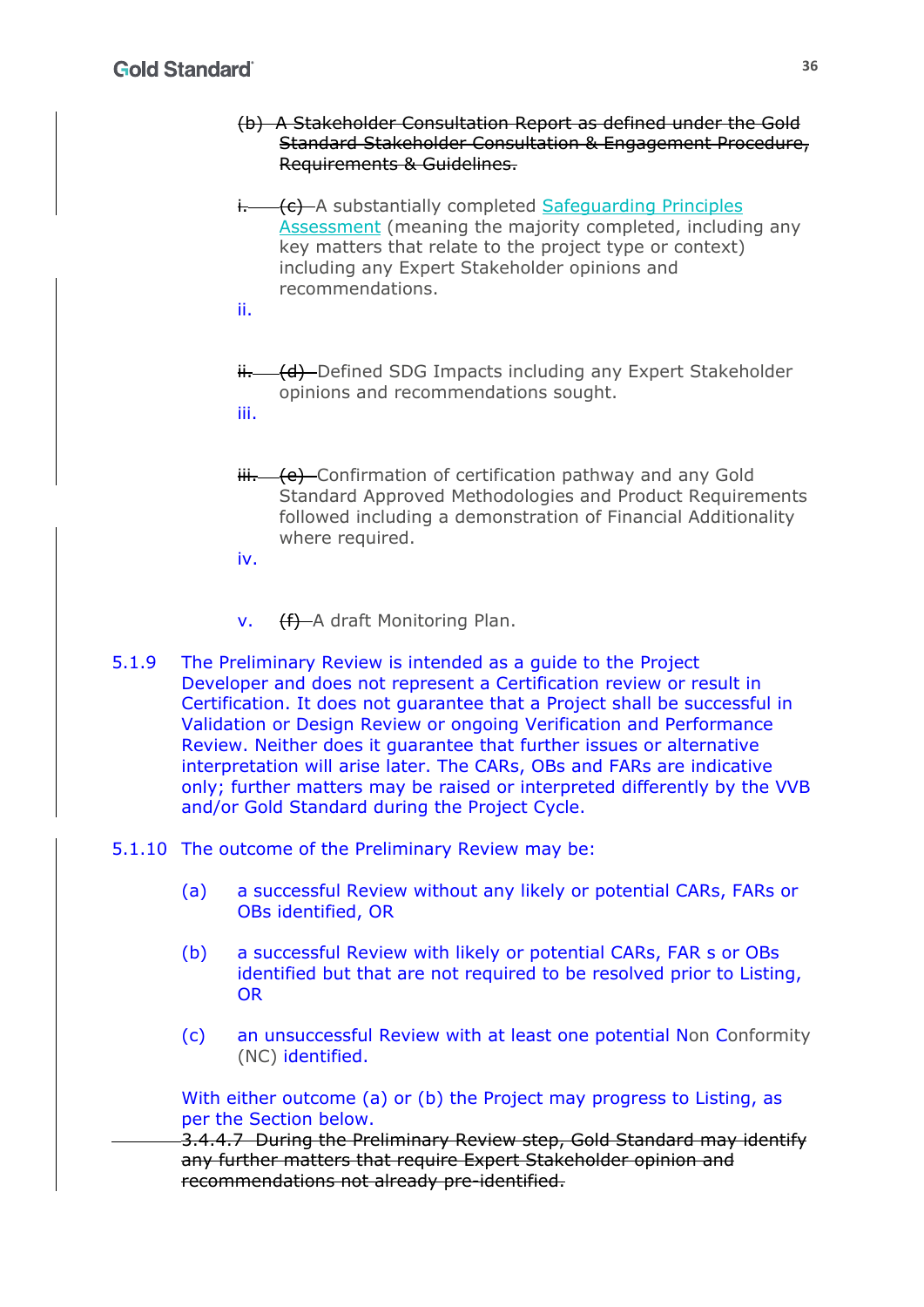~~(b) A Stakeholder Consultation Report as defined under the Gold Standard Stakeholder Consultation & Engagement Procedure, Requirements & Guidelines.~~

~~i.~~ ~~(c)~~ A substantially completed Safeguarding Principles Assessment (meaning the majority completed, including any key matters that relate to the project type or context) including any Expert Stakeholder opinions and recommendations.

ii.

~~ii.~~ ~~(d)~~ Defined SDG Impacts including any Expert Stakeholder opinions and recommendations sought.

iii.

~~iii.~~ ~~(e)~~ Confirmation of certification pathway and any Gold Standard Approved Methodologies and Product Requirements followed including a demonstration of Financial Additionality where required.

iv.

v. ~~(f)~~ A draft Monitoring Plan.

5.1.9 The Preliminary Review is intended as a guide to the Project Developer and does not represent a Certification review or result in Certification. It does not guarantee that a Project shall be successful in Validation or Design Review or ongoing Verification and Performance Review. Neither does it guarantee that further issues or alternative interpretation will arise later. The CARs, OBs and FARs are indicative only; further matters may be raised or interpreted differently by the VVB and/or Gold Standard during the Project Cycle.

5.1.10 The outcome of the Preliminary Review may be:

(a) a successful Review without any likely or potential CARs, FARs or OBs identified, OR

(b) a successful Review with likely or potential CARs, FAR s or OBs identified but that are not required to be resolved prior to Listing, OR

(c) an unsuccessful Review with at least one potential Non Conformity (NC) identified.

With either outcome (a) or (b) the Project may progress to Listing, as per the Section below.

~~3.4.4.7 During the Preliminary Review step, Gold Standard may identify any further matters that require Expert Stakeholder opinion and recommendations not already pre-identified.~~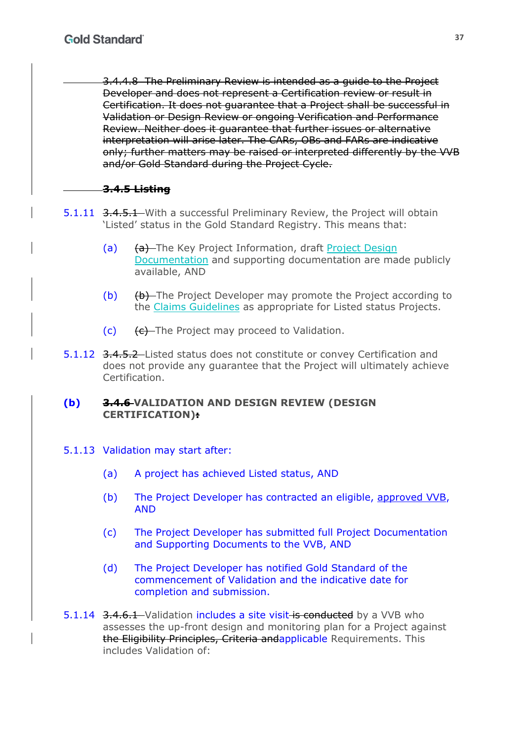~~3.4.4.8 The Preliminary Review is intended as a guide to the Project Developer and does not represent a Certification review or result in Certification. It does not guarantee that a Project shall be successful in Validation or Design Review or ongoing Verification and Performance Review. Neither does it guarantee that further issues or alternative interpretation will arise later. The CARs, OBs and FARs are indicative only; further matters may be raised or interpreted differently by the VVB and/or Gold Standard during the Project Cycle.~~

~~**3.4.5 Listing**~~

5.1.11 ~~3.4.5.1~~ With a successful Preliminary Review, the Project will obtain 'Listed' status in the Gold Standard Registry. This means that:

(a) ~~(a)~~ The Key Project Information, draft Project Design Documentation and supporting documentation are made publicly available, AND

(b) ~~(b)~~ The Project Developer may promote the Project according to the Claims Guidelines as appropriate for Listed status Projects.

(c) ~~(c)~~ The Project may proceed to Validation.

5.1.12 ~~3.4.5.2~~ Listed status does not constitute or convey Certification and does not provide any guarantee that the Project will ultimately achieve Certification.

**(b) ~~3.4.6~~ VALIDATION AND DESIGN REVIEW (DESIGN CERTIFICATION)~~:~~**

5.1.13 Validation may start after:

(a) A project has achieved Listed status, AND

(b) The Project Developer has contracted an eligible, approved VVB, AND

(c) The Project Developer has submitted full Project Documentation and Supporting Documents to the VVB, AND

(d) The Project Developer has notified Gold Standard of the commencement of Validation and the indicative date for completion and submission.

5.1.14 ~~3.4.6.1~~ Validation includes a site visit ~~is conducted~~ by a VVB who assesses the up-front design and monitoring plan for a Project against ~~the Eligibility Principles, Criteria and~~applicable Requirements. This includes Validation of: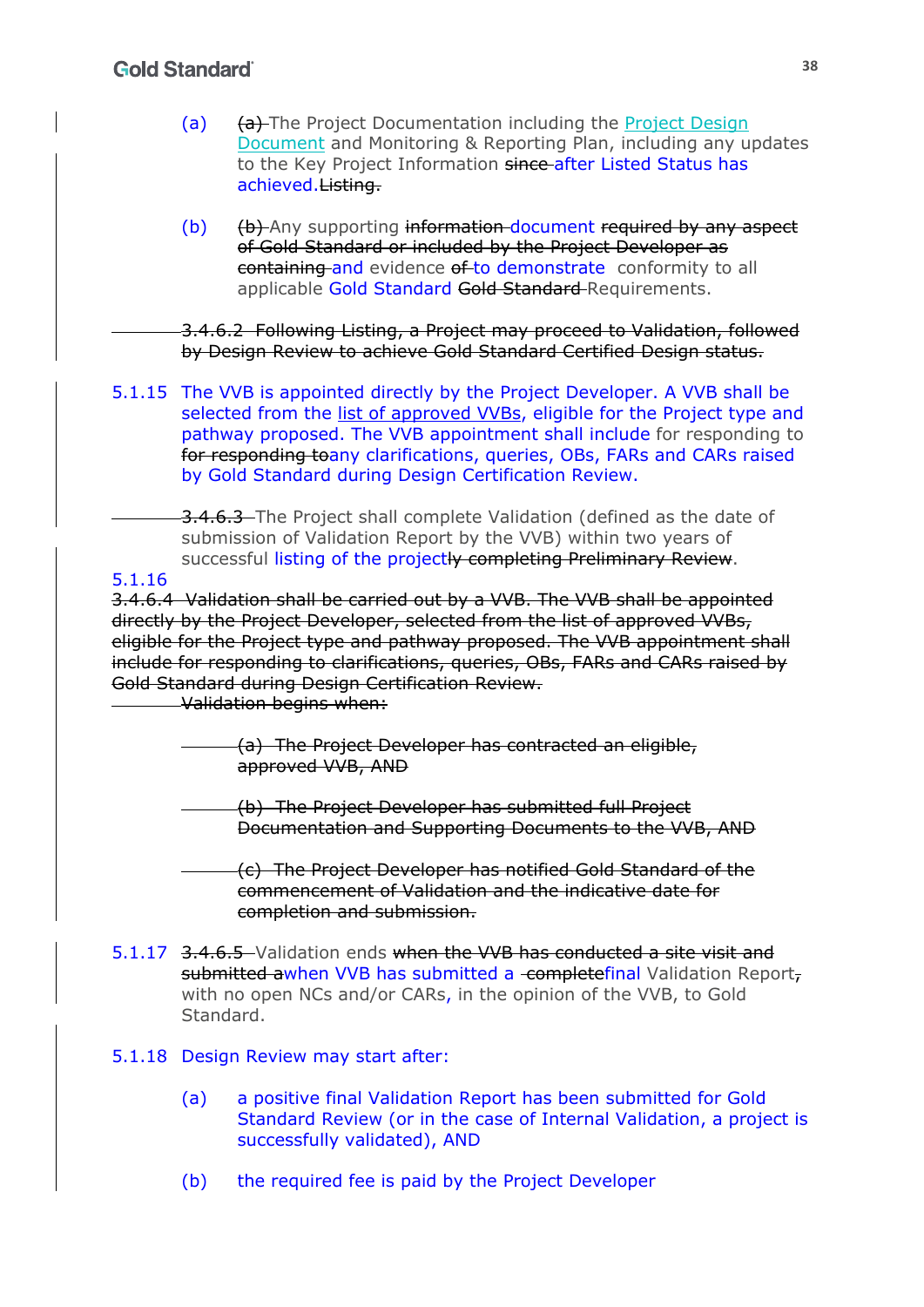(a) ~~(a)~~ The Project Documentation including the Project Design Document and Monitoring & Reporting Plan, including any updates to the Key Project Information ~~since~~ after Listed Status has achieved. ~~Listing.~~

(b) ~~(b)~~ Any supporting ~~information~~ document ~~required by any aspect of Gold Standard or included by the Project Developer as containing~~ and evidence ~~of~~ to demonstrate conformity to all applicable Gold Standard ~~Gold Standard~~ Requirements.

~~3.4.6.2 Following Listing, a Project may proceed to Validation, followed by Design Review to achieve Gold Standard Certified Design status.~~

5.1.15 The VVB is appointed directly by the Project Developer. A VVB shall be selected from the list of approved VVBs, eligible for the Project type and pathway proposed. The VVB appointment shall include for responding to ~~for responding to~~ any clarifications, queries, OBs, FARs and CARs raised by Gold Standard during Design Certification Review.

~~3.4.6.3~~ The Project shall complete Validation (defined as the date of submission of Validation Report by the VVB) within two years of successful listing of the project~~ly completing Preliminary Review~~.

5.1.16

~~3.4.6.4 Validation shall be carried out by a VVB. The VVB shall be appointed directly by the Project Developer, selected from the list of approved VVBs, eligible for the Project type and pathway proposed. The VVB appointment shall include for responding to clarifications, queries, OBs, FARs and CARs raised by Gold Standard during Design Certification Review.~~

~~Validation begins when:~~

~~(a) The Project Developer has contracted an eligible, approved VVB, AND~~

~~(b) The Project Developer has submitted full Project Documentation and Supporting Documents to the VVB, AND~~

~~(c) The Project Developer has notified Gold Standard of the commencement of Validation and the indicative date for completion and submission.~~

5.1.17 ~~3.4.6.5~~ Validation ends ~~when the VVB has conducted a site visit and submitted a~~ when VVB has submitted a ~~complete~~ final Validation Report~~,~~ with no open NCs and/or CARs, in the opinion of the VVB, to Gold Standard.

5.1.18 Design Review may start after:

(a) a positive final Validation Report has been submitted for Gold Standard Review (or in the case of Internal Validation, a project is successfully validated), AND

(b) the required fee is paid by the Project Developer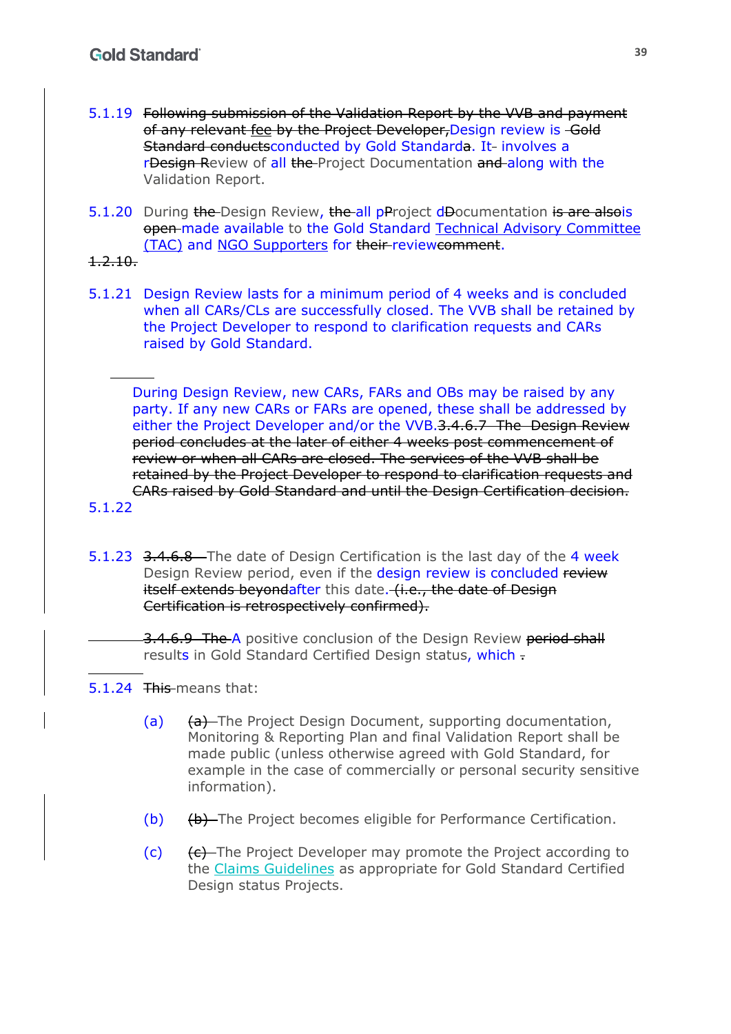5.1.19 ~~Following submission of the Validation Report by the VVB and payment of any relevant fee by the Project Developer,~~Design review is ~~Gold Standard conducts~~conducted by Gold Standard~~a~~. It ~~ ~~involves a r~~Design R~~eview of all ~~the~~ Project Documentation ~~and~~ along with the Validation Report.

5.1.20 During ~~the~~ Design Review, ~~the~~ all p~~P~~roject d~~D~~ocumentation ~~is are also~~is ~~open~~ made available to the Gold Standard Technical Advisory Committee (TAC) and NGO Supporters for ~~their~~ review~~comment~~.

~~1.2.10.~~

5.1.21 Design Review lasts for a minimum period of 4 weeks and is concluded when all CARs/CLs are successfully closed. The VVB shall be retained by the Project Developer to respond to clarification requests and CARs raised by Gold Standard.

During Design Review, new CARs, FARs and OBs may be raised by any party. If any new CARs or FARs are opened, these shall be addressed by either the Project Developer and/or the VVB.~~3.4.6.7 The Design Review period concludes at the later of either 4 weeks post commencement of review or when all CARs are closed. The services of the VVB shall be retained by the Project Developer to respond to clarification requests and CARs raised by Gold Standard and until the Design Certification decision.~~

5.1.22

5.1.23 ~~3.4.6.8~~ The date of Design Certification is the last day of the 4 week Design Review period, even if the design review is concluded ~~review itself extends beyond~~after this date.~~(i.e., the date of Design Certification is retrospectively confirmed).~~

~~3.4.6.9 The~~ A positive conclusion of the Design Review ~~period shall~~ results in Gold Standard Certified Design status, which ~~.~~

5.1.24 ~~This~~ means that:

(a) ~~(a)~~ The Project Design Document, supporting documentation, Monitoring & Reporting Plan and final Validation Report shall be made public (unless otherwise agreed with Gold Standard, for example in the case of commercially or personal security sensitive information).

(b) ~~(b)~~ The Project becomes eligible for Performance Certification.

(c) ~~(c)~~ The Project Developer may promote the Project according to the Claims Guidelines as appropriate for Gold Standard Certified Design status Projects.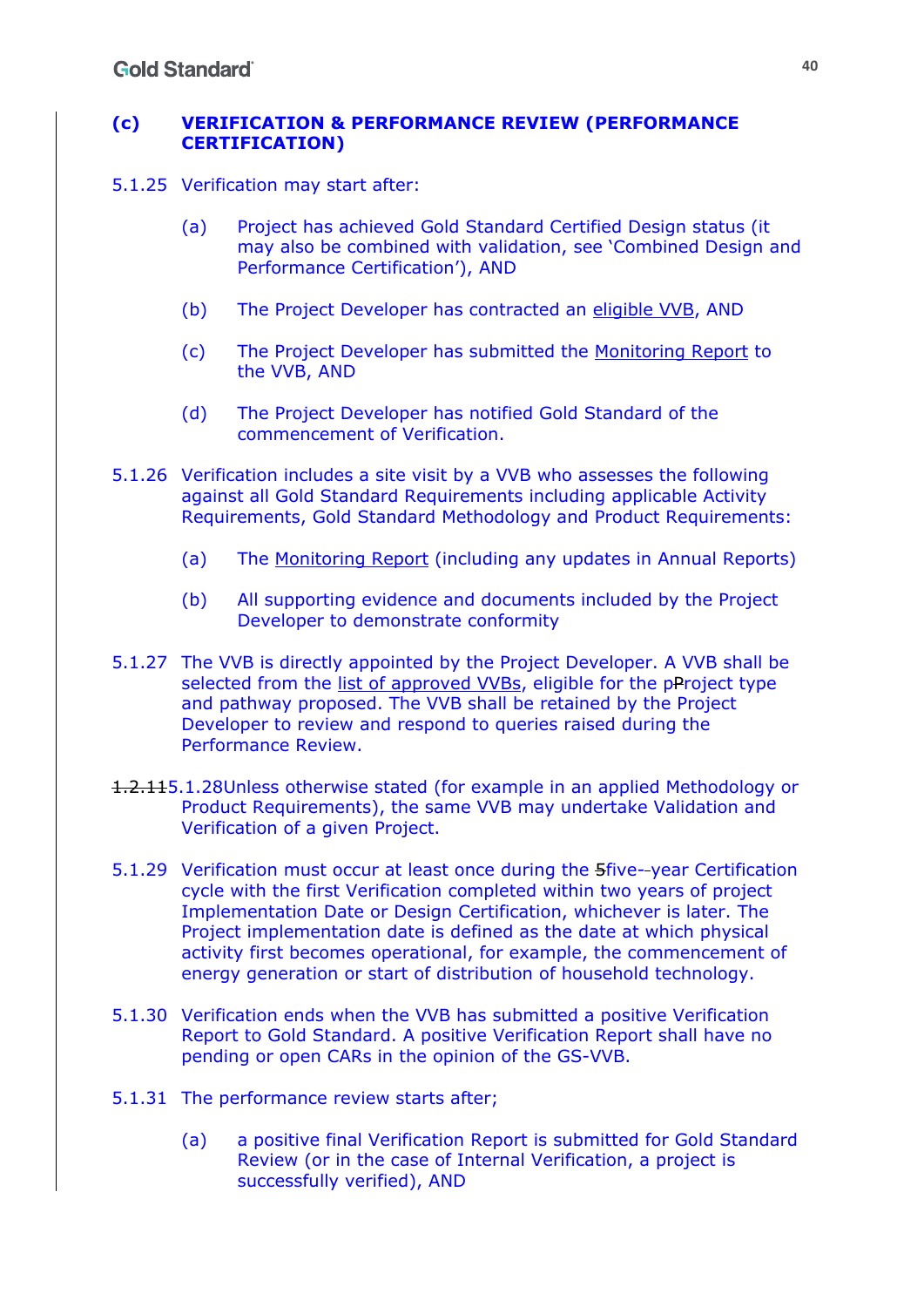## (c) VERIFICATION & PERFORMANCE REVIEW (PERFORMANCE CERTIFICATION)

5.1.25 Verification may start after:

(a) Project has achieved Gold Standard Certified Design status (it may also be combined with validation, see 'Combined Design and Performance Certification'), AND

(b) The Project Developer has contracted an eligible VVB, AND

(c) The Project Developer has submitted the Monitoring Report to the VVB, AND

(d) The Project Developer has notified Gold Standard of the commencement of Verification.

5.1.26 Verification includes a site visit by a VVB who assesses the following against all Gold Standard Requirements including applicable Activity Requirements, Gold Standard Methodology and Product Requirements:

(a) The Monitoring Report (including any updates in Annual Reports)

(b) All supporting evidence and documents included by the Project Developer to demonstrate conformity

5.1.27 The VVB is directly appointed by the Project Developer. A VVB shall be selected from the list of approved VVBs, eligible for the pProject type and pathway proposed. The VVB shall be retained by the Project Developer to review and respond to queries raised during the Performance Review.

~~1.2.11~~5.1.28 Unless otherwise stated (for example in an applied Methodology or Product Requirements), the same VVB may undertake Validation and Verification of a given Project.

5.1.29 Verification must occur at least once during the ~~5~~five--year Certification cycle with the first Verification completed within two years of project Implementation Date or Design Certification, whichever is later. The Project implementation date is defined as the date at which physical activity first becomes operational, for example, the commencement of energy generation or start of distribution of household technology.

5.1.30 Verification ends when the VVB has submitted a positive Verification Report to Gold Standard. A positive Verification Report shall have no pending or open CARs in the opinion of the GS-VVB.

5.1.31 The performance review starts after;

(a) a positive final Verification Report is submitted for Gold Standard Review (or in the case of Internal Verification, a project is successfully verified), AND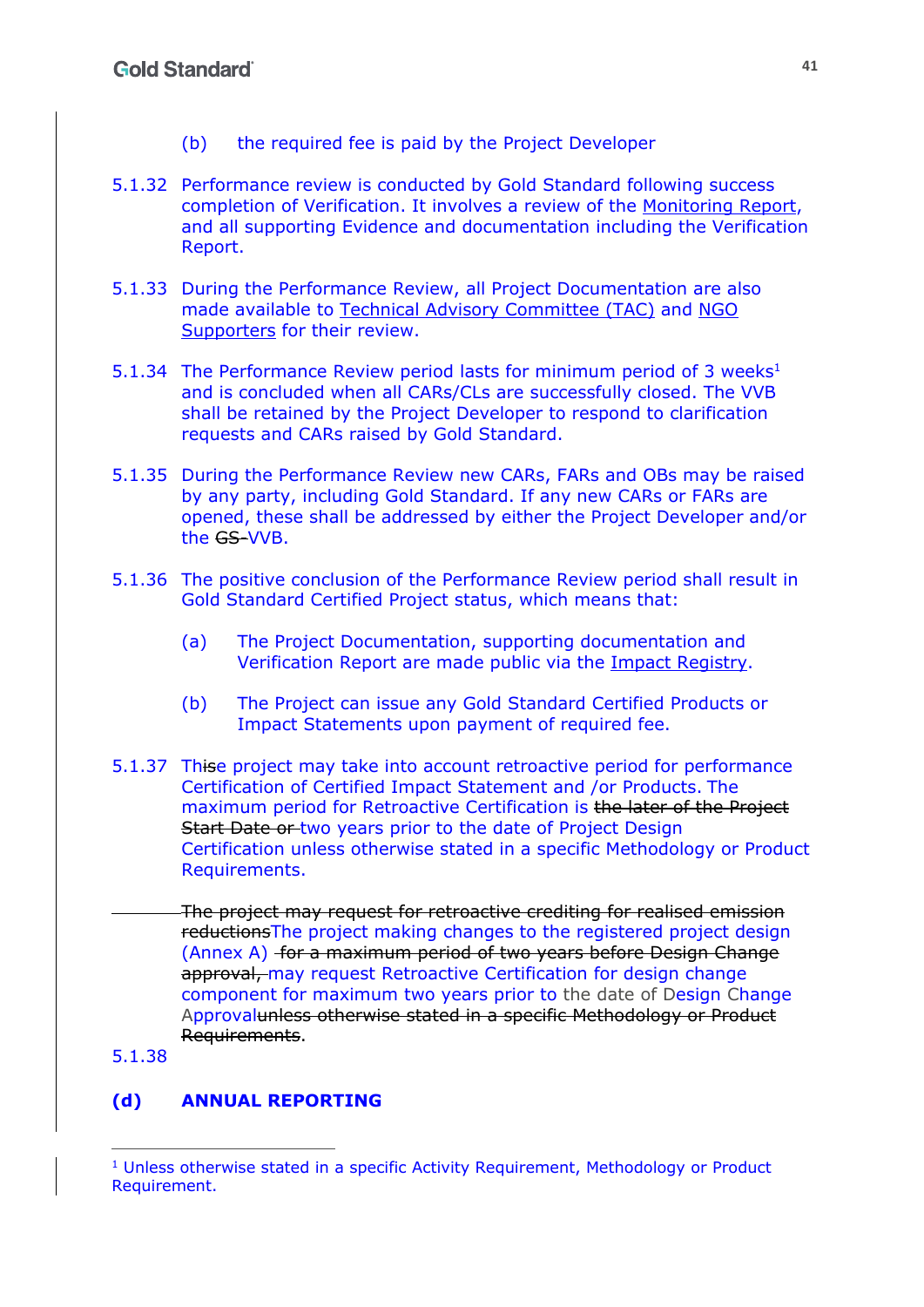(b) the required fee is paid by the Project Developer

5.1.32 Performance review is conducted by Gold Standard following success completion of Verification. It involves a review of the Monitoring Report, and all supporting Evidence and documentation including the Verification Report.

5.1.33 During the Performance Review, all Project Documentation are also made available to Technical Advisory Committee (TAC) and NGO Supporters for their review.

5.1.34 The Performance Review period lasts for minimum period of 3 weeks[1] and is concluded when all CARs/CLs are successfully closed. The VVB shall be retained by the Project Developer to respond to clarification requests and CARs raised by Gold Standard.

5.1.35 During the Performance Review new CARs, FARs and OBs may be raised by any party, including Gold Standard. If any new CARs or FARs are opened, these shall be addressed by either the Project Developer and/or the ~~GS-~~VVB.

5.1.36 The positive conclusion of the Performance Review period shall result in Gold Standard Certified Project status, which means that:

(a) The Project Documentation, supporting documentation and Verification Report are made public via the Impact Registry.

(b) The Project can issue any Gold Standard Certified Products or Impact Statements upon payment of required fee.

5.1.37 Thi~~s~~e project may take into account retroactive period for performance Certification of Certified Impact Statement and /or Products. The maximum period for Retroactive Certification is ~~the later of the Project Start Date or~~ two years prior to the date of Project Design Certification unless otherwise stated in a specific Methodology or Product Requirements.

5.1.38 ~~The project may request for retroactive crediting for realised emission reductions~~The project making changes to the registered project design (Annex A) ~~for a maximum period of two years before Design Change approval,~~ may request Retroactive Certification for design change component for maximum two years prior to the date of Design Change Approval~~unless otherwise stated in a specific Methodology or Product Requirements~~.

## (d) ANNUAL REPORTING

[1] Unless otherwise stated in a specific Activity Requirement, Methodology or Product Requirement.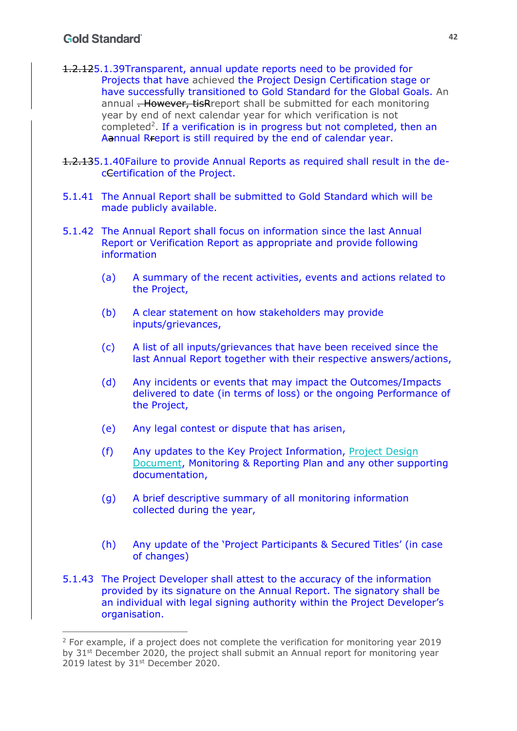~~1.2.12~~5.1.39 Transparent, annual update reports need to be provided for Projects that have achieved the Project Design Certification stage or have successfully transitioned to Gold Standard for the Global Goals. An annual ~~. However, tis~~Rreport shall be submitted for each monitoring year by end of next calendar year for which verification is not completed[2]. If a verification is in progress but not completed, then an A~~a~~nnual R~~r~~eport is still required by the end of calendar year.

~~1.2.13~~5.1.40 Failure to provide Annual Reports as required shall result in the de-c~~C~~ertification of the Project.

5.1.41 The Annual Report shall be submitted to Gold Standard which will be made publicly available.

5.1.42 The Annual Report shall focus on information since the last Annual Report or Verification Report as appropriate and provide following information

(a) A summary of the recent activities, events and actions related to the Project,

(b) A clear statement on how stakeholders may provide inputs/grievances,

(c) A list of all inputs/grievances that have been received since the last Annual Report together with their respective answers/actions,

(d) Any incidents or events that may impact the Outcomes/Impacts delivered to date (in terms of loss) or the ongoing Performance of the Project,

(e) Any legal contest or dispute that has arisen,

(f) Any updates to the Key Project Information, Project Design Document, Monitoring & Reporting Plan and any other supporting documentation,

(g) A brief descriptive summary of all monitoring information collected during the year,

(h) Any update of the 'Project Participants & Secured Titles' (in case of changes)

5.1.43 The Project Developer shall attest to the accuracy of the information provided by its signature on the Annual Report. The signatory shall be an individual with legal signing authority within the Project Developer's organisation.

---

[2] For example, if a project does not complete the verification for monitoring year 2019 by 31st December 2020, the project shall submit an Annual report for monitoring year 2019 latest by 31st December 2020.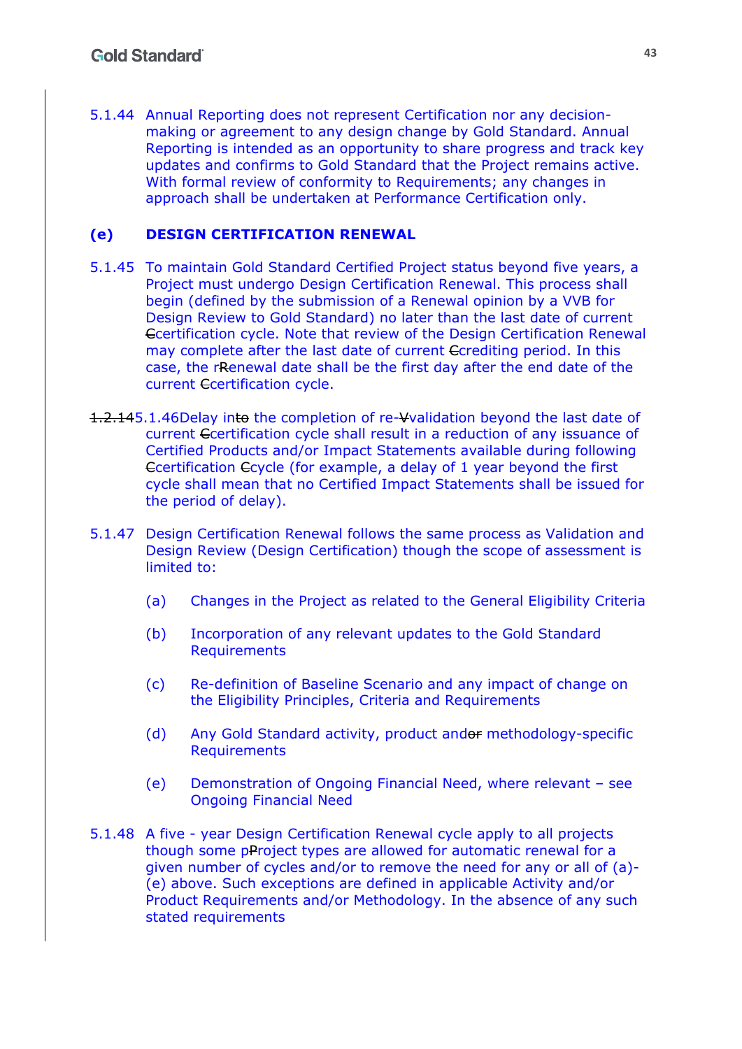5.1.44 Annual Reporting does not represent Certification nor any decision-making or agreement to any design change by Gold Standard. Annual Reporting is intended as an opportunity to share progress and track key updates and confirms to Gold Standard that the Project remains active. With formal review of conformity to Requirements; any changes in approach shall be undertaken at Performance Certification only.

### (e) DESIGN CERTIFICATION RENEWAL

5.1.45 To maintain Gold Standard Certified Project status beyond five years, a Project must undergo Design Certification Renewal. This process shall begin (defined by the submission of a Renewal opinion by a VVB for Design Review to Gold Standard) no later than the last date of current ~~C~~certification cycle. Note that review of the Design Certification Renewal may complete after the last date of current ~~C~~crediting period. In this case, the r~~R~~enewal date shall be the first day after the end date of the current ~~C~~certification cycle.

~~1.2.14~~5.1.46Delay int~~o~~ the completion of re-~~V~~validation beyond the last date of current ~~C~~certification cycle shall result in a reduction of any issuance of Certified Products and/or Impact Statements available during following ~~C~~certification ~~C~~cycle (for example, a delay of 1 year beyond the first cycle shall mean that no Certified Impact Statements shall be issued for the period of delay).

5.1.47 Design Certification Renewal follows the same process as Validation and Design Review (Design Certification) though the scope of assessment is limited to:

(a) Changes in the Project as related to the General Eligibility Criteria

(b) Incorporation of any relevant updates to the Gold Standard Requirements

(c) Re-definition of Baseline Scenario and any impact of change on the Eligibility Principles, Criteria and Requirements

(d) Any Gold Standard activity, product and~~or~~ methodology-specific Requirements

(e) Demonstration of Ongoing Financial Need, where relevant – see Ongoing Financial Need

5.1.48 A five - year Design Certification Renewal cycle apply to all projects though some p~~P~~roject types are allowed for automatic renewal for a given number of cycles and/or to remove the need for any or all of (a)-(e) above. Such exceptions are defined in applicable Activity and/or Product Requirements and/or Methodology. In the absence of any such stated requirements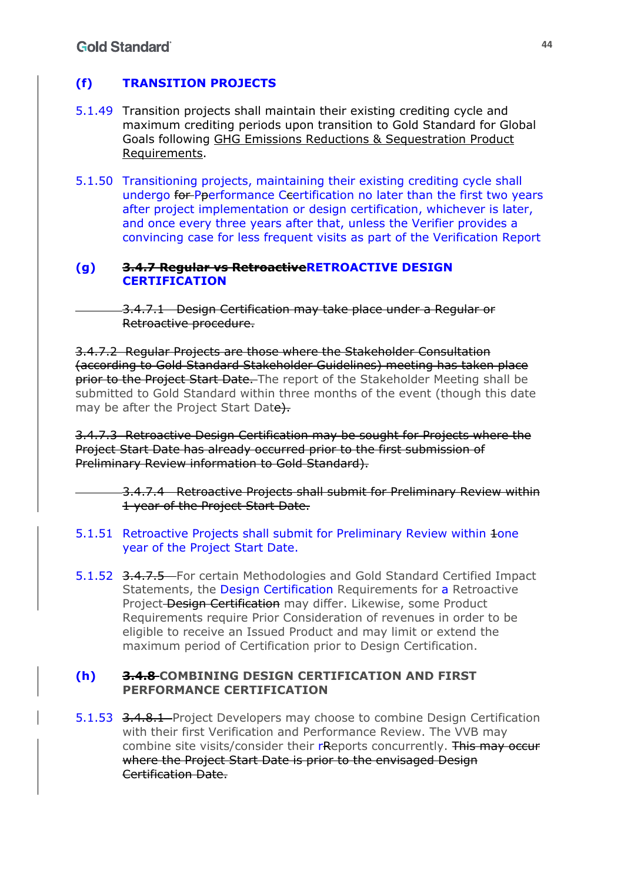## (f) TRANSITION PROJECTS

5.1.49 Transition projects shall maintain their existing crediting cycle and maximum crediting periods upon transition to Gold Standard for Global Goals following GHG Emissions Reductions & Sequestration Product Requirements.

5.1.50 Transitioning projects, maintaining their existing crediting cycle shall undergo ~~for~~ ~~P~~performance ~~C~~certification no later than the first two years after project implementation or design certification, whichever is later, and once every three years after that, unless the Verifier provides a convincing case for less frequent visits as part of the Verification Report

## (g) ~~3.4.7 Regular vs Retroactive~~RETROACTIVE DESIGN CERTIFICATION

~~3.4.7.1 Design Certification may take place under a Regular or Retroactive procedure.~~

~~3.4.7.2 Regular Projects are those where the Stakeholder Consultation (according to Gold Standard Stakeholder Guidelines) meeting has taken place prior to the Project Start Date.~~ The report of the Stakeholder Meeting shall be submitted to Gold Standard within three months of the event (though this date may be after the Project Start Dat~~e).~~

~~3.4.7.3 Retroactive Design Certification may be sought for Projects where the Project Start Date has already occurred prior to the first submission of Preliminary Review information to Gold Standard).~~

~~3.4.7.4 Retroactive Projects shall submit for Preliminary Review within 1 year of the Project Start Date.~~

5.1.51 Retroactive Projects shall submit for Preliminary Review within ~~1~~one year of the Project Start Date.

5.1.52 ~~3.4.7.5~~ For certain Methodologies and Gold Standard Certified Impact Statements, the Design Certification Requirements for a Retroactive Project ~~Design Certification~~ may differ. Likewise, some Product Requirements require Prior Consideration of revenues in order to be eligible to receive an Issued Product and may limit or extend the maximum period of Certification prior to Design Certification.

## (h) ~~3.4.8~~ COMBINING DESIGN CERTIFICATION AND FIRST PERFORMANCE CERTIFICATION

5.1.53 ~~3.4.8.1~~ Project Developers may choose to combine Design Certification with their first Verification and Performance Review. The VVB may combine site visits/consider their r~~R~~eports concurrently. ~~This may occur where the Project Start Date is prior to the envisaged Design Certification Date.~~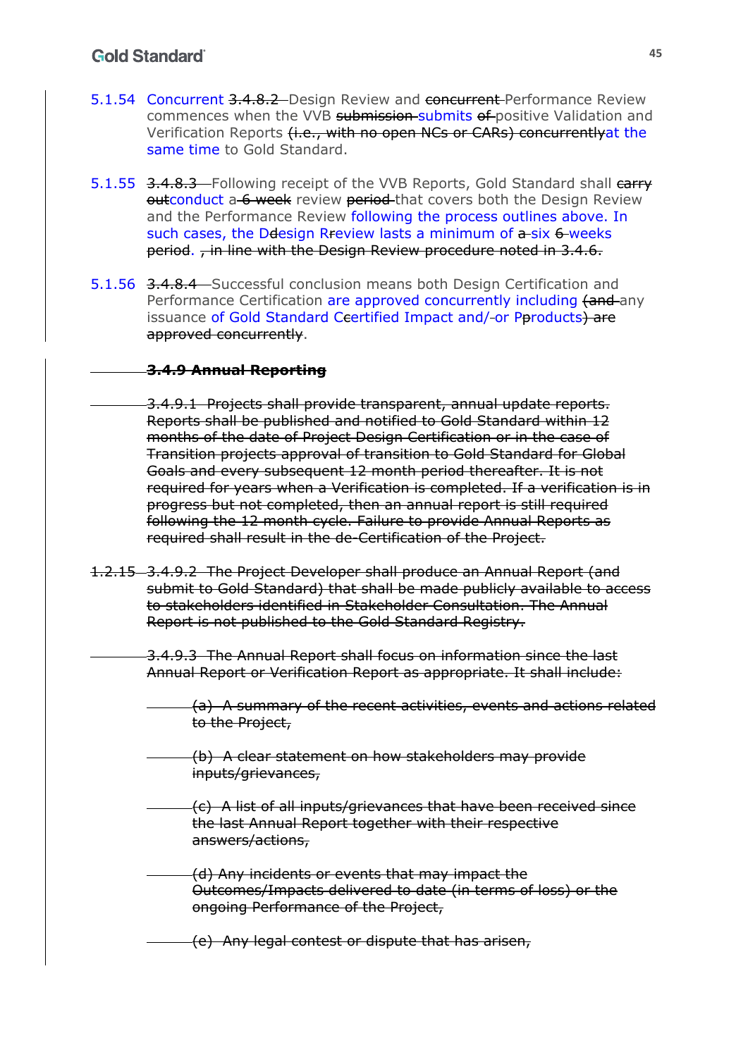5.1.54 Concurrent ~~3.4.8.2~~ Design Review and ~~concurrent~~ Performance Review commences when the VVB ~~submission~~ submits ~~of~~ positive Validation and Verification Reports ~~(i.e., with no open NCs or CARs) concurrently~~at the same time to Gold Standard.

5.1.55 ~~3.4.8.3~~ Following receipt of the VVB Reports, Gold Standard shall ~~carry out~~conduct a ~~6 week~~ review ~~period~~ that covers both the Design Review and the Performance Review following the process outlines above. In such cases, the D~~d~~esign R~~r~~eview lasts a minimum of ~~a~~ six ~~6~~ weeks ~~period~~. ~~, in line with the Design Review procedure noted in 3.4.6.~~

5.1.56 ~~3.4.8.4~~ Successful conclusion means both Design Certification and Performance Certification are approved concurrently including ~~(and~~ any issuance of Gold Standard C~~c~~ertified Impact and/~~-~~or P~~p~~roducts~~) are approved concurrently~~.

~~**3.4.9 Annual Reporting**~~

~~3.4.9.1 Projects shall provide transparent, annual update reports. Reports shall be published and notified to Gold Standard within 12 months of the date of Project Design Certification or in the case of Transition projects approval of transition to Gold Standard for Global Goals and every subsequent 12 month period thereafter. It is not required for years when a Verification is completed. If a verification is in progress but not completed, then an annual report is still required following the 12 month cycle. Failure to provide Annual Reports as required shall result in the de-Certification of the Project.~~

~~1.2.15 3.4.9.2 The Project Developer shall produce an Annual Report (and submit to Gold Standard) that shall be made publicly available to access to stakeholders identified in Stakeholder Consultation. The Annual Report is not published to the Gold Standard Registry.~~

~~3.4.9.3 The Annual Report shall focus on information since the last Annual Report or Verification Report as appropriate. It shall include:~~

- ~~(a) A summary of the recent activities, events and actions related to the Project,~~
- ~~(b) A clear statement on how stakeholders may provide inputs/grievances,~~
- ~~(c) A list of all inputs/grievances that have been received since the last Annual Report together with their respective answers/actions,~~
- ~~(d) Any incidents or events that may impact the Outcomes/Impacts delivered to date (in terms of loss) or the ongoing Performance of the Project,~~
- ~~(e) Any legal contest or dispute that has arisen,~~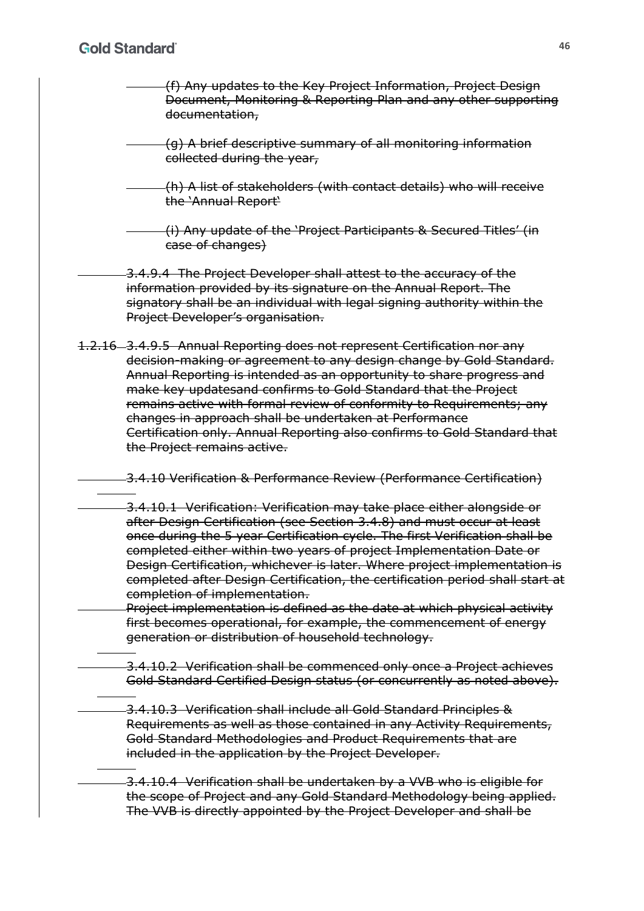~~(f) Any updates to the Key Project Information, Project Design Document, Monitoring & Reporting Plan and any other supporting documentation,~~

~~(g) A brief descriptive summary of all monitoring information collected during the year,~~

~~(h) A list of stakeholders (with contact details) who will receive the 'Annual Report'~~

~~(i) Any update of the 'Project Participants & Secured Titles' (in case of changes)~~

~~3.4.9.4 The Project Developer shall attest to the accuracy of the information provided by its signature on the Annual Report. The signatory shall be an individual with legal signing authority within the Project Developer's organisation.~~

~~1.2.16~~ ~~3.4.9.5 Annual Reporting does not represent Certification nor any decision-making or agreement to any design change by Gold Standard. Annual Reporting is intended as an opportunity to share progress and make key updatesand confirms to Gold Standard that the Project remains active with formal review of conformity to Requirements; any changes in approach shall be undertaken at Performance Certification only. Annual Reporting also confirms to Gold Standard that the Project remains active.~~

~~3.4.10 Verification & Performance Review (Performance Certification)~~

~~3.4.10.1 Verification: Verification may take place either alongside or after Design Certification (see Section 3.4.8) and must occur at least once during the 5 year Certification cycle. The first Verification shall be completed either within two years of project Implementation Date or Design Certification, whichever is later. Where project implementation is completed after Design Certification, the certification period shall start at completion of implementation.~~
~~Project implementation is defined as the date at which physical activity first becomes operational, for example, the commencement of energy generation or distribution of household technology.~~

~~3.4.10.2 Verification shall be commenced only once a Project achieves Gold Standard Certified Design status (or concurrently as noted above).~~

~~3.4.10.3 Verification shall include all Gold Standard Principles & Requirements as well as those contained in any Activity Requirements, Gold Standard Methodologies and Product Requirements that are included in the application by the Project Developer.~~

~~3.4.10.4 Verification shall be undertaken by a VVB who is eligible for the scope of Project and any Gold Standard Methodology being applied. The VVB is directly appointed by the Project Developer and shall be~~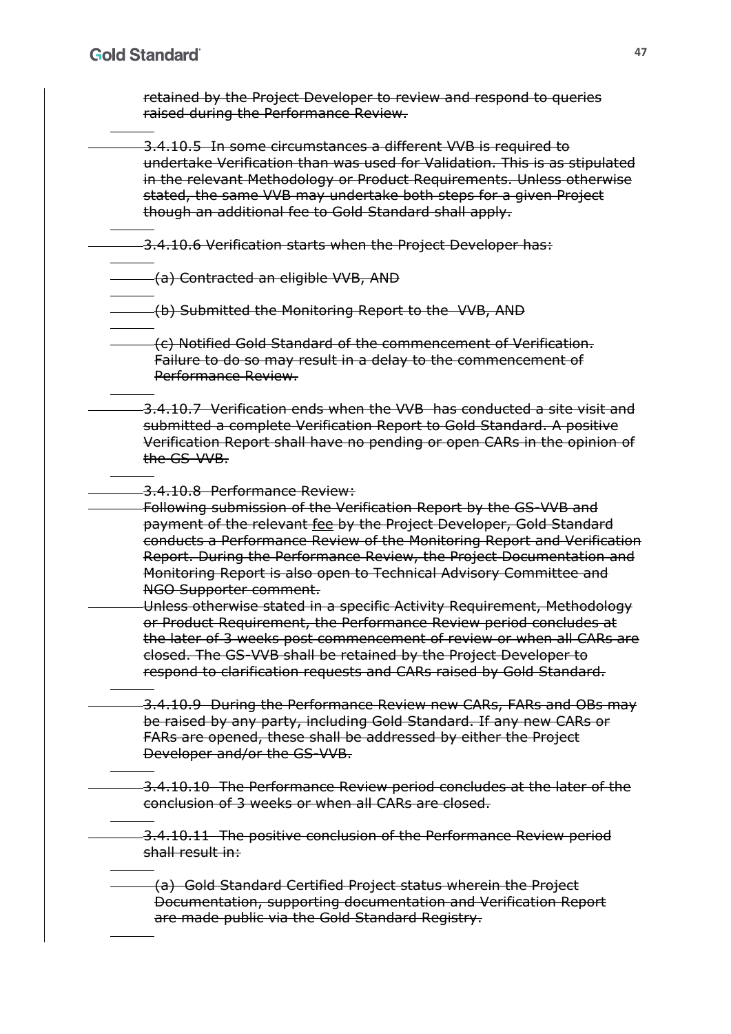~~retained by the Project Developer to review and respond to queries raised during the Performance Review.~~

~~3.4.10.5 In some circumstances a different VVB is required to undertake Verification than was used for Validation. This is as stipulated in the relevant Methodology or Product Requirements. Unless otherwise stated, the same VVB may undertake both steps for a given Project though an additional fee to Gold Standard shall apply.~~

~~3.4.10.6 Verification starts when the Project Developer has:~~

~~(a) Contracted an eligible VVB, AND~~

~~(b) Submitted the Monitoring Report to the VVB, AND~~

~~(c) Notified Gold Standard of the commencement of Verification. Failure to do so may result in a delay to the commencement of Performance Review.~~

~~3.4.10.7 Verification ends when the VVB has conducted a site visit and submitted a complete Verification Report to Gold Standard. A positive Verification Report shall have no pending or open CARs in the opinion of the GS-VVB.~~

~~3.4.10.8 Performance Review:~~
~~Following submission of the Verification Report by the GS-VVB and payment of the relevant fee by the Project Developer, Gold Standard conducts a Performance Review of the Monitoring Report and Verification Report. During the Performance Review, the Project Documentation and Monitoring Report is also open to Technical Advisory Committee and NGO Supporter comment.~~
~~Unless otherwise stated in a specific Activity Requirement, Methodology or Product Requirement, the Performance Review period concludes at the later of 3 weeks post commencement of review or when all CARs are closed. The GS-VVB shall be retained by the Project Developer to respond to clarification requests and CARs raised by Gold Standard.~~

~~3.4.10.9 During the Performance Review new CARs, FARs and OBs may be raised by any party, including Gold Standard. If any new CARs or FARs are opened, these shall be addressed by either the Project Developer and/or the GS-VVB.~~

~~3.4.10.10 The Performance Review period concludes at the later of the conclusion of 3 weeks or when all CARs are closed.~~

~~3.4.10.11 The positive conclusion of the Performance Review period shall result in:~~

~~(a) Gold Standard Certified Project status wherein the Project Documentation, supporting documentation and Verification Report are made public via the Gold Standard Registry.~~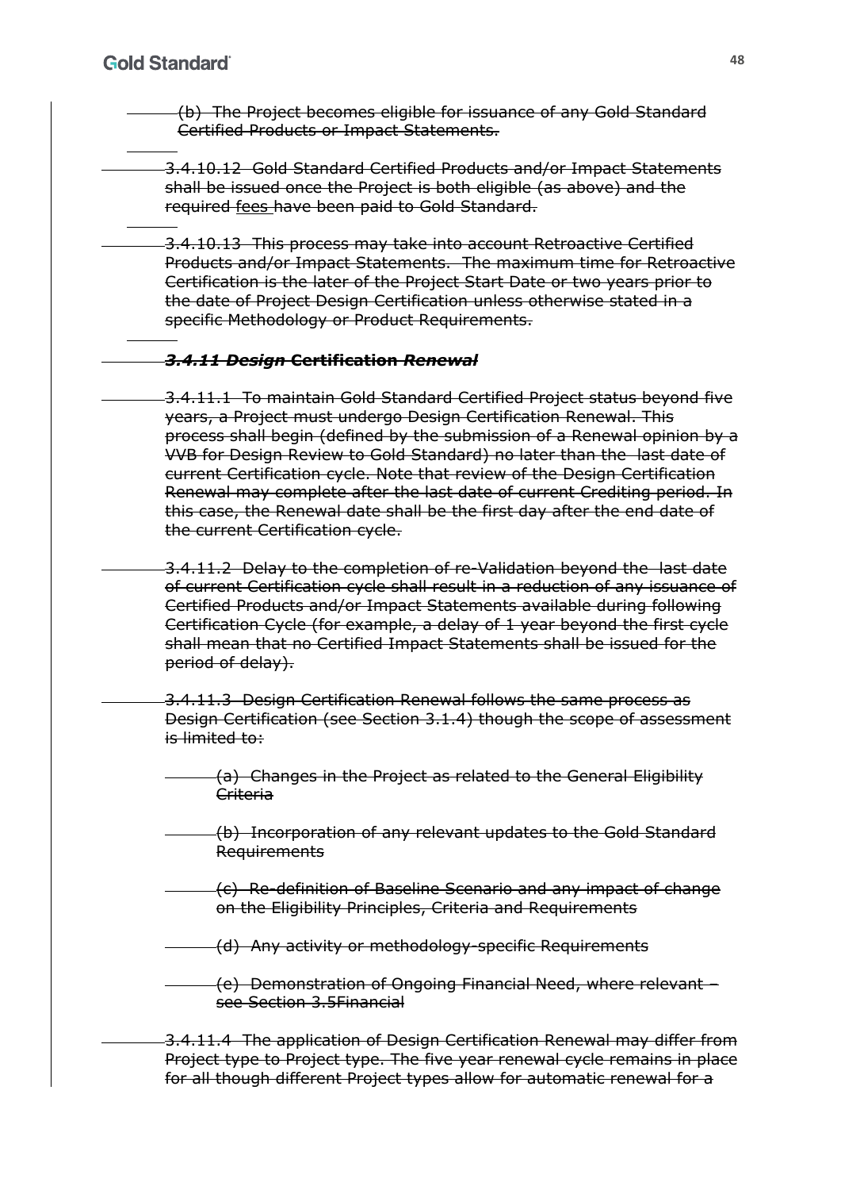(b) The Project becomes eligible for issuance of any Gold Standard Certified Products or Impact Statements.

3.4.10.12 Gold Standard Certified Products and/or Impact Statements shall be issued once the Project is both eligible (as above) and the required fees have been paid to Gold Standard.

3.4.10.13 This process may take into account Retroactive Certified Products and/or Impact Statements. The maximum time for Retroactive Certification is the later of the Project Start Date or two years prior to the date of Project Design Certification unless otherwise stated in a specific Methodology or Product Requirements.

### *3.4.11 Design* Certification *Renewal*

3.4.11.1 To maintain Gold Standard Certified Project status beyond five years, a Project must undergo Design Certification Renewal. This process shall begin (defined by the submission of a Renewal opinion by a VVB for Design Review to Gold Standard) no later than the last date of current Certification cycle. Note that review of the Design Certification Renewal may complete after the last date of current Crediting period. In this case, the Renewal date shall be the first day after the end date of the current Certification cycle.

3.4.11.2 Delay to the completion of re-Validation beyond the last date of current Certification cycle shall result in a reduction of any issuance of Certified Products and/or Impact Statements available during following Certification Cycle (for example, a delay of 1 year beyond the first cycle shall mean that no Certified Impact Statements shall be issued for the period of delay).

3.4.11.3 Design Certification Renewal follows the same process as Design Certification (see Section 3.1.4) though the scope of assessment is limited to:

(a) Changes in the Project as related to the General Eligibility Criteria

(b) Incorporation of any relevant updates to the Gold Standard Requirements

(c) Re-definition of Baseline Scenario and any impact of change on the Eligibility Principles, Criteria and Requirements

(d) Any activity or methodology-specific Requirements

(e) Demonstration of Ongoing Financial Need, where relevant – see Section 3.5Financial

3.4.11.4 The application of Design Certification Renewal may differ from Project type to Project type. The five year renewal cycle remains in place for all though different Project types allow for automatic renewal for a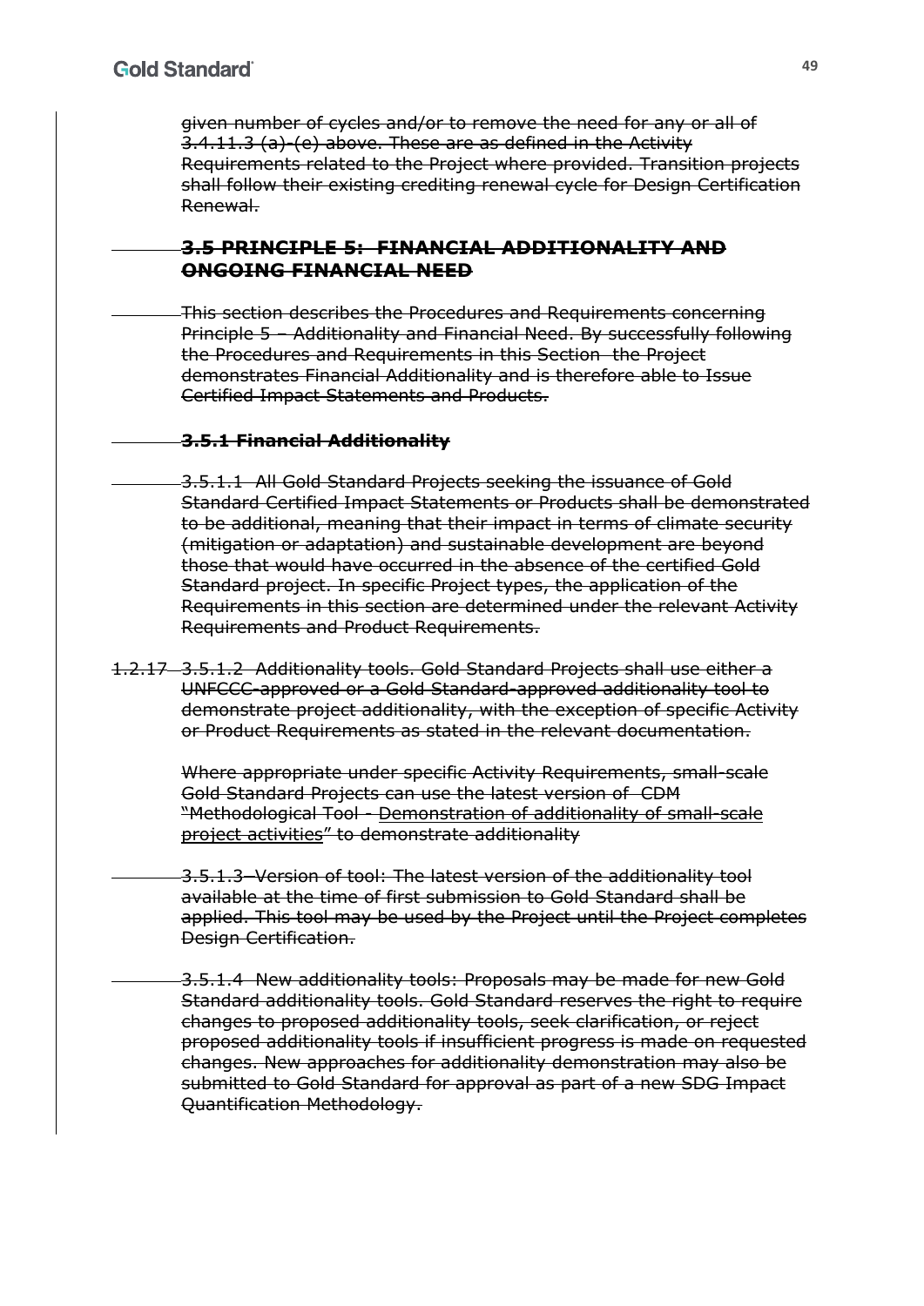~~given number of cycles and/or to remove the need for any or all of 3.4.11.3 (a)-(e) above. These are as defined in the Activity Requirements related to the Project where provided. Transition projects shall follow their existing crediting renewal cycle for Design Certification Renewal.~~

## ~~3.5 PRINCIPLE 5: FINANCIAL ADDITIONALITY AND ONGOING FINANCIAL NEED~~

~~This section describes the Procedures and Requirements concerning Principle 5 – Additionality and Financial Need. By successfully following the Procedures and Requirements in this Section the Project demonstrates Financial Additionality and is therefore able to Issue Certified Impact Statements and Products.~~

### ~~3.5.1 Financial Additionality~~

~~3.5.1.1 All Gold Standard Projects seeking the issuance of Gold Standard Certified Impact Statements or Products shall be demonstrated to be additional, meaning that their impact in terms of climate security (mitigation or adaptation) and sustainable development are beyond those that would have occurred in the absence of the certified Gold Standard project. In specific Project types, the application of the Requirements in this section are determined under the relevant Activity Requirements and Product Requirements.~~

~~1.2.17~~ ~~3.5.1.2 Additionality tools. Gold Standard Projects shall use either a UNFCCC-approved or a Gold Standard-approved additionality tool to demonstrate project additionality, with the exception of specific Activity or Product Requirements as stated in the relevant documentation.~~

~~Where appropriate under specific Activity Requirements, small-scale Gold Standard Projects can use the latest version of CDM "Methodological Tool - Demonstration of additionality of small-scale project activities" to demonstrate additionality~~

~~3.5.1.3–Version of tool: The latest version of the additionality tool available at the time of first submission to Gold Standard shall be applied. This tool may be used by the Project until the Project completes Design Certification.~~

~~3.5.1.4 New additionality tools: Proposals may be made for new Gold Standard additionality tools. Gold Standard reserves the right to require changes to proposed additionality tools, seek clarification, or reject proposed additionality tools if insufficient progress is made on requested changes. New approaches for additionality demonstration may also be submitted to Gold Standard for approval as part of a new SDG Impact Quantification Methodology.~~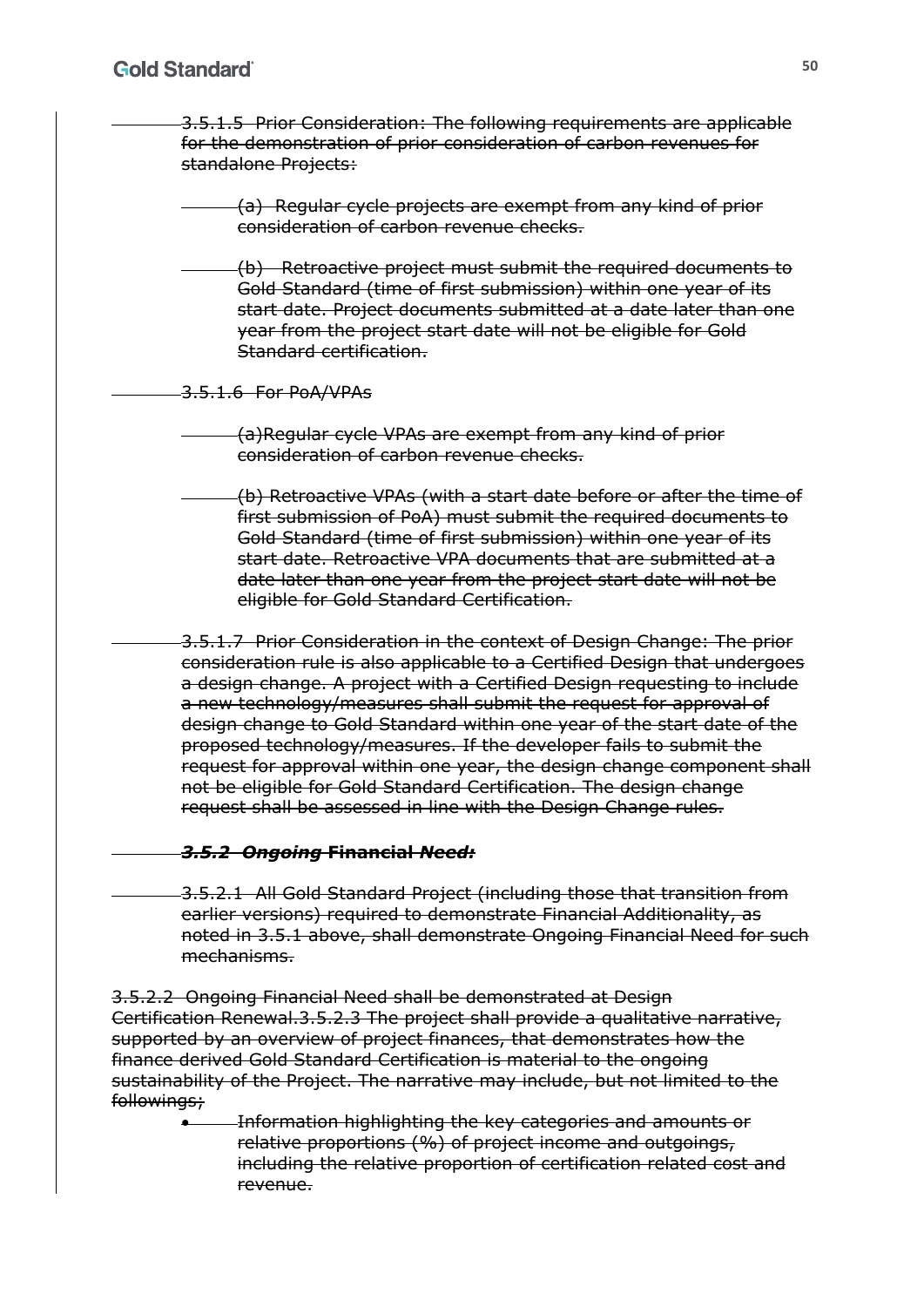~~3.5.1.5 Prior Consideration: The following requirements are applicable for the demonstration of prior consideration of carbon revenues for standalone Projects:~~

~~(a) Regular cycle projects are exempt from any kind of prior consideration of carbon revenue checks.~~

~~(b) Retroactive project must submit the required documents to Gold Standard (time of first submission) within one year of its start date. Project documents submitted at a date later than one year from the project start date will not be eligible for Gold Standard certification.~~

~~3.5.1.6 For PoA/VPAs~~

~~(a)Regular cycle VPAs are exempt from any kind of prior consideration of carbon revenue checks.~~

~~(b) Retroactive VPAs (with a start date before or after the time of first submission of PoA) must submit the required documents to Gold Standard (time of first submission) within one year of its start date. Retroactive VPA documents that are submitted at a date later than one year from the project start date will not be eligible for Gold Standard Certification.~~

~~3.5.1.7 Prior Consideration in the context of Design Change: The prior consideration rule is also applicable to a Certified Design that undergoes a design change. A project with a Certified Design requesting to include a new technology/measures shall submit the request for approval of design change to Gold Standard within one year of the start date of the proposed technology/measures. If the developer fails to submit the request for approval within one year, the design change component shall not be eligible for Gold Standard Certification. The design change request shall be assessed in line with the Design Change rules.~~

### ~~***3.5.2 Ongoing* Financial *Need:***~~

~~3.5.2.1 All Gold Standard Project (including those that transition from earlier versions) required to demonstrate Financial Additionality, as noted in 3.5.1 above, shall demonstrate Ongoing Financial Need for such mechanisms.~~

~~3.5.2.2 Ongoing Financial Need shall be demonstrated at Design Certification Renewal.3.5.2.3 The project shall provide a qualitative narrative, supported by an overview of project finances, that demonstrates how the finance derived Gold Standard Certification is material to the ongoing sustainability of the Project. The narrative may include, but not limited to the followings;~~

- ~~Information highlighting the key categories and amounts or relative proportions (%) of project income and outgoings, including the relative proportion of certification related cost and revenue.~~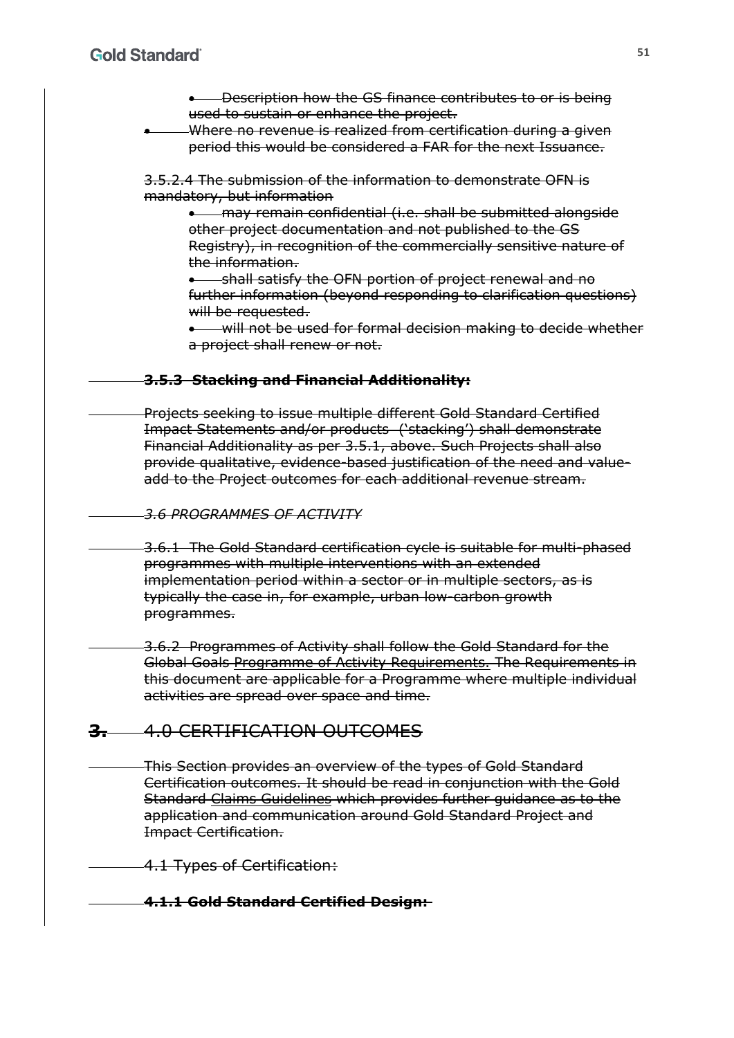- Description how the GS finance contributes to or is being used to sustain or enhance the project.
- Where no revenue is realized from certification during a given period this would be considered a FAR for the next Issuance.

3.5.2.4 The submission of the information to demonstrate OFN is mandatory, but information

- may remain confidential (i.e. shall be submitted alongside other project documentation and not published to the GS Registry), in recognition of the commercially sensitive nature of the information.
- shall satisfy the OFN portion of project renewal and no further information (beyond responding to clarification questions) will be requested.
- will not be used for formal decision making to decide whether a project shall renew or not.

**3.5.3 Stacking and Financial Additionality:**

Projects seeking to issue multiple different Gold Standard Certified Impact Statements and/or products (‘stacking’) shall demonstrate Financial Additionality as per 3.5.1, above. Such Projects shall also provide qualitative, evidence-based justification of the need and value-add to the Project outcomes for each additional revenue stream.

*3.6 PROGRAMMES OF ACTIVITY*

3.6.1 The Gold Standard certification cycle is suitable for multi-phased programmes with multiple interventions with an extended implementation period within a sector or in multiple sectors, as is typically the case in, for example, urban low-carbon growth programmes.

3.6.2 Programmes of Activity shall follow the Gold Standard for the Global Goals Programme of Activity Requirements. The Requirements in this document are applicable for a Programme where multiple individual activities are spread over space and time.

# 3. 4.0 CERTIFICATION OUTCOMES

This Section provides an overview of the types of Gold Standard Certification outcomes. It should be read in conjunction with the Gold Standard Claims Guidelines which provides further guidance as to the application and communication around Gold Standard Project and Impact Certification.

## 4.1 Types of Certification:

**4.1.1 Gold Standard Certified Design:**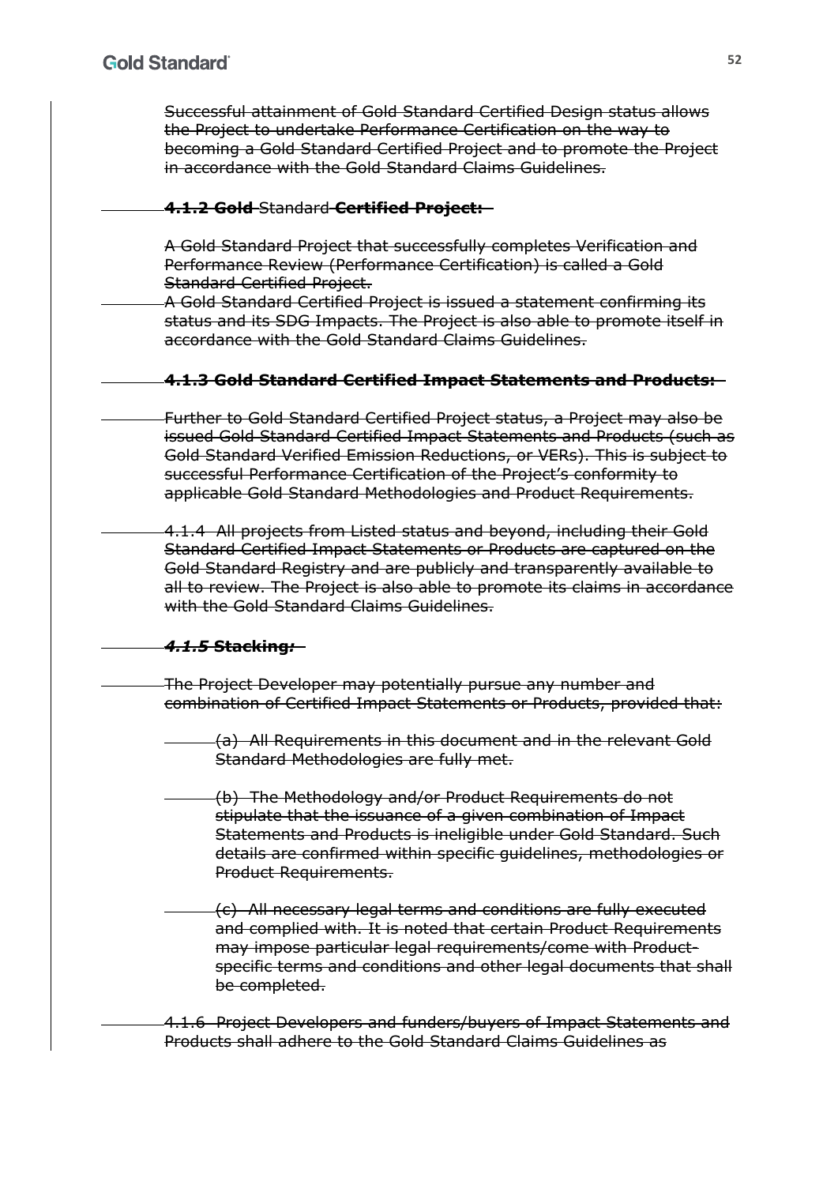~~Successful attainment of Gold Standard Certified Design status allows the Project to undertake Performance Certification on the way to becoming a Gold Standard Certified Project and to promote the Project in accordance with the Gold Standard Claims Guidelines.~~

~~**4.1.2 Gold** Standard **Certified Project:**~~

~~A Gold Standard Project that successfully completes Verification and Performance Review (Performance Certification) is called a Gold Standard Certified Project.~~

~~A Gold Standard Certified Project is issued a statement confirming its status and its SDG Impacts. The Project is also able to promote itself in accordance with the Gold Standard Claims Guidelines.~~

~~**4.1.3 Gold Standard Certified Impact Statements and Products:**~~

~~Further to Gold Standard Certified Project status, a Project may also be issued Gold Standard Certified Impact Statements and Products (such as Gold Standard Verified Emission Reductions, or VERs). This is subject to successful Performance Certification of the Project's conformity to applicable Gold Standard Methodologies and Product Requirements.~~

~~4.1.4 All projects from Listed status and beyond, including their Gold Standard Certified Impact Statements or Products are captured on the Gold Standard Registry and are publicly and transparently available to all to review. The Project is also able to promote its claims in accordance with the Gold Standard Claims Guidelines.~~

~~***4.1.5* Stacking*:***~~

~~The Project Developer may potentially pursue any number and combination of Certified Impact Statements or Products, provided that:~~

- ~~(a) All Requirements in this document and in the relevant Gold Standard Methodologies are fully met.~~
- ~~(b) The Methodology and/or Product Requirements do not stipulate that the issuance of a given combination of Impact Statements and Products is ineligible under Gold Standard. Such details are confirmed within specific guidelines, methodologies or Product Requirements.~~
- ~~(c) All necessary legal terms and conditions are fully executed and complied with. It is noted that certain Product Requirements may impose particular legal requirements/come with Product-specific terms and conditions and other legal documents that shall be completed.~~

~~4.1.6 Project Developers and funders/buyers of Impact Statements and Products shall adhere to the Gold Standard Claims Guidelines as~~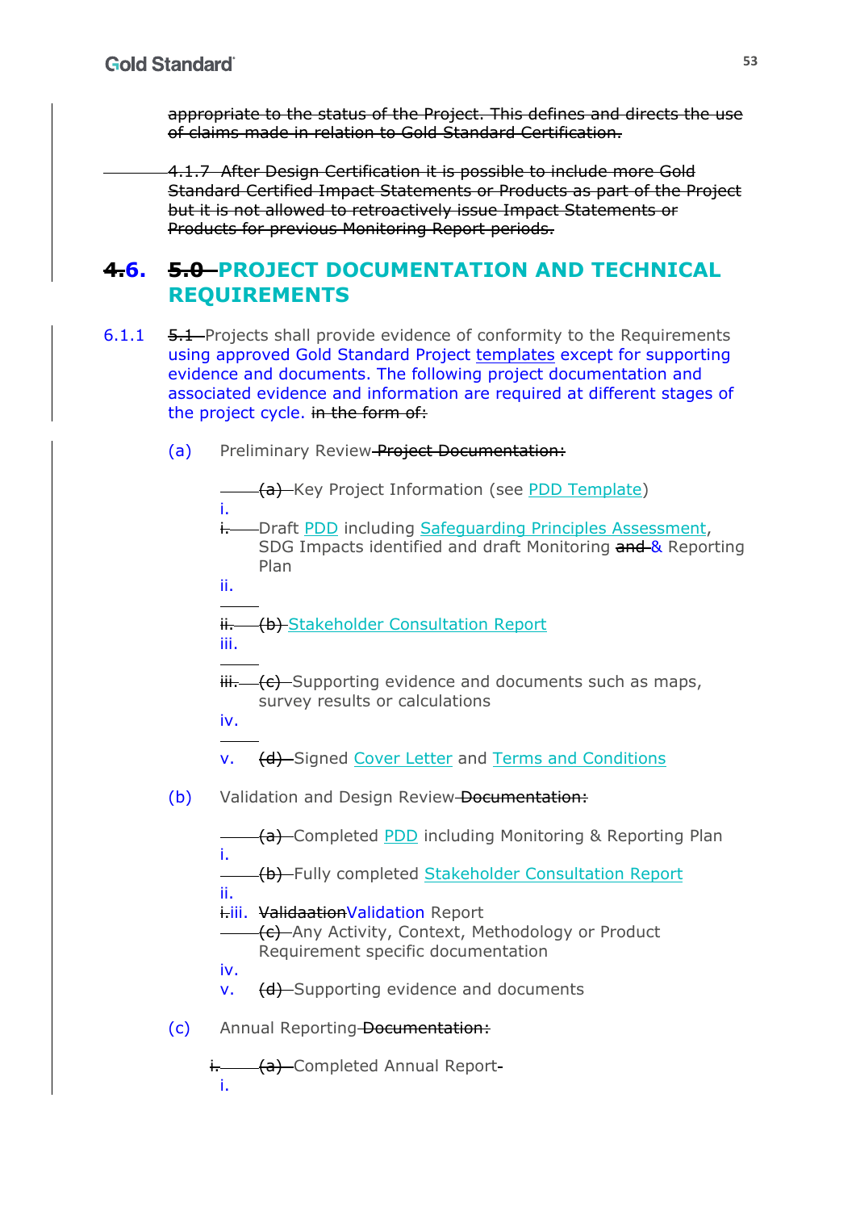~~appropriate to the status of the Project. This defines and directs the use of claims made in relation to Gold Standard Certification.~~

~~4.1.7 After Design Certification it is possible to include more Gold Standard Certified Impact Statements or Products as part of the Project but it is not allowed to retroactively issue Impact Statements or Products for previous Monitoring Report periods.~~

# ~~4.~~6. ~~5.0~~ PROJECT DOCUMENTATION AND TECHNICAL REQUIREMENTS

6.1.1 ~~5.1~~ Projects shall provide evidence of conformity to the Requirements using approved Gold Standard Project templates except for supporting evidence and documents. The following project documentation and associated evidence and information are required at different stages of the project cycle. ~~in the form of:~~

(a) Preliminary Review ~~Project Documentation:~~

~~(a)~~ Key Project Information (see PDD Template)

i. ~~i.~~ Draft PDD including Safeguarding Principles Assessment, SDG Impacts identified and draft Monitoring ~~and~~ & Reporting Plan

ii. ~~ii.~~ ~~(b)~~ Stakeholder Consultation Report

iii. ~~iii.~~ ~~(c)~~ Supporting evidence and documents such as maps, survey results or calculations

iv.

v. ~~(d)~~ Signed Cover Letter and Terms and Conditions

(b) Validation and Design Review ~~Documentation:~~

~~(a)~~ Completed PDD including Monitoring & Reporting Plan

i.

~~(b)~~ Fully completed Stakeholder Consultation Report

ii.

~~i.~~iii. ~~Validaation~~Validation Report

~~(c)~~ Any Activity, Context, Methodology or Product Requirement specific documentation

iv.

v. ~~(d)~~ Supporting evidence and documents

(c) Annual Reporting ~~Documentation:~~

~~i.~~ ~~(a)~~ Completed Annual Report

i.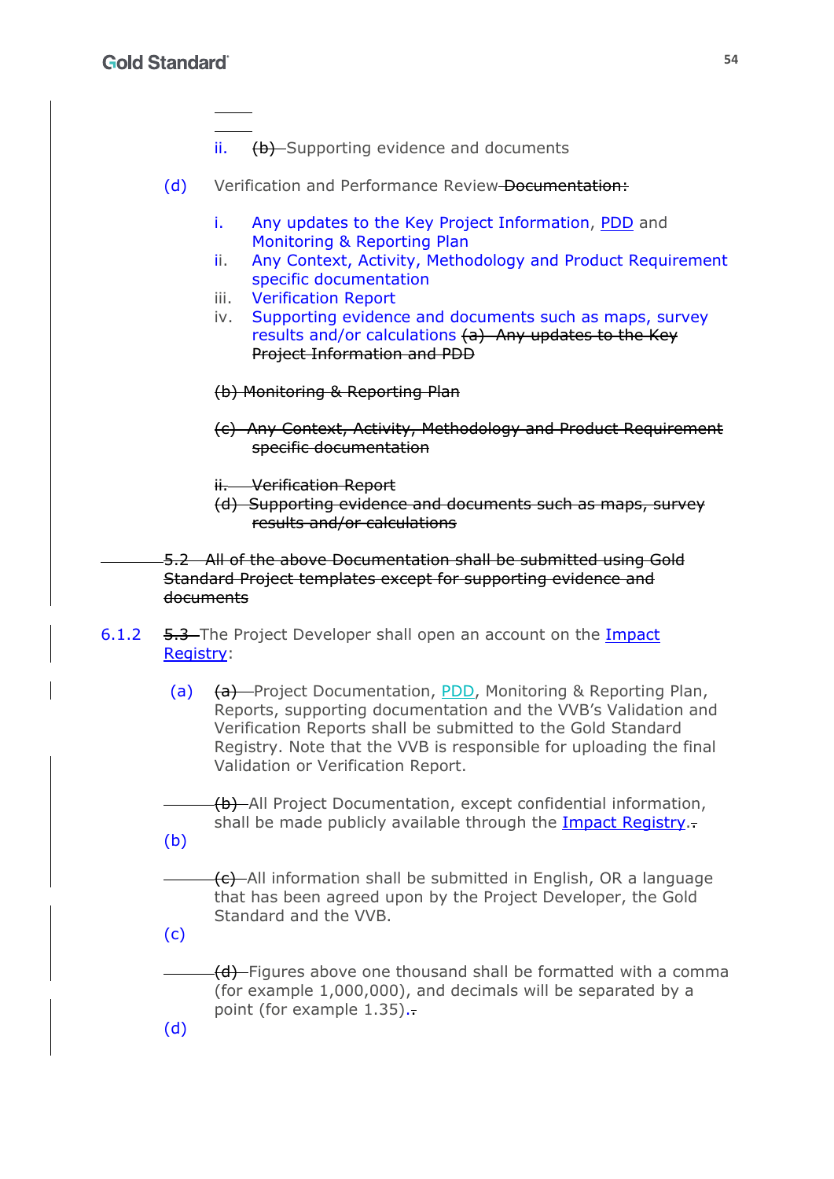ii. ~~(b)~~ Supporting evidence and documents

(d) Verification and Performance Review ~~Documentation:~~

i. Any updates to the Key Project Information, PDD and Monitoring & Reporting Plan
ii. Any Context, Activity, Methodology and Product Requirement specific documentation
iii. Verification Report
iv. Supporting evidence and documents such as maps, survey results and/or calculations ~~(a) Any updates to the Key Project Information and PDD~~

~~(b) Monitoring & Reporting Plan~~

~~(c) Any Context, Activity, Methodology and Product Requirement specific documentation~~

~~ii. Verification Report~~
~~(d) Supporting evidence and documents such as maps, survey results and/or calculations~~

~~5.2 All of the above Documentation shall be submitted using Gold Standard Project templates except for supporting evidence and documents~~

6.1.2 ~~5.3~~ The Project Developer shall open an account on the Impact Registry:

(a) ~~(a)~~ Project Documentation, PDD, Monitoring & Reporting Plan, Reports, supporting documentation and the VVB's Validation and Verification Reports shall be submitted to the Gold Standard Registry. Note that the VVB is responsible for uploading the final Validation or Verification Report.

(b) ~~(b)~~ All Project Documentation, except confidential information, shall be made publicly available through the Impact Registry.

(c) ~~(c)~~ All information shall be submitted in English, OR a language that has been agreed upon by the Project Developer, the Gold Standard and the VVB.

(d) ~~(d)~~ Figures above one thousand shall be formatted with a comma (for example 1,000,000), and decimals will be separated by a point (for example 1.35).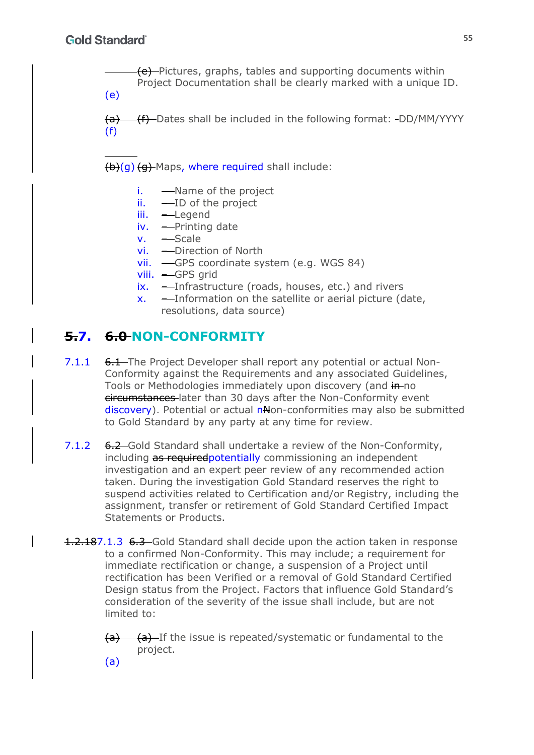~~(e)~~ Pictures, graphs, tables and supporting documents within Project Documentation shall be clearly marked with a unique ID.
(e)

~~(a)~~ ~~(f)~~ Dates shall be included in the following format: -DD/MM/YYYY
(f)

~~(b)~~(g) ~~(g)~~ Maps, where required shall include:

i. – Name of the project
ii. – ID of the project
iii. – Legend
iv. – Printing date
v. – Scale
vi. – Direction of North
vii. – GPS coordinate system (e.g. WGS 84)
viii. – GPS grid
ix. – Infrastructure (roads, houses, etc.) and rivers
x. – Information on the satellite or aerial picture (date, resolutions, data source)

## ~~5.~~7. ~~6.0~~ NON-CONFORMITY

7.1.1 ~~6.1~~ The Project Developer shall report any potential or actual Non-Conformity against the Requirements and any associated Guidelines, Tools or Methodologies immediately upon discovery (and ~~in~~ no ~~circumstances~~ later than 30 days after the Non-Conformity event discovery). Potential or actual n~~N~~on-conformities may also be submitted to Gold Standard by any party at any time for review.

7.1.2 ~~6.2~~ Gold Standard shall undertake a review of the Non-Conformity, including ~~as required~~potentially commissioning an independent investigation and an expert peer review of any recommended action taken. During the investigation Gold Standard reserves the right to suspend activities related to Certification and/or Registry, including the assignment, transfer or retirement of Gold Standard Certified Impact Statements or Products.

~~1.2.18~~7.1.3 ~~6.3~~ Gold Standard shall decide upon the action taken in response to a confirmed Non-Conformity. This may include; a requirement for immediate rectification or change, a suspension of a Project until rectification has been Verified or a removal of Gold Standard Certified Design status from the Project. Factors that influence Gold Standard's consideration of the severity of the issue shall include, but are not limited to:

~~(a)~~ ~~(a)~~ If the issue is repeated/systematic or fundamental to the project.
(a)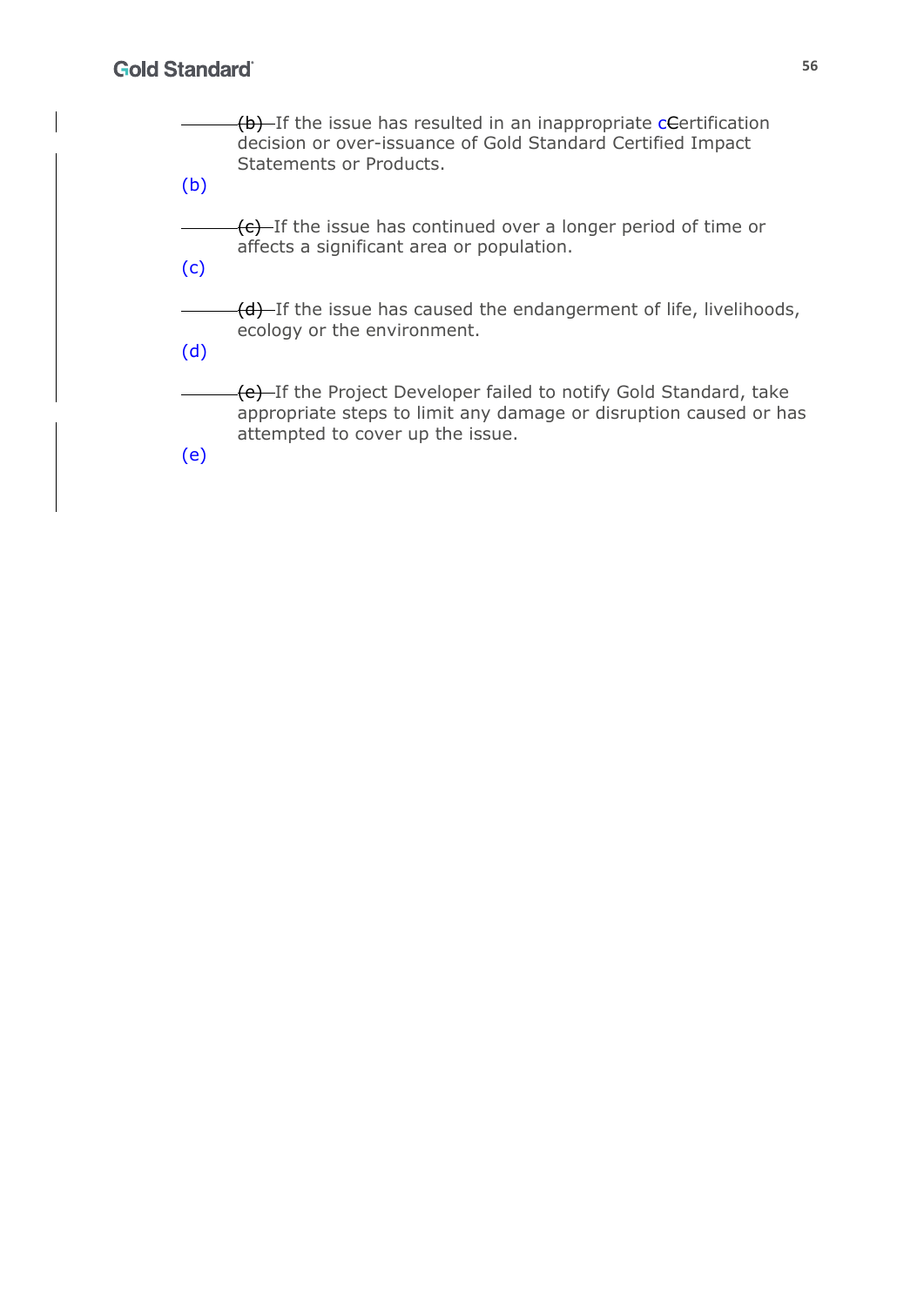(b) If the issue has resulted in an inappropriate certification decision or over-issuance of Gold Standard Certified Impact Statements or Products.

(c) If the issue has continued over a longer period of time or affects a significant area or population.

(d) If the issue has caused the endangerment of life, livelihoods, ecology or the environment.

(e) If the Project Developer failed to notify Gold Standard, take appropriate steps to limit any damage or disruption caused or has attempted to cover up the issue.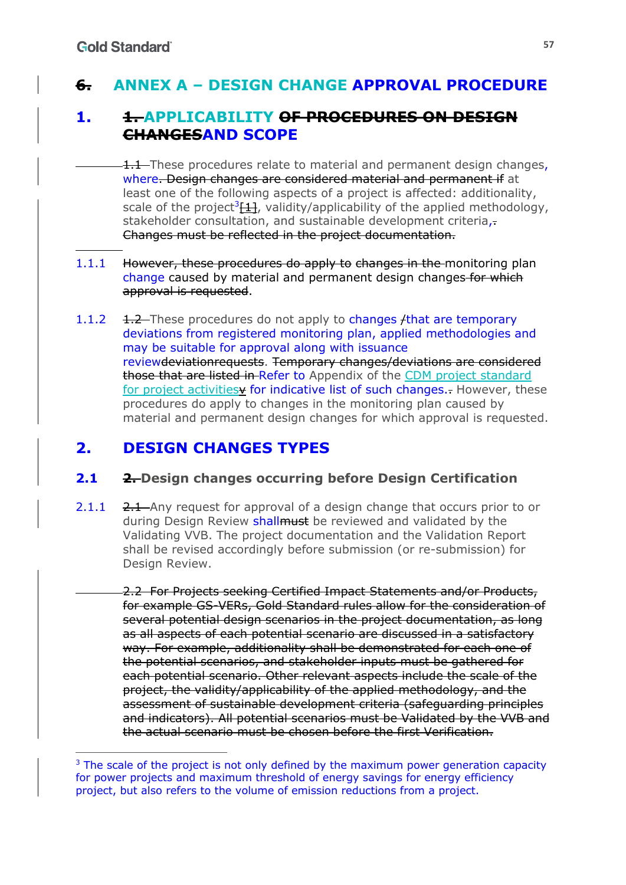# ~~6.~~ ANNEX A – DESIGN CHANGE APPROVAL PROCEDURE

## 1. ~~1.~~ APPLICABILITY ~~OF PROCEDURES ON DESIGN CHANGES~~AND SCOPE

~~1.1~~ These procedures relate to material and permanent design changes, where~~. Design changes are considered material and permanent if~~ at least one of the following aspects of a project is affected: additionality, scale of the project[3]~~[1]~~, validity/applicability of the applied methodology, stakeholder consultation, and sustainable development criteria,~~.~~ ~~Changes must be reflected in the project documentation.~~

1.1.1 ~~However, these procedures do apply to changes in the~~ monitoring plan change caused by material and permanent design changes ~~for which approval is requested~~.

1.1.2 ~~1.2~~ These procedures do not apply to changes ~~/~~that are temporary deviations from registered monitoring plan, applied methodologies and may be suitable for approval along with issuance review~~deviationrequests~~. ~~Temporary changes/deviations are considered those that are listed in~~ Refer to Appendix of the CDM project standard for project activities~~y~~ for indicative list of such changes.~~.~~ However, these procedures do apply to changes in the monitoring plan caused by material and permanent design changes for which approval is requested.

## 2. DESIGN CHANGES TYPES

### 2.1 ~~2.~~ Design changes occurring before Design Certification

2.1.1 ~~2.1~~ Any request for approval of a design change that occurs prior to or during Design Review shall~~must~~ be reviewed and validated by the Validating VVB. The project documentation and the Validation Report shall be revised accordingly before submission (or re-submission) for Design Review.

~~2.2 For Projects seeking Certified Impact Statements and/or Products, for example GS-VERs, Gold Standard rules allow for the consideration of several potential design scenarios in the project documentation, as long as all aspects of each potential scenario are discussed in a satisfactory way. For example, additionality shall be demonstrated for each one of the potential scenarios, and stakeholder inputs must be gathered for each potential scenario. Other relevant aspects include the scale of the project, the validity/applicability of the applied methodology, and the assessment of sustainable development criteria (safeguarding principles and indicators). All potential scenarios must be Validated by the VVB and the actual scenario must be chosen before the first Verification.~~

---

[3] The scale of the project is not only defined by the maximum power generation capacity for power projects and maximum threshold of energy savings for energy efficiency project, but also refers to the volume of emission reductions from a project.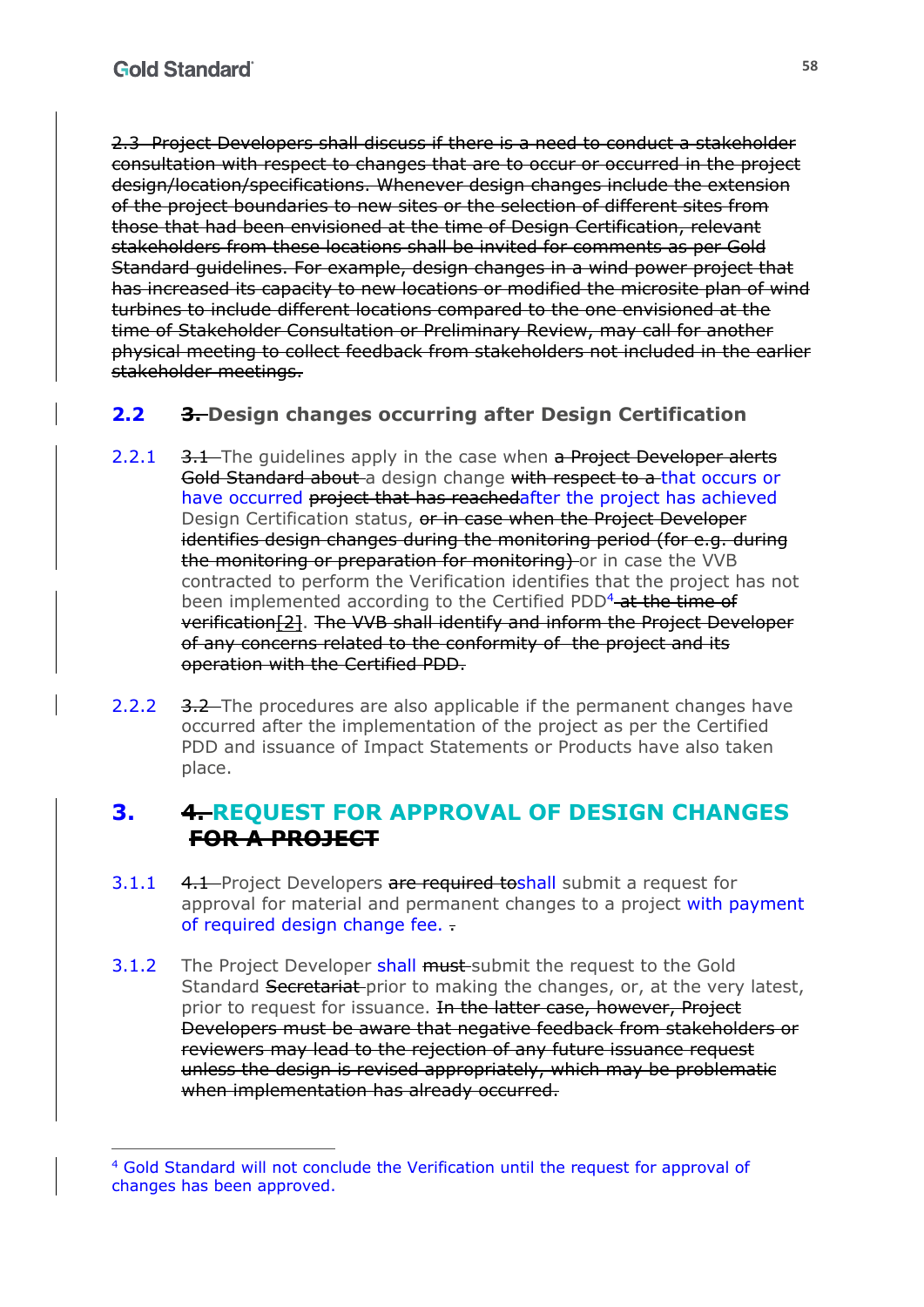~~2.3 Project Developers shall discuss if there is a need to conduct a stakeholder consultation with respect to changes that are to occur or occurred in the project design/location/specifications. Whenever design changes include the extension of the project boundaries to new sites or the selection of different sites from those that had been envisioned at the time of Design Certification, relevant stakeholders from these locations shall be invited for comments as per Gold Standard guidelines. For example, design changes in a wind power project that has increased its capacity to new locations or modified the microsite plan of wind turbines to include different locations compared to the one envisioned at the time of Stakeholder Consultation or Preliminary Review, may call for another physical meeting to collect feedback from stakeholders not included in the earlier stakeholder meetings.~~

## 2.2 ~~3.~~ Design changes occurring after Design Certification

2.2.1 ~~3.1~~ The guidelines apply in the case when ~~a Project Developer alerts Gold Standard about~~ a design change ~~with respect to a~~ that occurs or have occurred ~~project that has reached~~after the project has achieved Design Certification status, ~~or in case when the Project Developer identifies design changes during the monitoring period (for e.g. during the monitoring or preparation for monitoring)~~ or in case the VVB contracted to perform the Verification identifies that the project has not been implemented according to the Certified PDD[4] ~~at the time of verification[2]~~. ~~The VVB shall identify and inform the Project Developer of any concerns related to the conformity of the project and its operation with the Certified PDD.~~

2.2.2 ~~3.2~~ The procedures are also applicable if the permanent changes have occurred after the implementation of the project as per the Certified PDD and issuance of Impact Statements or Products have also taken place.

# 3. ~~4.~~ REQUEST FOR APPROVAL OF DESIGN CHANGES ~~FOR A PROJECT~~

3.1.1 ~~4.1~~ Project Developers ~~are required to~~shall submit a request for approval for material and permanent changes to a project with payment of required design change fee. ~~.~~

3.1.2 The Project Developer shall ~~must~~ submit the request to the Gold Standard ~~Secretariat~~ prior to making the changes, or, at the very latest, prior to request for issuance. ~~In the latter case, however, Project Developers must be aware that negative feedback from stakeholders or reviewers may lead to the rejection of any future issuance request unless the design is revised appropriately, which may be problematic when implementation has already occurred.~~

---

[4] Gold Standard will not conclude the Verification until the request for approval of changes has been approved.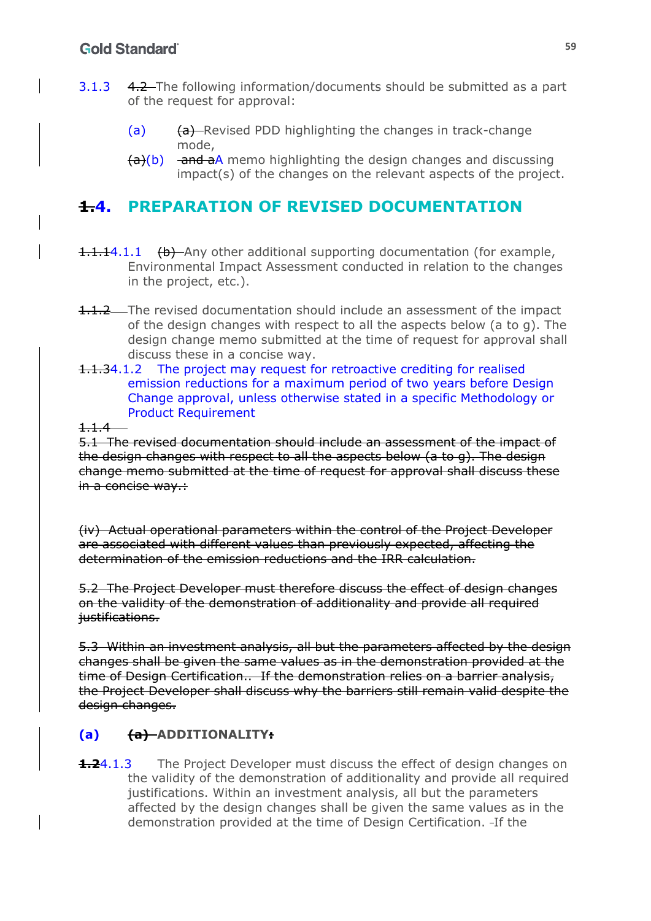3.1.3 ~~4.2~~ The following information/documents should be submitted as a part of the request for approval:

(a) ~~(a)~~ Revised PDD highlighting the changes in track-change mode,

~~(a)~~(b) ~~and a~~A memo highlighting the design changes and discussing impact(s) of the changes on the relevant aspects of the project.

## ~~1.~~4. PREPARATION OF REVISED DOCUMENTATION

~~1.1.1~~4.1.1 ~~(b)~~ Any other additional supporting documentation (for example, Environmental Impact Assessment conducted in relation to the changes in the project, etc.).

~~1.1.2~~ The revised documentation should include an assessment of the impact of the design changes with respect to all the aspects below (a to g). The design change memo submitted at the time of request for approval shall discuss these in a concise way.

~~1.1.3~~4.1.2 The project may request for retroactive crediting for realised emission reductions for a maximum period of two years before Design Change approval, unless otherwise stated in a specific Methodology or Product Requirement

~~1.1.4~~

~~5.1 The revised documentation should include an assessment of the impact of the design changes with respect to all the aspects below (a to g). The design change memo submitted at the time of request for approval shall discuss these in a concise way.:~~

~~(iv) Actual operational parameters within the control of the Project Developer are associated with different values than previously expected, affecting the determination of the emission reductions and the IRR calculation.~~

~~5.2 The Project Developer must therefore discuss the effect of design changes on the validity of the demonstration of additionality and provide all required justifications.~~

~~5.3 Within an investment analysis, all but the parameters affected by the design changes shall be given the same values as in the demonstration provided at the time of Design Certification.. If the demonstration relies on a barrier analysis, the Project Developer shall discuss why the barriers still remain valid despite the design changes.~~

**(a) ~~(a)~~ ADDITIONALITY~~:~~**

~~**1.2**~~4.1.3 The Project Developer must discuss the effect of design changes on the validity of the demonstration of additionality and provide all required justifications. Within an investment analysis, all but the parameters affected by the design changes shall be given the same values as in the demonstration provided at the time of Design Certification. -If the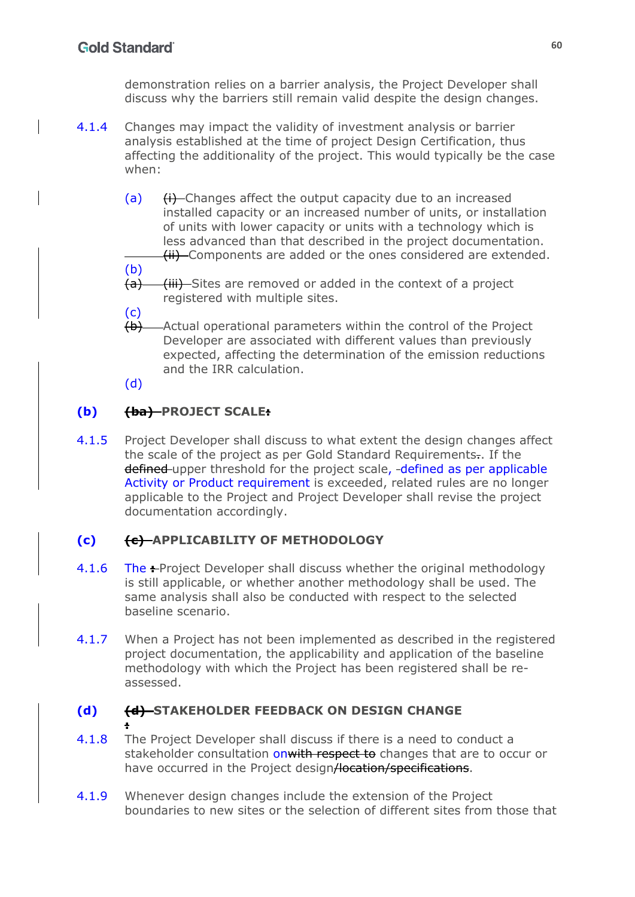demonstration relies on a barrier analysis, the Project Developer shall discuss why the barriers still remain valid despite the design changes.

4.1.4 Changes may impact the validity of investment analysis or barrier analysis established at the time of project Design Certification, thus affecting the additionality of the project. This would typically be the case when:

(a) ~~(i)~~ Changes affect the output capacity due to an increased installed capacity or an increased number of units, or installation of units with lower capacity or units with a technology which is less advanced than that described in the project documentation.

(b) ~~(ii)~~ Components are added or the ones considered are extended.

(c) ~~(a)~~ ~~(iii)~~ Sites are removed or added in the context of a project registered with multiple sites.

(d) ~~(b)~~ Actual operational parameters within the control of the Project Developer are associated with different values than previously expected, affecting the determination of the emission reductions and the IRR calculation.

## (b) ~~(ba)~~ PROJECT SCALE~~:~~

4.1.5 Project Developer shall discuss to what extent the design changes affect the scale of the project as per Gold Standard Requirements~~.~~. If the ~~defined~~ upper threshold for the project scale, defined as per applicable Activity or Product requirement is exceeded, related rules are no longer applicable to the Project and Project Developer shall revise the project documentation accordingly.

## (c) ~~(c)~~ APPLICABILITY OF METHODOLOGY

4.1.6 The ~~:~~ Project Developer shall discuss whether the original methodology is still applicable, or whether another methodology shall be used. The same analysis shall also be conducted with respect to the selected baseline scenario.

4.1.7 When a Project has not been implemented as described in the registered project documentation, the applicability and application of the baseline methodology with which the Project has been registered shall be re-assessed.

## (d) ~~(d)~~ STAKEHOLDER FEEDBACK ON DESIGN CHANGE ~~:~~

4.1.8 The Project Developer shall discuss if there is a need to conduct a stakeholder consultation on~~with respect to~~ changes that are to occur or have occurred in the Project design~~/location/specifications~~.

4.1.9 Whenever design changes include the extension of the Project boundaries to new sites or the selection of different sites from those that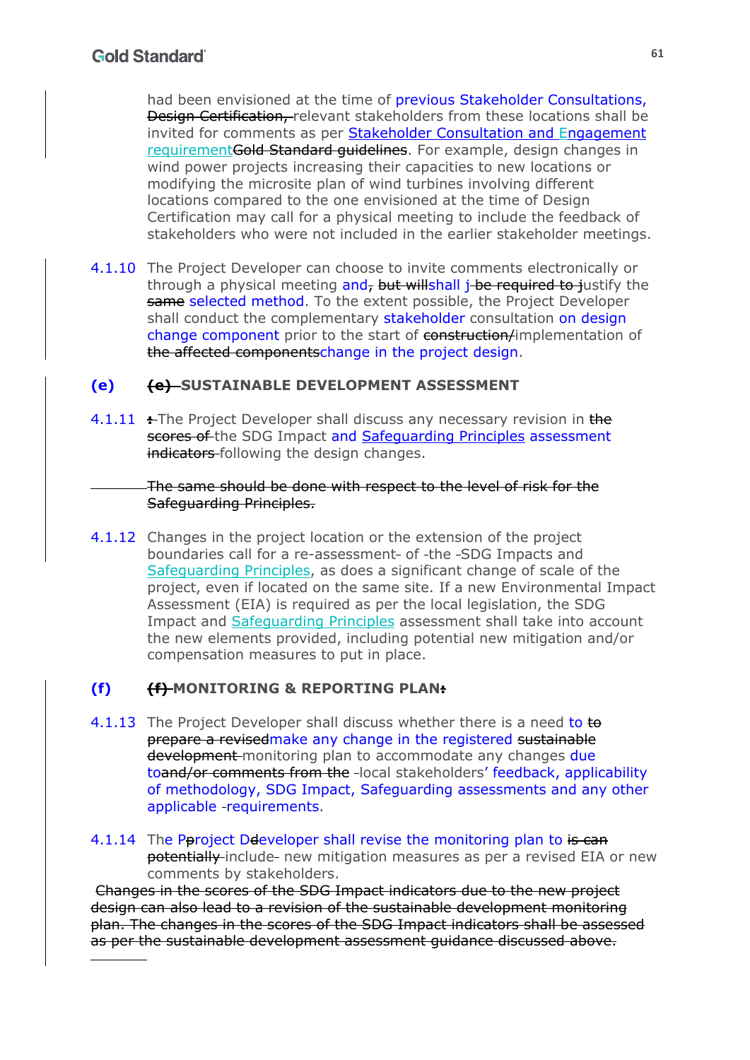had been envisioned at the time of previous Stakeholder Consultations, ~~Design Certification,~~ relevant stakeholders from these locations shall be invited for comments as per Stakeholder Consultation and Engagement requirement~~Gold Standard guidelines~~. For example, design changes in wind power projects increasing their capacities to new locations or modifying the microsite plan of wind turbines involving different locations compared to the one envisioned at the time of Design Certification may call for a physical meeting to include the feedback of stakeholders who were not included in the earlier stakeholder meetings.

4.1.10 The Project Developer can choose to invite comments electronically or through a physical meeting and~~,~~ ~~but will~~shall j~~be required to j~~ustify the ~~same~~ selected method. To the extent possible, the Project Developer shall conduct the complementary stakeholder consultation on design change component prior to the start of ~~construction/~~implementation of ~~the affected components~~change in the project design.

## (e) ~~(e)~~ SUSTAINABLE DEVELOPMENT ASSESSMENT

4.1.11 ~~:~~ The Project Developer shall discuss any necessary revision in ~~the scores of~~ the SDG Impact and Safeguarding Principles assessment ~~indicators~~ following the design changes.

~~The same should be done with respect to the level of risk for the Safeguarding Principles.~~

4.1.12 Changes in the project location or the extension of the project boundaries call for a re-assessment of the SDG Impacts and Safeguarding Principles, as does a significant change of scale of the project, even if located on the same site. If a new Environmental Impact Assessment (EIA) is required as per the local legislation, the SDG Impact and Safeguarding Principles assessment shall take into account the new elements provided, including potential new mitigation and/or compensation measures to put in place.

## (f) ~~(f)~~ MONITORING & REPORTING PLAN~~:~~

4.1.13 The Project Developer shall discuss whether there is a need to ~~to prepare a revised~~make any change in the registered ~~sustainable development~~ monitoring plan to accommodate any changes due to~~and/or comments from the~~ local stakeholders' feedback, applicability of methodology, SDG Impact, Safeguarding assessments and any other applicable requirements.

4.1.14 The P~~p~~roject D~~d~~eveloper shall revise the monitoring plan to ~~is can potentially~~ include new mitigation measures as per a revised EIA or new comments by stakeholders.

~~Changes in the scores of the SDG Impact indicators due to the new project design can also lead to a revision of the sustainable development monitoring plan. The changes in the scores of the SDG Impact indicators shall be assessed as per the sustainable development assessment guidance discussed above.~~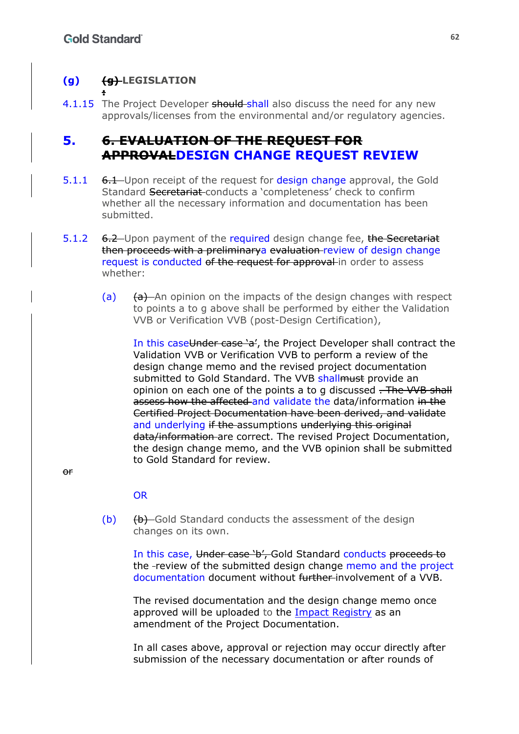## (g) ~~(g)~~ LEGISLATION

~~:~~

4.1.15 The Project Developer ~~should~~ shall also discuss the need for any new approvals/licenses from the environmental and/or regulatory agencies.

# 5. ~~6. EVALUATION OF THE REQUEST FOR APPROVAL~~DESIGN CHANGE REQUEST REVIEW

5.1.1 ~~6.1~~ Upon receipt of the request for design change approval, the Gold Standard ~~Secretariat~~ conducts a 'completeness' check to confirm whether all the necessary information and documentation has been submitted.

5.1.2 ~~6.2~~ Upon payment of the required design change fee, ~~the Secretariat then proceeds with a preliminary~~a ~~evaluation~~ review of design change request is conducted ~~of the request for approval~~ in order to assess whether:

(a) ~~(a)~~ An opinion on the impacts of the design changes with respect to points a to g above shall be performed by either the Validation VVB or Verification VVB (post-Design Certification),

In this case~~Under case 'a'~~, the Project Developer shall contract the Validation VVB or Verification VVB to perform a review of the design change memo and the revised project documentation submitted to Gold Standard. The VVB shall~~must~~ provide an opinion on each one of the points a to g discussed ~~. The VVB shall assess how the affected~~ and validate the data/information ~~in the Certified Project Documentation have been derived, and validate~~ and underlying ~~if the~~ assumptions ~~underlying this original data/information~~ are correct. The revised Project Documentation, the design change memo, and the VVB opinion shall be submitted to Gold Standard for review.

~~or~~

OR

(b) ~~(b)~~ Gold Standard conducts the assessment of the design changes on its own.

In this case, ~~Under case 'b',~~ Gold Standard conducts ~~proceeds to~~ the review of the submitted design change memo and the project documentation document without ~~further~~ involvement of a VVB.

The revised documentation and the design change memo once approved will be uploaded to the [Impact Registry] as an amendment of the Project Documentation.

In all cases above, approval or rejection may occur directly after submission of the necessary documentation or after rounds of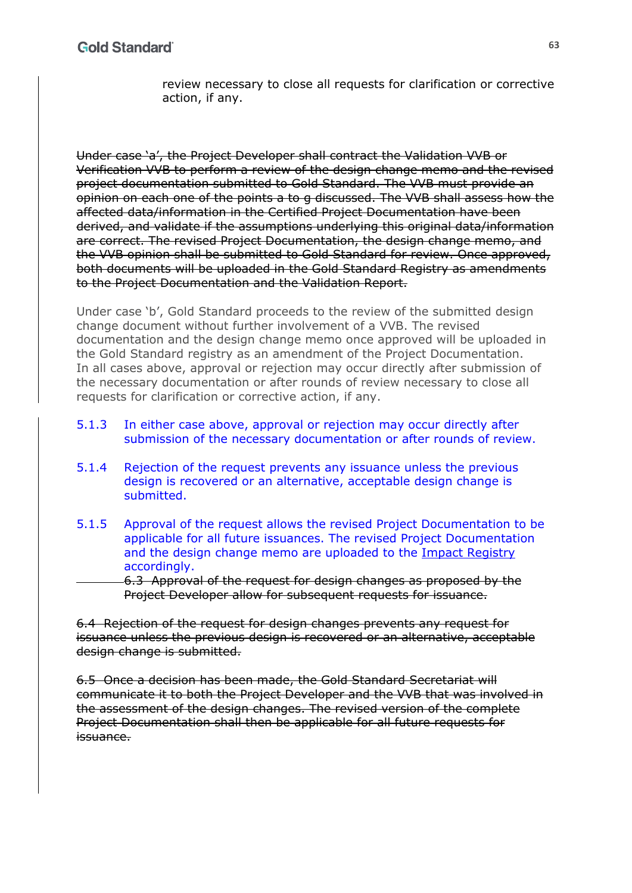review necessary to close all requests for clarification or corrective action, if any.

~~Under case 'a', the Project Developer shall contract the Validation VVB or Verification VVB to perform a review of the design change memo and the revised project documentation submitted to Gold Standard. The VVB must provide an opinion on each one of the points a to g discussed. The VVB shall assess how the affected data/information in the Certified Project Documentation have been derived, and validate if the assumptions underlying this original data/information are correct. The revised Project Documentation, the design change memo, and the VVB opinion shall be submitted to Gold Standard for review. Once approved, both documents will be uploaded in the Gold Standard Registry as amendments to the Project Documentation and the Validation Report.~~

Under case 'b', Gold Standard proceeds to the review of the submitted design change document without further involvement of a VVB. The revised documentation and the design change memo once approved will be uploaded in the Gold Standard registry as an amendment of the Project Documentation. In all cases above, approval or rejection may occur directly after submission of the necessary documentation or after rounds of review necessary to close all requests for clarification or corrective action, if any.

5.1.3 In either case above, approval or rejection may occur directly after submission of the necessary documentation or after rounds of review.

5.1.4 Rejection of the request prevents any issuance unless the previous design is recovered or an alternative, acceptable design change is submitted.

5.1.5 Approval of the request allows the revised Project Documentation to be applicable for all future issuances. The revised Project Documentation and the design change memo are uploaded to the Impact Registry accordingly.

~~6.3 Approval of the request for design changes as proposed by the Project Developer allow for subsequent requests for issuance.~~

~~6.4 Rejection of the request for design changes prevents any request for issuance unless the previous design is recovered or an alternative, acceptable design change is submitted.~~

~~6.5 Once a decision has been made, the Gold Standard Secretariat will communicate it to both the Project Developer and the VVB that was involved in the assessment of the design changes. The revised version of the complete Project Documentation shall then be applicable for all future requests for issuance.~~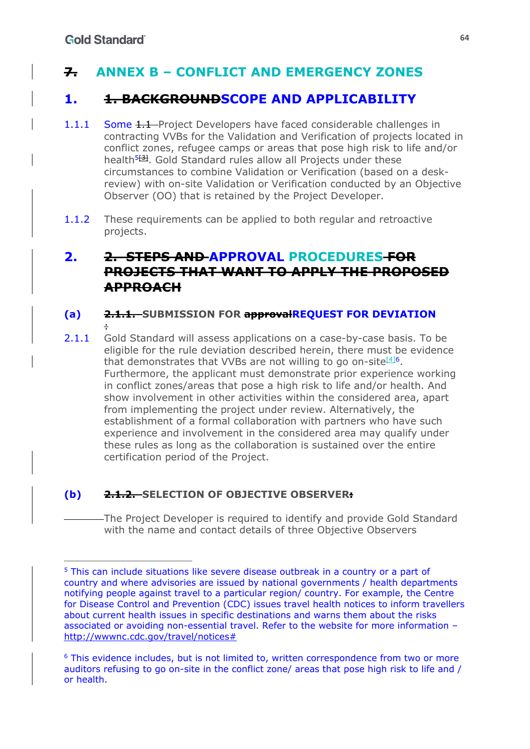# ~~7.~~ ANNEX B – CONFLICT AND EMERGENCY ZONES

## 1. ~~1. BACKGROUND~~SCOPE AND APPLICABILITY

1.1.1 Some ~~1.1~~ Project Developers have faced considerable challenges in contracting VVBs for the Validation and Verification of projects located in conflict zones, refugee camps or areas that pose high risk to life and/or health[5][3]. Gold Standard rules allow all Projects under these circumstances to combine Validation or Verification (based on a desk-review) with on-site Validation or Verification conducted by an Objective Observer (OO) that is retained by the Project Developer.

1.1.2 These requirements can be applied to both regular and retroactive projects.

## 2. ~~2. STEPS AND~~ APPROVAL PROCEDURES ~~FOR PROJECTS THAT WANT TO APPLY THE PROPOSED APPROACH~~

### (a) ~~2.1.1.~~ SUBMISSION FOR ~~approval~~REQUEST FOR DEVIATION ~~:~~

2.1.1 Gold Standard will assess applications on a case-by-case basis. To be eligible for the rule deviation described herein, there must be evidence that demonstrates that VVBs are not willing to go on-site[4][6]. Furthermore, the applicant must demonstrate prior experience working in conflict zones/areas that pose a high risk to life and/or health. And show involvement in other activities within the considered area, apart from implementing the project under review. Alternatively, the establishment of a formal collaboration with partners who have such experience and involvement in the considered area may qualify under these rules as long as the collaboration is sustained over the entire certification period of the Project.

### (b) ~~2.1.2.~~ SELECTION OF OBJECTIVE OBSERVER~~:~~

The Project Developer is required to identify and provide Gold Standard with the name and contact details of three Objective Observers

---

[5] This can include situations like severe disease outbreak in a country or a part of country and where advisories are issued by national governments / health departments notifying people against travel to a particular region/ country. For example, the Centre for Disease Control and Prevention (CDC) issues travel health notices to inform travellers about current health issues in specific destinations and warns them about the risks associated or avoiding non-essential travel. Refer to the website for more information – http://wwwnc.cdc.gov/travel/notices#

[6] This evidence includes, but is not limited to, written correspondence from two or more auditors refusing to go on-site in the conflict zone/ areas that pose high risk to life and / or health.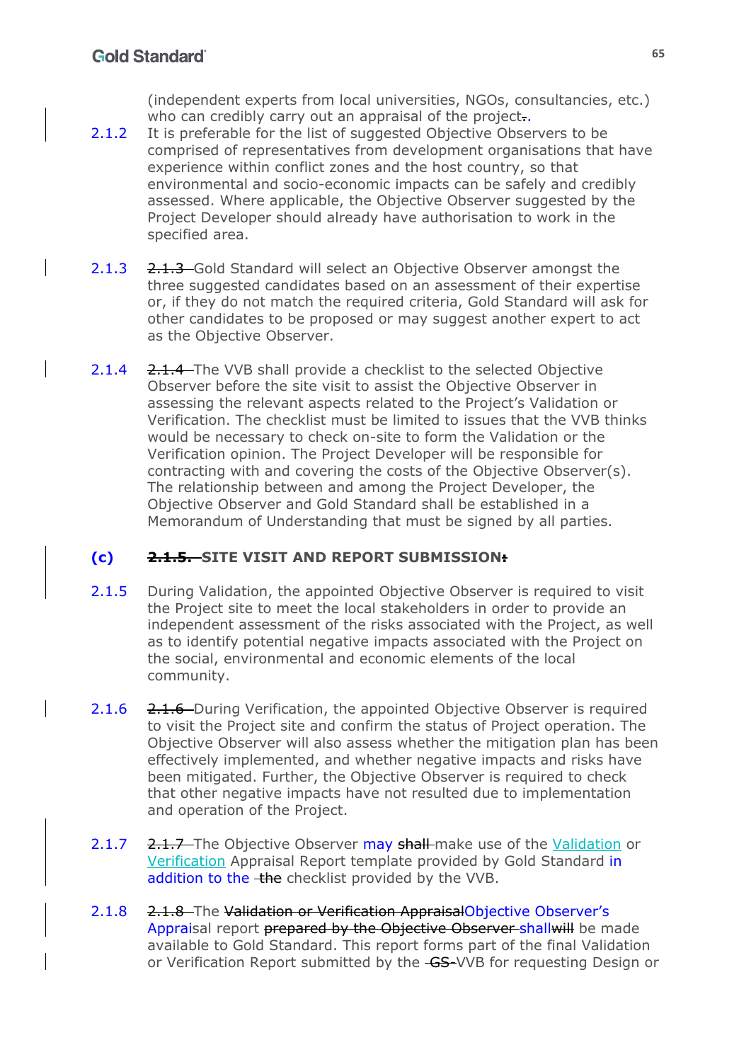(independent experts from local universities, NGOs, consultancies, etc.) who can credibly carry out an appraisal of the project~~.~~.

2.1.2 It is preferable for the list of suggested Objective Observers to be comprised of representatives from development organisations that have experience within conflict zones and the host country, so that environmental and socio-economic impacts can be safely and credibly assessed. Where applicable, the Objective Observer suggested by the Project Developer should already have authorisation to work in the specified area.

2.1.3 ~~2.1.3~~ Gold Standard will select an Objective Observer amongst the three suggested candidates based on an assessment of their expertise or, if they do not match the required criteria, Gold Standard will ask for other candidates to be proposed or may suggest another expert to act as the Objective Observer.

2.1.4 ~~2.1.4~~ The VVB shall provide a checklist to the selected Objective Observer before the site visit to assist the Objective Observer in assessing the relevant aspects related to the Project's Validation or Verification. The checklist must be limited to issues that the VVB thinks would be necessary to check on-site to form the Validation or the Verification opinion. The Project Developer will be responsible for contracting with and covering the costs of the Objective Observer(s). The relationship between and among the Project Developer, the Objective Observer and Gold Standard shall be established in a Memorandum of Understanding that must be signed by all parties.

## (c) ~~2.1.5.~~ SITE VISIT AND REPORT SUBMISSION~~:~~

2.1.5 During Validation, the appointed Objective Observer is required to visit the Project site to meet the local stakeholders in order to provide an independent assessment of the risks associated with the Project, as well as to identify potential negative impacts associated with the Project on the social, environmental and economic elements of the local community.

2.1.6 ~~2.1.6~~ During Verification, the appointed Objective Observer is required to visit the Project site and confirm the status of Project operation. The Objective Observer will also assess whether the mitigation plan has been effectively implemented, and whether negative impacts and risks have been mitigated. Further, the Objective Observer is required to check that other negative impacts have not resulted due to implementation and operation of the Project.

2.1.7 ~~2.1.7~~ The Objective Observer may ~~shall~~ make use of the Validation or Verification Appraisal Report template provided by Gold Standard in addition to the ~~the~~ checklist provided by the VVB.

2.1.8 ~~2.1.8~~ The ~~Validation or Verification Appraisal~~Objective Observer's Appraisal report ~~prepared by the Objective Observer~~ ~~shall~~will be made available to Gold Standard. This report forms part of the final Validation or Verification Report submitted by the ~~GS~~ VVB for requesting Design or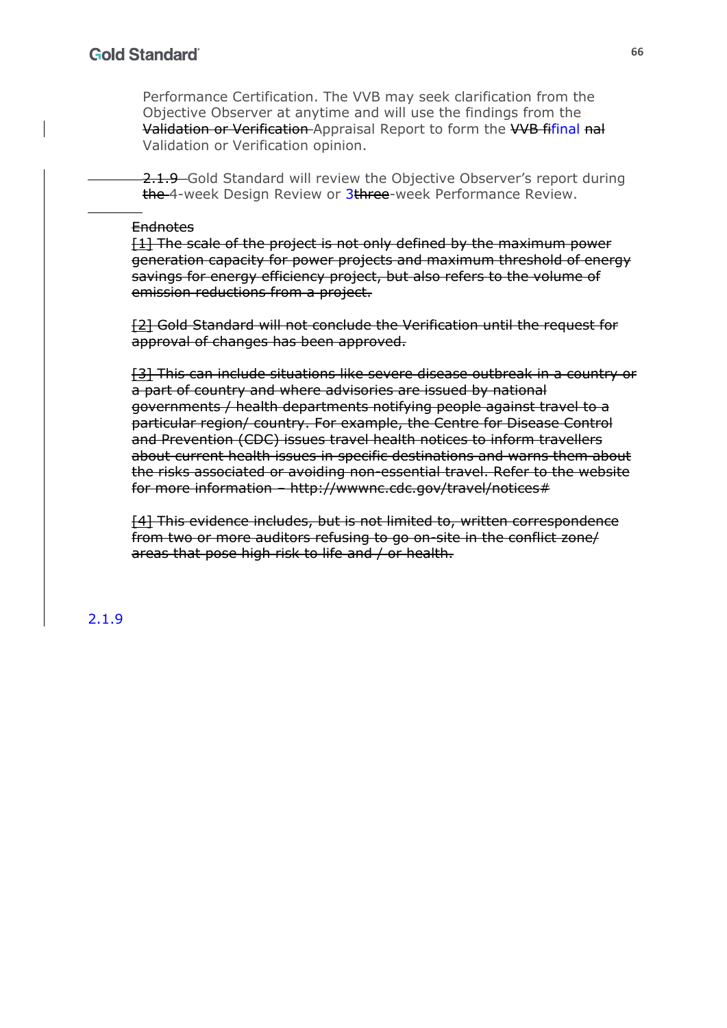Performance Certification. The VVB may seek clarification from the Objective Observer at anytime and will use the findings from the ~~Validation or Verification~~ Appraisal Report to form the ~~VVB fi~~final ~~nal~~ Validation or Verification opinion.

~~2.1.9~~ Gold Standard will review the Objective Observer's report during ~~the~~ 4-week Design Review or 3~~three~~-week Performance Review.

~~Endnotes~~

~~[1] The scale of the project is not only defined by the maximum power generation capacity for power projects and maximum threshold of energy savings for energy efficiency project, but also refers to the volume of emission reductions from a project.~~

~~[2] Gold Standard will not conclude the Verification until the request for approval of changes has been approved.~~

~~[3] This can include situations like severe disease outbreak in a country or a part of country and where advisories are issued by national governments / health departments notifying people against travel to a particular region/ country. For example, the Centre for Disease Control and Prevention (CDC) issues travel health notices to inform travellers about current health issues in specific destinations and warns them about the risks associated or avoiding non-essential travel. Refer to the website for more information – http://wwwnc.cdc.gov/travel/notices#~~

~~[4] This evidence includes, but is not limited to, written correspondence from two or more auditors refusing to go on-site in the conflict zone/ areas that pose high risk to life and / or health.~~

2.1.9